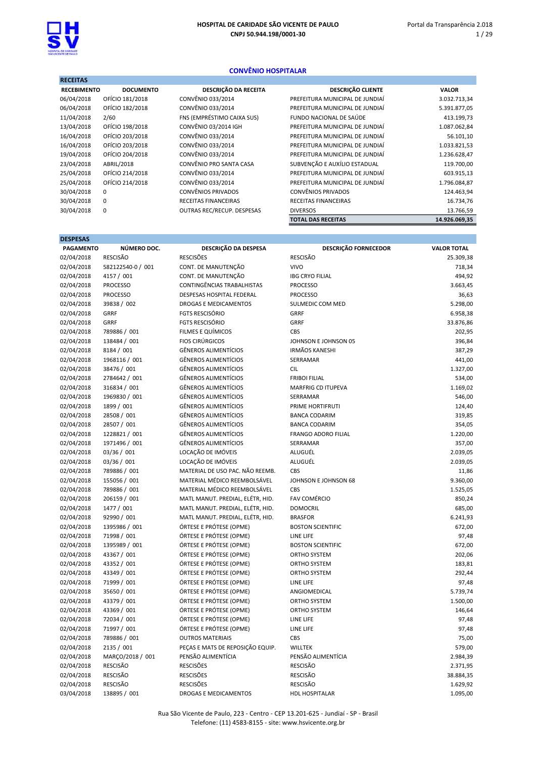HOSPITAL DE CARIDADE SÃO VICENTE DE PAULO
CNPJ 50.944.198/0001-30

## CONVÊNIO HOSPITALAR

### RECEITAS

| RECEBIMENTO | DOCUMENTO | DESCRIÇÃO DA RECEITA | DESCRIÇÃO CLIENTE | VALOR |
|---|---|---|---|---|
| 06/04/2018 | OFÍCIO 181/2018 | CONVÊNIO 033/2014 | PREFEITURA MUNICIPAL DE JUNDIAÍ | 3.032.713,34 |
| 06/04/2018 | OFÍCIO 182/2018 | CONVÊNIO 033/2014 | PREFEITURA MUNICIPAL DE JUNDIAÍ | 5.391.877,05 |
| 11/04/2018 | 2/60 | FNS (EMPRÉSTIMO CAIXA SUS) | FUNDO NACIONAL DE SAÚDE | 413.199,73 |
| 13/04/2018 | OFÍCIO 198/2018 | CONVÊNIO 03/2014 IGH | PREFEITURA MUNICIPAL DE JUNDIAÍ | 1.087.062,84 |
| 16/04/2018 | OFÍCIO 203/2018 | CONVÊNIO 033/2014 | PREFEITURA MUNICIPAL DE JUNDIAÍ | 56.101,10 |
| 16/04/2018 | OFÍCIO 203/2018 | CONVÊNIO 033/2014 | PREFEITURA MUNICIPAL DE JUNDIAÍ | 1.033.821,53 |
| 19/04/2018 | OFÍCIO 204/2018 | CONVÊNIO 033/2014 | PREFEITURA MUNICIPAL DE JUNDIAÍ | 1.236.628,47 |
| 23/04/2018 | ABRIL/2018 | CONVÊNIO PRO SANTA CASA | SUBVENÇÃO E AUXÍLIO ESTADUAL | 119.700,00 |
| 25/04/2018 | OFÍCIO 214/2018 | CONVÊNIO 033/2014 | PREFEITURA MUNICIPAL DE JUNDIAÍ | 603.915,13 |
| 25/04/2018 | OFÍCIO 214/2018 | CONVÊNIO 033/2014 | PREFEITURA MUNICIPAL DE JUNDIAÍ | 1.796.084,87 |
| 30/04/2018 | 0 | CONVÊNIOS PRIVADOS | CONVÊNIOS PRIVADOS | 124.463,94 |
| 30/04/2018 | 0 | RECEITAS FINANCEIRAS | RECEITAS FINANCEIRAS | 16.734,76 |
| 30/04/2018 | 0 | OUTRAS REC/RECUP. DESPESAS | DIVERSOS | 13.766,59 |
| | | | **TOTAL DAS RECEITAS** | **14.926.069,35** |

### DESPESAS

| PAGAMENTO | NÚMERO DOC. | DESCRIÇÃO DA DESPESA | DESCRIÇÃO FORNECEDOR | VALOR TOTAL |
|---|---|---|---|---|
| 02/04/2018 | RESCISÃO | RESCISÕES | RESCISÃO | 25.309,38 |
| 02/04/2018 | 582122540-0 / 001 | CONT. DE MANUTENÇÃO | VIVO | 718,34 |
| 02/04/2018 | 4157 / 001 | CONT. DE MANUTENÇÃO | IBG CRYO FILIAL | 494,92 |
| 02/04/2018 | PROCESSO | CONTINGÊNCIAS TRABALHISTAS | PROCESSO | 3.663,45 |
| 02/04/2018 | PROCESSO | DESPESAS HOSPITAL FEDERAL | PROCESSO | 36,63 |
| 02/04/2018 | 39838 / 002 | DROGAS E MEDICAMENTOS | SULMEDIC COM MED | 5.298,00 |
| 02/04/2018 | GRRF | FGTS RESCISÓRIO | GRRF | 6.958,38 |
| 02/04/2018 | GRRF | FGTS RESCISÓRIO | GRRF | 33.876,86 |
| 02/04/2018 | 789886 / 001 | FILMES E QUÍMICOS | CBS | 202,95 |
| 02/04/2018 | 138484 / 001 | FIOS CIRÚRGICOS | JOHNSON E JOHNSON 05 | 396,84 |
| 02/04/2018 | 8184 / 001 | GÊNEROS ALIMENTÍCIOS | IRMÃOS KANESHI | 387,29 |
| 02/04/2018 | 1968116 / 001 | GÊNEROS ALIMENTÍCIOS | SERRAMAR | 441,00 |
| 02/04/2018 | 38476 / 001 | GÊNEROS ALIMENTÍCIOS | CIL | 1.327,00 |
| 02/04/2018 | 2784642 / 001 | GÊNEROS ALIMENTÍCIOS | FRIBOI FILIAL | 534,00 |
| 02/04/2018 | 316834 / 001 | GÊNEROS ALIMENTÍCIOS | MARFRIG CD ITUPEVA | 1.169,02 |
| 02/04/2018 | 1969830 / 001 | GÊNEROS ALIMENTÍCIOS | SERRAMAR | 546,00 |
| 02/04/2018 | 1899 / 001 | GÊNEROS ALIMENTÍCIOS | PRIME HORTIFRUTI | 124,40 |
| 02/04/2018 | 28508 / 001 | GÊNEROS ALIMENTÍCIOS | BANCA CODARIM | 319,85 |
| 02/04/2018 | 28507 / 001 | GÊNEROS ALIMENTÍCIOS | BANCA CODARIM | 354,05 |
| 02/04/2018 | 1228821 / 001 | GÊNEROS ALIMENTÍCIOS | FRANGO ADORO FILIAL | 1.220,00 |
| 02/04/2018 | 1971496 / 001 | GÊNEROS ALIMENTÍCIOS | SERRAMAR | 357,00 |
| 02/04/2018 | 03/36 / 001 | LOCAÇÃO DE IMÓVEIS | ALUGUÉL | 2.039,05 |
| 02/04/2018 | 03/36 / 001 | LOCAÇÃO DE IMÓVEIS | ALUGUÉL | 2.039,05 |
| 02/04/2018 | 789886 / 001 | MATERIAL DE USO PAC. NÃO REEMB. | CBS | 11,86 |
| 02/04/2018 | 155056 / 001 | MATERIAL MÉDICO REEMBOLSÁVEL | JOHNSON E JOHNSON 68 | 9.360,00 |
| 02/04/2018 | 789886 / 001 | MATERIAL MÉDICO REEMBOLSÁVEL | CBS | 1.525,05 |
| 02/04/2018 | 206159 / 001 | MATL MANUT. PREDIAL, ELÉTR, HID. | FAV COMÉRCIO | 850,24 |
| 02/04/2018 | 1477 / 001 | MATL MANUT. PREDIAL, ELÉTR, HID. | DOMOCRIL | 685,00 |
| 02/04/2018 | 92990 / 001 | MATL MANUT. PREDIAL, ELÉTR, HID. | BRASFOR | 6.241,93 |
| 02/04/2018 | 1395986 / 001 | ÓRTESE E PRÓTESE (OPME) | BOSTON SCIENTIFIC | 672,00 |
| 02/04/2018 | 71998 / 001 | ÓRTESE E PRÓTESE (OPME) | LINE LIFE | 97,48 |
| 02/04/2018 | 1395989 / 001 | ÓRTESE E PRÓTESE (OPME) | BOSTON SCIENTIFIC | 672,00 |
| 02/04/2018 | 43367 / 001 | ÓRTESE E PRÓTESE (OPME) | ORTHO SYSTEM | 202,06 |
| 02/04/2018 | 43352 / 001 | ÓRTESE E PRÓTESE (OPME) | ORTHO SYSTEM | 183,81 |
| 02/04/2018 | 43349 / 001 | ÓRTESE E PRÓTESE (OPME) | ORTHO SYSTEM | 292,44 |
| 02/04/2018 | 71999 / 001 | ÓRTESE E PRÓTESE (OPME) | LINE LIFE | 97,48 |
| 02/04/2018 | 35650 / 001 | ÓRTESE E PRÓTESE (OPME) | ANGIOMEDICAL | 5.739,74 |
| 02/04/2018 | 43379 / 001 | ÓRTESE E PRÓTESE (OPME) | ORTHO SYSTEM | 1.500,00 |
| 02/04/2018 | 43369 / 001 | ÓRTESE E PRÓTESE (OPME) | ORTHO SYSTEM | 146,64 |
| 02/04/2018 | 72034 / 001 | ÓRTESE E PRÓTESE (OPME) | LINE LIFE | 97,48 |
| 02/04/2018 | 71997 / 001 | ÓRTESE E PRÓTESE (OPME) | LINE LIFE | 97,48 |
| 02/04/2018 | 789886 / 001 | OUTROS MATERIAIS | CBS | 75,00 |
| 02/04/2018 | 2135 / 001 | PEÇAS E MATS DE REPOSIÇÃO EQUIP. | WILLTEK | 579,00 |
| 02/04/2018 | MARÇO/2018 / 001 | PENSÃO ALIMENTÍCIA | PENSÃO ALIMENTÍCIA | 2.984,39 |
| 02/04/2018 | RESCISÃO | RESCISÕES | RESCISÃO | 2.371,95 |
| 02/04/2018 | RESCISÃO | RESCISÕES | RESCISÃO | 38.884,35 |
| 02/04/2018 | RESCISÃO | RESCISÕES | RESCISÃO | 1.629,92 |
| 03/04/2018 | 138895 / 001 | DROGAS E MEDICAMENTOS | HDL HOSPITALAR | 1.095,00 |

Rua São Vicente de Paulo, 223 - Centro - CEP 13.201-625 - Jundiaí - SP - Brasil
Telefone: (11) 4583-8155 - site: www.hsvicente.org.br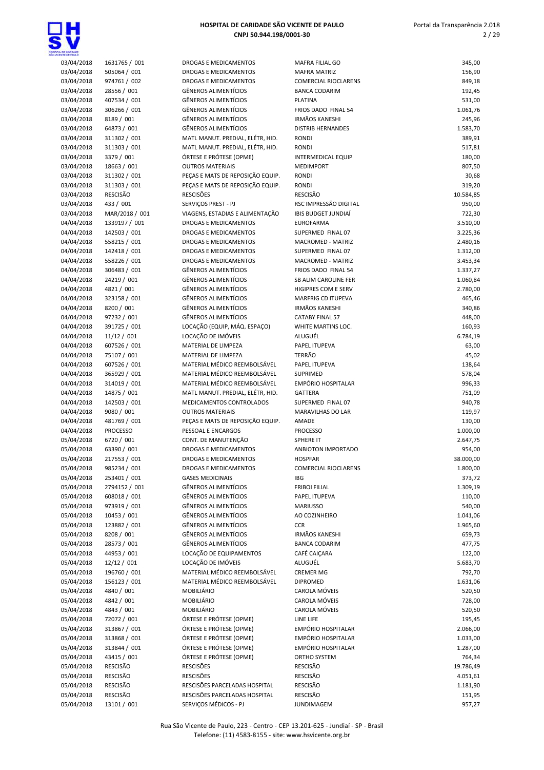| | | | | |
|---|---|---|---|---|
| 03/04/2018 | 1631765 / 001 | DROGAS E MEDICAMENTOS | MAFRA FILIAL GO | 345,00 |
| 03/04/2018 | 505064 / 001 | DROGAS E MEDICAMENTOS | MAFRA MATRIZ | 156,90 |
| 03/04/2018 | 974761 / 002 | DROGAS E MEDICAMENTOS | COMERCIAL RIOCLARENS | 849,18 |
| 03/04/2018 | 28556 / 001 | GÊNEROS ALIMENTÍCIOS | BANCA CODARIM | 192,45 |
| 03/04/2018 | 407534 / 001 | GÊNEROS ALIMENTÍCIOS | PLATINA | 531,00 |
| 03/04/2018 | 306266 / 001 | GÊNEROS ALIMENTÍCIOS | FRIOS DADO FINAL 54 | 1.061,76 |
| 03/04/2018 | 8189 / 001 | GÊNEROS ALIMENTÍCIOS | IRMÃOS KANESHI | 245,96 |
| 03/04/2018 | 64873 / 001 | GÊNEROS ALIMENTÍCIOS | DISTRIB HERNANDES | 1.583,70 |
| 03/04/2018 | 311302 / 001 | MATL MANUT. PREDIAL, ELÉTR, HID. | RONDI | 389,91 |
| 03/04/2018 | 311303 / 001 | MATL MANUT. PREDIAL, ELÉTR, HID. | RONDI | 517,81 |
| 03/04/2018 | 3379 / 001 | ÓRTESE E PRÓTESE (OPME) | INTERMEDICAL EQUIP | 180,00 |
| 03/04/2018 | 18663 / 001 | OUTROS MATERIAIS | MEDIMPORT | 807,50 |
| 03/04/2018 | 311302 / 001 | PEÇAS E MATS DE REPOSIÇÃO EQUIP. | RONDI | 30,68 |
| 03/04/2018 | 311303 / 001 | PEÇAS E MATS DE REPOSIÇÃO EQUIP. | RONDI | 319,20 |
| 03/04/2018 | RESCISÃO | RESCISÕES | RESCISÃO | 10.584,85 |
| 03/04/2018 | 433 / 001 | SERVIÇOS PREST - PJ | RSC IMPRESSÃO DIGITAL | 950,00 |
| 03/04/2018 | MAR/2018 / 001 | VIAGENS, ESTADIAS E ALIMENTAÇÃO | IBIS BUDGET JUNDIAÍ | 722,30 |
| 04/04/2018 | 1339197 / 001 | DROGAS E MEDICAMENTOS | EUROFARMA | 3.510,00 |
| 04/04/2018 | 142503 / 001 | DROGAS E MEDICAMENTOS | SUPERMED FINAL 07 | 3.225,36 |
| 04/04/2018 | 558215 / 001 | DROGAS E MEDICAMENTOS | MACROMED - MATRIZ | 2.480,16 |
| 04/04/2018 | 142418 / 001 | DROGAS E MEDICAMENTOS | SUPERMED FINAL 07 | 1.312,00 |
| 04/04/2018 | 558226 / 001 | DROGAS E MEDICAMENTOS | MACROMED - MATRIZ | 3.453,34 |
| 04/04/2018 | 306483 / 001 | GÊNEROS ALIMENTÍCIOS | FRIOS DADO FINAL 54 | 1.337,27 |
| 04/04/2018 | 24219 / 001 | GÊNEROS ALIMENTÍCIOS | SB ALIM CAROLINE FER | 1.060,84 |
| 04/04/2018 | 4821 / 001 | GÊNEROS ALIMENTÍCIOS | HIGIPRES COM E SERV | 2.780,00 |
| 04/04/2018 | 323158 / 001 | GÊNEROS ALIMENTÍCIOS | MARFRIG CD ITUPEVA | 465,46 |
| 04/04/2018 | 8200 / 001 | GÊNEROS ALIMENTÍCIOS | IRMÃOS KANESHI | 340,86 |
| 04/04/2018 | 97232 / 001 | GÊNEROS ALIMENTÍCIOS | CATABY FINAL 57 | 448,00 |
| 04/04/2018 | 391725 / 001 | LOCAÇÃO (EQUIP, MÁQ. ESPAÇO) | WHITE MARTINS LOC. | 160,93 |
| 04/04/2018 | 11/12 / 001 | LOCAÇÃO DE IMÓVEIS | ALUGUÉL | 6.784,19 |
| 04/04/2018 | 607526 / 001 | MATERIAL DE LIMPEZA | PAPEL ITUPEVA | 63,00 |
| 04/04/2018 | 75107 / 001 | MATERIAL DE LIMPEZA | TERRÃO | 45,02 |
| 04/04/2018 | 607526 / 001 | MATERIAL MÉDICO REEMBOLSÁVEL | PAPEL ITUPEVA | 138,64 |
| 04/04/2018 | 365929 / 001 | MATERIAL MÉDICO REEMBOLSÁVEL | SUPRIMED | 578,04 |
| 04/04/2018 | 314019 / 001 | MATERIAL MÉDICO REEMBOLSÁVEL | EMPÓRIO HOSPITALAR | 996,33 |
| 04/04/2018 | 14875 / 001 | MATL MANUT. PREDIAL, ELÉTR, HID. | GATTERA | 751,09 |
| 04/04/2018 | 142503 / 001 | MEDICAMENTOS CONTROLADOS | SUPERMED FINAL 07 | 940,78 |
| 04/04/2018 | 9080 / 001 | OUTROS MATERIAIS | MARAVILHAS DO LAR | 119,97 |
| 04/04/2018 | 481769 / 001 | PEÇAS E MATS DE REPOSIÇÃO EQUIP. | AMADE | 130,00 |
| 04/04/2018 | PROCESSO | PESSOAL E ENCARGOS | PROCESSO | 1.000,00 |
| 05/04/2018 | 6720 / 001 | CONT. DE MANUTENÇÃO | SPHERE IT | 2.647,75 |
| 05/04/2018 | 63390 / 001 | DROGAS E MEDICAMENTOS | ANBIOTON IMPORTADO | 954,00 |
| 05/04/2018 | 217553 / 001 | DROGAS E MEDICAMENTOS | HOSPFAR | 38.000,00 |
| 05/04/2018 | 985234 / 001 | DROGAS E MEDICAMENTOS | COMERCIAL RIOCLARENS | 1.800,00 |
| 05/04/2018 | 253401 / 001 | GASES MEDICINAIS | IBG | 373,72 |
| 05/04/2018 | 2794152 / 001 | GÊNEROS ALIMENTÍCIOS | FRIBOI FILIAL | 1.309,19 |
| 05/04/2018 | 608018 / 001 | GÊNEROS ALIMENTÍCIOS | PAPEL ITUPEVA | 110,00 |
| 05/04/2018 | 973919 / 001 | GÊNEROS ALIMENTÍCIOS | MARIUSSO | 540,00 |
| 05/04/2018 | 10453 / 001 | GÊNEROS ALIMENTÍCIOS | AO COZINHEIRO | 1.041,06 |
| 05/04/2018 | 123882 / 001 | GÊNEROS ALIMENTÍCIOS | CCR | 1.965,60 |
| 05/04/2018 | 8208 / 001 | GÊNEROS ALIMENTÍCIOS | IRMÃOS KANESHI | 659,73 |
| 05/04/2018 | 28573 / 001 | GÊNEROS ALIMENTÍCIOS | BANCA CODARIM | 477,75 |
| 05/04/2018 | 44953 / 001 | LOCAÇÃO DE EQUIPAMENTOS | CAFÉ CAIÇARA | 122,00 |
| 05/04/2018 | 12/12 / 001 | LOCAÇÃO DE IMÓVEIS | ALUGUÉL | 5.683,70 |
| 05/04/2018 | 196760 / 001 | MATERIAL MÉDICO REEMBOLSÁVEL | CREMER MG | 792,70 |
| 05/04/2018 | 156123 / 001 | MATERIAL MÉDICO REEMBOLSÁVEL | DIPROMED | 1.631,06 |
| 05/04/2018 | 4840 / 001 | MOBILIÁRIO | CAROLA MÓVEIS | 520,50 |
| 05/04/2018 | 4842 / 001 | MOBILIÁRIO | CAROLA MÓVEIS | 728,00 |
| 05/04/2018 | 4843 / 001 | MOBILIÁRIO | CAROLA MÓVEIS | 520,50 |
| 05/04/2018 | 72072 / 001 | ÓRTESE E PRÓTESE (OPME) | LINE LIFE | 195,45 |
| 05/04/2018 | 313867 / 001 | ÓRTESE E PRÓTESE (OPME) | EMPÓRIO HOSPITALAR | 2.066,00 |
| 05/04/2018 | 313868 / 001 | ÓRTESE E PRÓTESE (OPME) | EMPÓRIO HOSPITALAR | 1.033,00 |
| 05/04/2018 | 313844 / 001 | ÓRTESE E PRÓTESE (OPME) | EMPÓRIO HOSPITALAR | 1.287,00 |
| 05/04/2018 | 43415 / 001 | ÓRTESE E PRÓTESE (OPME) | ORTHO SYSTEM | 764,34 |
| 05/04/2018 | RESCISÃO | RESCISÕES | RESCISÃO | 19.786,49 |
| 05/04/2018 | RESCISÃO | RESCISÕES | RESCISÃO | 4.051,61 |
| 05/04/2018 | RESCISÃO | RESCISÕES PARCELADAS HOSPITAL | RESCISÃO | 1.181,90 |
| 05/04/2018 | RESCISÃO | RESCISÕES PARCELADAS HOSPITAL | RESCISÃO | 151,95 |
| 05/04/2018 | 13101 / 001 | SERVIÇOS MÉDICOS - PJ | JUNDIMAGEM | 957,27 |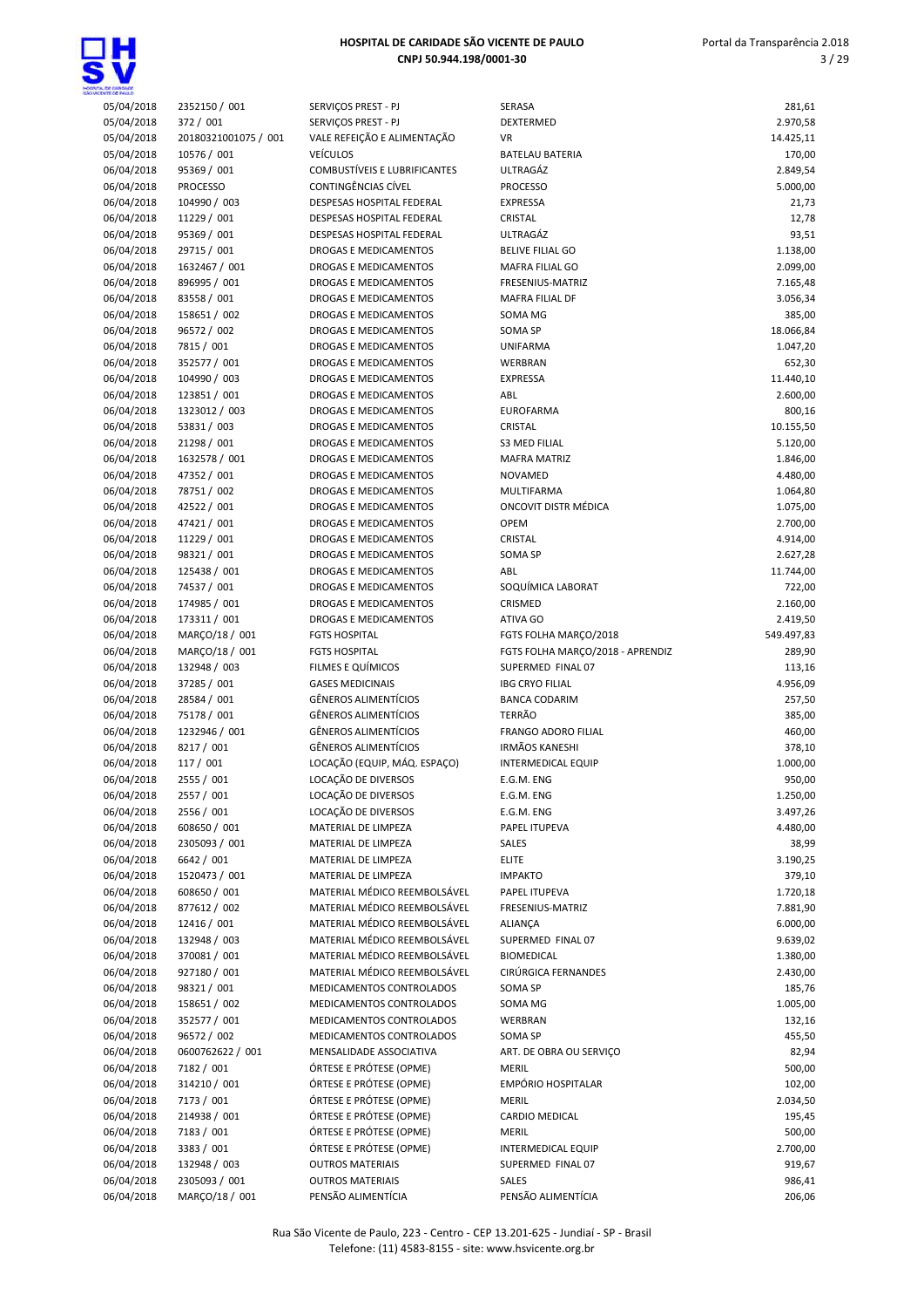| | | | | |
|---|---|---|---|---|
| 05/04/2018 | 2352150 / 001 | SERVIÇOS PREST - PJ | SERASA | 281,61 |
| 05/04/2018 | 372 / 001 | SERVIÇOS PREST - PJ | DEXTERMED | 2.970,58 |
| 05/04/2018 | 20180321001075 / 001 | VALE REFEIÇÃO E ALIMENTAÇÃO | VR | 14.425,11 |
| 05/04/2018 | 10576 / 001 | VEÍCULOS | BATELAU BATERIA | 170,00 |
| 06/04/2018 | 95369 / 001 | COMBUSTÍVEIS E LUBRIFICANTES | ULTRAGÁZ | 2.849,54 |
| 06/04/2018 | PROCESSO | CONTINGÊNCIAS CÍVEL | PROCESSO | 5.000,00 |
| 06/04/2018 | 104990 / 003 | DESPESAS HOSPITAL FEDERAL | EXPRESSA | 21,73 |
| 06/04/2018 | 11229 / 001 | DESPESAS HOSPITAL FEDERAL | CRISTAL | 12,78 |
| 06/04/2018 | 95369 / 001 | DESPESAS HOSPITAL FEDERAL | ULTRAGÁZ | 93,51 |
| 06/04/2018 | 29715 / 001 | DROGAS E MEDICAMENTOS | BELIVE FILIAL GO | 1.138,00 |
| 06/04/2018 | 1632467 / 001 | DROGAS E MEDICAMENTOS | MAFRA FILIAL GO | 2.099,00 |
| 06/04/2018 | 896995 / 001 | DROGAS E MEDICAMENTOS | FRESENIUS-MATRIZ | 7.165,48 |
| 06/04/2018 | 83558 / 001 | DROGAS E MEDICAMENTOS | MAFRA FILIAL DF | 3.056,34 |
| 06/04/2018 | 158651 / 002 | DROGAS E MEDICAMENTOS | SOMA MG | 385,00 |
| 06/04/2018 | 96572 / 002 | DROGAS E MEDICAMENTOS | SOMA SP | 18.066,84 |
| 06/04/2018 | 7815 / 001 | DROGAS E MEDICAMENTOS | UNIFARMA | 1.047,20 |
| 06/04/2018 | 352577 / 001 | DROGAS E MEDICAMENTOS | WERBRAN | 652,30 |
| 06/04/2018 | 104990 / 003 | DROGAS E MEDICAMENTOS | EXPRESSA | 11.440,10 |
| 06/04/2018 | 123851 / 001 | DROGAS E MEDICAMENTOS | ABL | 2.600,00 |
| 06/04/2018 | 1323012 / 003 | DROGAS E MEDICAMENTOS | EUROFARMA | 800,16 |
| 06/04/2018 | 53831 / 003 | DROGAS E MEDICAMENTOS | CRISTAL | 10.155,50 |
| 06/04/2018 | 21298 / 001 | DROGAS E MEDICAMENTOS | S3 MED FILIAL | 5.120,00 |
| 06/04/2018 | 1632578 / 001 | DROGAS E MEDICAMENTOS | MAFRA MATRIZ | 1.846,00 |
| 06/04/2018 | 47352 / 001 | DROGAS E MEDICAMENTOS | NOVAMED | 4.480,00 |
| 06/04/2018 | 78751 / 002 | DROGAS E MEDICAMENTOS | MULTIFARMA | 1.064,80 |
| 06/04/2018 | 42522 / 001 | DROGAS E MEDICAMENTOS | ONCOVIT DISTR MÉDICA | 1.075,00 |
| 06/04/2018 | 47421 / 001 | DROGAS E MEDICAMENTOS | OPEM | 2.700,00 |
| 06/04/2018 | 11229 / 001 | DROGAS E MEDICAMENTOS | CRISTAL | 4.914,00 |
| 06/04/2018 | 98321 / 001 | DROGAS E MEDICAMENTOS | SOMA SP | 2.627,28 |
| 06/04/2018 | 125438 / 001 | DROGAS E MEDICAMENTOS | ABL | 11.744,00 |
| 06/04/2018 | 74537 / 001 | DROGAS E MEDICAMENTOS | SOQUÍMICA LABORAT | 722,00 |
| 06/04/2018 | 174985 / 001 | DROGAS E MEDICAMENTOS | CRISMED | 2.160,00 |
| 06/04/2018 | 173311 / 001 | DROGAS E MEDICAMENTOS | ATIVA GO | 2.419,50 |
| 06/04/2018 | MARÇO/18 / 001 | FGTS HOSPITAL | FGTS FOLHA MARÇO/2018 | 549.497,83 |
| 06/04/2018 | MARÇO/18 / 001 | FGTS HOSPITAL | FGTS FOLHA MARÇO/2018 - APRENDIZ | 289,90 |
| 06/04/2018 | 132948 / 003 | FILMES E QUÍMICOS | SUPERMED FINAL 07 | 113,16 |
| 06/04/2018 | 37285 / 001 | GASES MEDICINAIS | IBG CRYO FILIAL | 4.956,09 |
| 06/04/2018 | 28584 / 001 | GÊNEROS ALIMENTÍCIOS | BANCA CODARIM | 257,50 |
| 06/04/2018 | 75178 / 001 | GÊNEROS ALIMENTÍCIOS | TERRÃO | 385,00 |
| 06/04/2018 | 1232946 / 001 | GÊNEROS ALIMENTÍCIOS | FRANGO ADORO FILIAL | 460,00 |
| 06/04/2018 | 8217 / 001 | GÊNEROS ALIMENTÍCIOS | IRMÃOS KANESHI | 378,10 |
| 06/04/2018 | 117 / 001 | LOCAÇÃO (EQUIP, MÁQ. ESPAÇO) | INTERMEDICAL EQUIP | 1.000,00 |
| 06/04/2018 | 2555 / 001 | LOCAÇÃO DE DIVERSOS | E.G.M. ENG | 950,00 |
| 06/04/2018 | 2557 / 001 | LOCAÇÃO DE DIVERSOS | E.G.M. ENG | 1.250,00 |
| 06/04/2018 | 2556 / 001 | LOCAÇÃO DE DIVERSOS | E.G.M. ENG | 3.497,26 |
| 06/04/2018 | 608650 / 001 | MATERIAL DE LIMPEZA | PAPEL ITUPEVA | 4.480,00 |
| 06/04/2018 | 2305093 / 001 | MATERIAL DE LIMPEZA | SALES | 38,99 |
| 06/04/2018 | 6642 / 001 | MATERIAL DE LIMPEZA | ELITE | 3.190,25 |
| 06/04/2018 | 1520473 / 001 | MATERIAL DE LIMPEZA | IMPAKTO | 379,10 |
| 06/04/2018 | 608650 / 001 | MATERIAL MÉDICO REEMBOLSÁVEL | PAPEL ITUPEVA | 1.720,18 |
| 06/04/2018 | 877612 / 002 | MATERIAL MÉDICO REEMBOLSÁVEL | FRESENIUS-MATRIZ | 7.881,90 |
| 06/04/2018 | 12416 / 001 | MATERIAL MÉDICO REEMBOLSÁVEL | ALIANÇA | 6.000,00 |
| 06/04/2018 | 132948 / 003 | MATERIAL MÉDICO REEMBOLSÁVEL | SUPERMED FINAL 07 | 9.639,02 |
| 06/04/2018 | 370081 / 001 | MATERIAL MÉDICO REEMBOLSÁVEL | BIOMEDICAL | 1.380,00 |
| 06/04/2018 | 927180 / 001 | MATERIAL MÉDICO REEMBOLSÁVEL | CIRÚRGICA FERNANDES | 2.430,00 |
| 06/04/2018 | 98321 / 001 | MEDICAMENTOS CONTROLADOS | SOMA SP | 185,76 |
| 06/04/2018 | 158651 / 002 | MEDICAMENTOS CONTROLADOS | SOMA MG | 1.005,00 |
| 06/04/2018 | 352577 / 001 | MEDICAMENTOS CONTROLADOS | WERBRAN | 132,16 |
| 06/04/2018 | 96572 / 002 | MEDICAMENTOS CONTROLADOS | SOMA SP | 455,50 |
| 06/04/2018 | 0600762622 / 001 | MENSALIDADE ASSOCIATIVA | ART. DE OBRA OU SERVIÇO | 82,94 |
| 06/04/2018 | 7182 / 001 | ÓRTESE E PRÓTESE (OPME) | MERIL | 500,00 |
| 06/04/2018 | 314210 / 001 | ÓRTESE E PRÓTESE (OPME) | EMPÓRIO HOSPITALAR | 102,00 |
| 06/04/2018 | 7173 / 001 | ÓRTESE E PRÓTESE (OPME) | MERIL | 2.034,50 |
| 06/04/2018 | 214938 / 001 | ÓRTESE E PRÓTESE (OPME) | CARDIO MEDICAL | 195,45 |
| 06/04/2018 | 7183 / 001 | ÓRTESE E PRÓTESE (OPME) | MERIL | 500,00 |
| 06/04/2018 | 3383 / 001 | ÓRTESE E PRÓTESE (OPME) | INTERMEDICAL EQUIP | 2.700,00 |
| 06/04/2018 | 132948 / 003 | OUTROS MATERIAIS | SUPERMED FINAL 07 | 919,67 |
| 06/04/2018 | 2305093 / 001 | OUTROS MATERIAIS | SALES | 986,41 |
| 06/04/2018 | MARÇO/18 / 001 | PENSÃO ALIMENTÍCIA | PENSÃO ALIMENTÍCIA | 206,06 |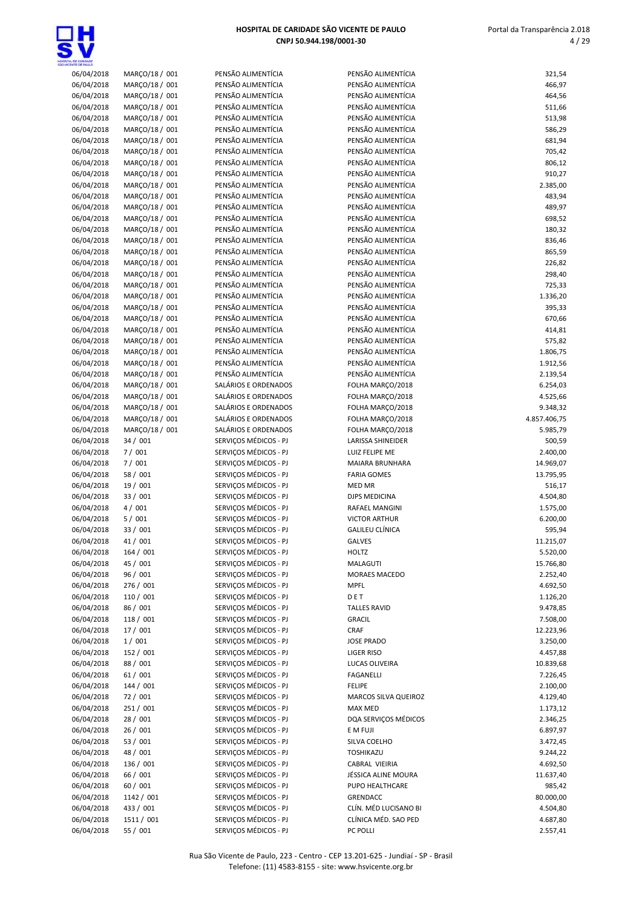| | | | | |
|---|---|---|---|---|
| 06/04/2018 | MARÇO/18 / 001 | PENSÃO ALIMENTÍCIA | PENSÃO ALIMENTÍCIA | 321,54 |
| 06/04/2018 | MARÇO/18 / 001 | PENSÃO ALIMENTÍCIA | PENSÃO ALIMENTÍCIA | 466,97 |
| 06/04/2018 | MARÇO/18 / 001 | PENSÃO ALIMENTÍCIA | PENSÃO ALIMENTÍCIA | 464,56 |
| 06/04/2018 | MARÇO/18 / 001 | PENSÃO ALIMENTÍCIA | PENSÃO ALIMENTÍCIA | 511,66 |
| 06/04/2018 | MARÇO/18 / 001 | PENSÃO ALIMENTÍCIA | PENSÃO ALIMENTÍCIA | 513,98 |
| 06/04/2018 | MARÇO/18 / 001 | PENSÃO ALIMENTÍCIA | PENSÃO ALIMENTÍCIA | 586,29 |
| 06/04/2018 | MARÇO/18 / 001 | PENSÃO ALIMENTÍCIA | PENSÃO ALIMENTÍCIA | 681,94 |
| 06/04/2018 | MARÇO/18 / 001 | PENSÃO ALIMENTÍCIA | PENSÃO ALIMENTÍCIA | 705,42 |
| 06/04/2018 | MARÇO/18 / 001 | PENSÃO ALIMENTÍCIA | PENSÃO ALIMENTÍCIA | 806,12 |
| 06/04/2018 | MARÇO/18 / 001 | PENSÃO ALIMENTÍCIA | PENSÃO ALIMENTÍCIA | 910,27 |
| 06/04/2018 | MARÇO/18 / 001 | PENSÃO ALIMENTÍCIA | PENSÃO ALIMENTÍCIA | 2.385,00 |
| 06/04/2018 | MARÇO/18 / 001 | PENSÃO ALIMENTÍCIA | PENSÃO ALIMENTÍCIA | 483,94 |
| 06/04/2018 | MARÇO/18 / 001 | PENSÃO ALIMENTÍCIA | PENSÃO ALIMENTÍCIA | 489,97 |
| 06/04/2018 | MARÇO/18 / 001 | PENSÃO ALIMENTÍCIA | PENSÃO ALIMENTÍCIA | 698,52 |
| 06/04/2018 | MARÇO/18 / 001 | PENSÃO ALIMENTÍCIA | PENSÃO ALIMENTÍCIA | 180,32 |
| 06/04/2018 | MARÇO/18 / 001 | PENSÃO ALIMENTÍCIA | PENSÃO ALIMENTÍCIA | 836,46 |
| 06/04/2018 | MARÇO/18 / 001 | PENSÃO ALIMENTÍCIA | PENSÃO ALIMENTÍCIA | 865,59 |
| 06/04/2018 | MARÇO/18 / 001 | PENSÃO ALIMENTÍCIA | PENSÃO ALIMENTÍCIA | 226,82 |
| 06/04/2018 | MARÇO/18 / 001 | PENSÃO ALIMENTÍCIA | PENSÃO ALIMENTÍCIA | 298,40 |
| 06/04/2018 | MARÇO/18 / 001 | PENSÃO ALIMENTÍCIA | PENSÃO ALIMENTÍCIA | 725,33 |
| 06/04/2018 | MARÇO/18 / 001 | PENSÃO ALIMENTÍCIA | PENSÃO ALIMENTÍCIA | 1.336,20 |
| 06/04/2018 | MARÇO/18 / 001 | PENSÃO ALIMENTÍCIA | PENSÃO ALIMENTÍCIA | 395,33 |
| 06/04/2018 | MARÇO/18 / 001 | PENSÃO ALIMENTÍCIA | PENSÃO ALIMENTÍCIA | 670,66 |
| 06/04/2018 | MARÇO/18 / 001 | PENSÃO ALIMENTÍCIA | PENSÃO ALIMENTÍCIA | 414,81 |
| 06/04/2018 | MARÇO/18 / 001 | PENSÃO ALIMENTÍCIA | PENSÃO ALIMENTÍCIA | 575,82 |
| 06/04/2018 | MARÇO/18 / 001 | PENSÃO ALIMENTÍCIA | PENSÃO ALIMENTÍCIA | 1.806,75 |
| 06/04/2018 | MARÇO/18 / 001 | PENSÃO ALIMENTÍCIA | PENSÃO ALIMENTÍCIA | 1.912,56 |
| 06/04/2018 | MARÇO/18 / 001 | PENSÃO ALIMENTÍCIA | PENSÃO ALIMENTÍCIA | 2.139,54 |
| 06/04/2018 | MARÇO/18 / 001 | SALÁRIOS E ORDENADOS | FOLHA MARÇO/2018 | 6.254,03 |
| 06/04/2018 | MARÇO/18 / 001 | SALÁRIOS E ORDENADOS | FOLHA MARÇO/2018 | 4.525,66 |
| 06/04/2018 | MARÇO/18 / 001 | SALÁRIOS E ORDENADOS | FOLHA MARÇO/2018 | 9.348,32 |
| 06/04/2018 | MARÇO/18 / 001 | SALÁRIOS E ORDENADOS | FOLHA MARÇO/2018 | 4.857.406,75 |
| 06/04/2018 | MARÇO/18 / 001 | SALÁRIOS E ORDENADOS | FOLHA MARÇO/2018 | 5.985,79 |
| 06/04/2018 | 34 / 001 | SERVIÇOS MÉDICOS - PJ | LARISSA SHINEIDER | 500,59 |
| 06/04/2018 | 7 / 001 | SERVIÇOS MÉDICOS - PJ | LUIZ FELIPE ME | 2.400,00 |
| 06/04/2018 | 7 / 001 | SERVIÇOS MÉDICOS - PJ | MAIARA BRUNHARA | 14.969,07 |
| 06/04/2018 | 58 / 001 | SERVIÇOS MÉDICOS - PJ | FARIA GOMES | 13.795,95 |
| 06/04/2018 | 19 / 001 | SERVIÇOS MÉDICOS - PJ | MED MR | 516,17 |
| 06/04/2018 | 33 / 001 | SERVIÇOS MÉDICOS - PJ | DJPS MEDICINA | 4.504,80 |
| 06/04/2018 | 4 / 001 | SERVIÇOS MÉDICOS - PJ | RAFAEL MANGINI | 1.575,00 |
| 06/04/2018 | 5 / 001 | SERVIÇOS MÉDICOS - PJ | VICTOR ARTHUR | 6.200,00 |
| 06/04/2018 | 33 / 001 | SERVIÇOS MÉDICOS - PJ | GALILEU CLÍNICA | 595,94 |
| 06/04/2018 | 41 / 001 | SERVIÇOS MÉDICOS - PJ | GALVES | 11.215,07 |
| 06/04/2018 | 164 / 001 | SERVIÇOS MÉDICOS - PJ | HOLTZ | 5.520,00 |
| 06/04/2018 | 45 / 001 | SERVIÇOS MÉDICOS - PJ | MALAGUTI | 15.766,80 |
| 06/04/2018 | 96 / 001 | SERVIÇOS MÉDICOS - PJ | MORAES MACEDO | 2.252,40 |
| 06/04/2018 | 276 / 001 | SERVIÇOS MÉDICOS - PJ | MPFL | 4.692,50 |
| 06/04/2018 | 110 / 001 | SERVIÇOS MÉDICOS - PJ | D E T | 1.126,20 |
| 06/04/2018 | 86 / 001 | SERVIÇOS MÉDICOS - PJ | TALLES RAVID | 9.478,85 |
| 06/04/2018 | 118 / 001 | SERVIÇOS MÉDICOS - PJ | GRACIL | 7.508,00 |
| 06/04/2018 | 17 / 001 | SERVIÇOS MÉDICOS - PJ | CRAF | 12.223,96 |
| 06/04/2018 | 1 / 001 | SERVIÇOS MÉDICOS - PJ | JOSE PRADO | 3.250,00 |
| 06/04/2018 | 152 / 001 | SERVIÇOS MÉDICOS - PJ | LIGER RISO | 4.457,88 |
| 06/04/2018 | 88 / 001 | SERVIÇOS MÉDICOS - PJ | LUCAS OLIVEIRA | 10.839,68 |
| 06/04/2018 | 61 / 001 | SERVIÇOS MÉDICOS - PJ | FAGANELLI | 7.226,45 |
| 06/04/2018 | 144 / 001 | SERVIÇOS MÉDICOS - PJ | FELIPE | 2.100,00 |
| 06/04/2018 | 72 / 001 | SERVIÇOS MÉDICOS - PJ | MARCOS SILVA QUEIROZ | 4.129,40 |
| 06/04/2018 | 251 / 001 | SERVIÇOS MÉDICOS - PJ | MAX MED | 1.173,12 |
| 06/04/2018 | 28 / 001 | SERVIÇOS MÉDICOS - PJ | DQA SERVIÇOS MÉDICOS | 2.346,25 |
| 06/04/2018 | 26 / 001 | SERVIÇOS MÉDICOS - PJ | E M FUJI | 6.897,97 |
| 06/04/2018 | 53 / 001 | SERVIÇOS MÉDICOS - PJ | SILVA COELHO | 3.472,45 |
| 06/04/2018 | 48 / 001 | SERVIÇOS MÉDICOS - PJ | TOSHIKAZU | 9.244,22 |
| 06/04/2018 | 136 / 001 | SERVIÇOS MÉDICOS - PJ | CABRAL VIEIRIA | 4.692,50 |
| 06/04/2018 | 66 / 001 | SERVIÇOS MÉDICOS - PJ | JÉSSICA ALINE MOURA | 11.637,40 |
| 06/04/2018 | 60 / 001 | SERVIÇOS MÉDICOS - PJ | PUPO HEALTHCARE | 985,42 |
| 06/04/2018 | 1142 / 001 | SERVIÇOS MÉDICOS - PJ | GRENDACC | 80.000,00 |
| 06/04/2018 | 433 / 001 | SERVIÇOS MÉDICOS - PJ | CLÍN. MÉD LUCISANO BI | 4.504,80 |
| 06/04/2018 | 1511 / 001 | SERVIÇOS MÉDICOS - PJ | CLÍNICA MÉD. SAO PED | 4.687,80 |
| 06/04/2018 | 55 / 001 | SERVIÇOS MÉDICOS - PJ | PC POLLI | 2.557,41 |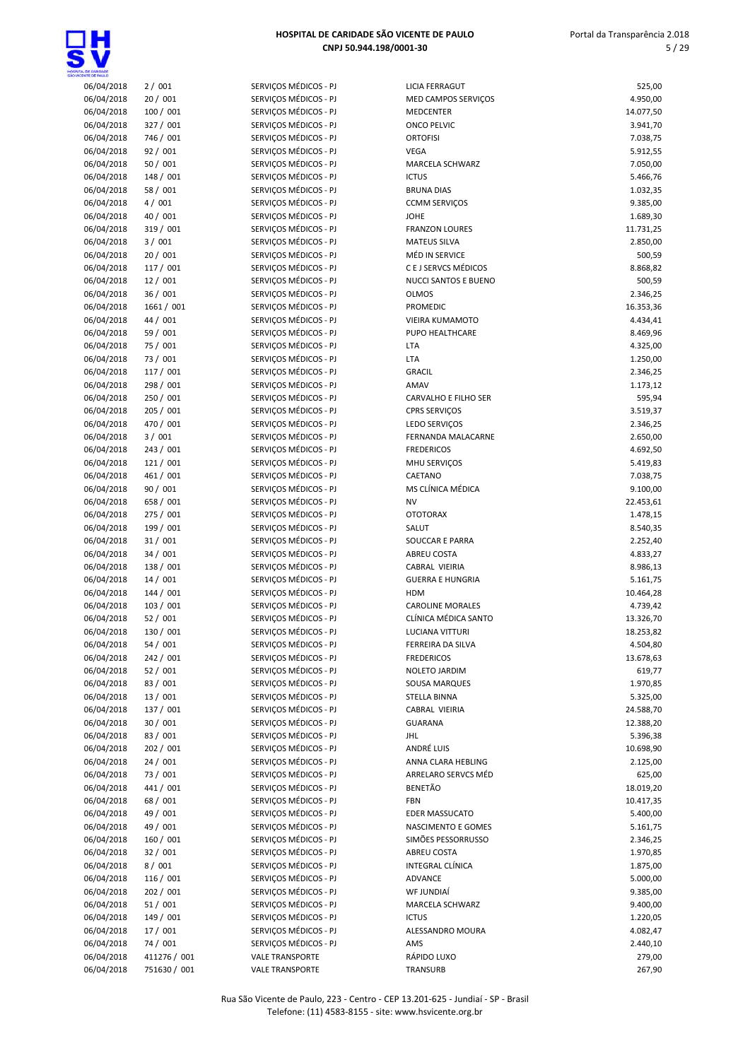| | | | | |
|---|---|---|---|---|
| 06/04/2018 | 2 / 001 | SERVIÇOS MÉDICOS - PJ | LICIA FERRAGUT | 525,00 |
| 06/04/2018 | 20 / 001 | SERVIÇOS MÉDICOS - PJ | MED CAMPOS SERVIÇOS | 4.950,00 |
| 06/04/2018 | 100 / 001 | SERVIÇOS MÉDICOS - PJ | MEDCENTER | 14.077,50 |
| 06/04/2018 | 327 / 001 | SERVIÇOS MÉDICOS - PJ | ONCO PELVIC | 3.941,70 |
| 06/04/2018 | 746 / 001 | SERVIÇOS MÉDICOS - PJ | ORTOFISI | 7.038,75 |
| 06/04/2018 | 92 / 001 | SERVIÇOS MÉDICOS - PJ | VEGA | 5.912,55 |
| 06/04/2018 | 50 / 001 | SERVIÇOS MÉDICOS - PJ | MARCELA SCHWARZ | 7.050,00 |
| 06/04/2018 | 148 / 001 | SERVIÇOS MÉDICOS - PJ | ICTUS | 5.466,76 |
| 06/04/2018 | 58 / 001 | SERVIÇOS MÉDICOS - PJ | BRUNA DIAS | 1.032,35 |
| 06/04/2018 | 4 / 001 | SERVIÇOS MÉDICOS - PJ | CCMM SERVIÇOS | 9.385,00 |
| 06/04/2018 | 40 / 001 | SERVIÇOS MÉDICOS - PJ | JOHE | 1.689,30 |
| 06/04/2018 | 319 / 001 | SERVIÇOS MÉDICOS - PJ | FRANZON LOURES | 11.731,25 |
| 06/04/2018 | 3 / 001 | SERVIÇOS MÉDICOS - PJ | MATEUS SILVA | 2.850,00 |
| 06/04/2018 | 20 / 001 | SERVIÇOS MÉDICOS - PJ | MÉD IN SERVICE | 500,59 |
| 06/04/2018 | 117 / 001 | SERVIÇOS MÉDICOS - PJ | C E J SERVCS MÉDICOS | 8.868,82 |
| 06/04/2018 | 12 / 001 | SERVIÇOS MÉDICOS - PJ | NUCCI SANTOS E BUENO | 500,59 |
| 06/04/2018 | 36 / 001 | SERVIÇOS MÉDICOS - PJ | OLMOS | 2.346,25 |
| 06/04/2018 | 1661 / 001 | SERVIÇOS MÉDICOS - PJ | PROMEDIC | 16.353,36 |
| 06/04/2018 | 44 / 001 | SERVIÇOS MÉDICOS - PJ | VIEIRA KUMAMOTO | 4.434,41 |
| 06/04/2018 | 59 / 001 | SERVIÇOS MÉDICOS - PJ | PUPO HEALTHCARE | 8.469,96 |
| 06/04/2018 | 75 / 001 | SERVIÇOS MÉDICOS - PJ | LTA | 4.325,00 |
| 06/04/2018 | 73 / 001 | SERVIÇOS MÉDICOS - PJ | LTA | 1.250,00 |
| 06/04/2018 | 117 / 001 | SERVIÇOS MÉDICOS - PJ | GRACIL | 2.346,25 |
| 06/04/2018 | 298 / 001 | SERVIÇOS MÉDICOS - PJ | AMAV | 1.173,12 |
| 06/04/2018 | 250 / 001 | SERVIÇOS MÉDICOS - PJ | CARVALHO E FILHO SER | 595,94 |
| 06/04/2018 | 205 / 001 | SERVIÇOS MÉDICOS - PJ | CPRS SERVIÇOS | 3.519,37 |
| 06/04/2018 | 470 / 001 | SERVIÇOS MÉDICOS - PJ | LEDO SERVIÇOS | 2.346,25 |
| 06/04/2018 | 3 / 001 | SERVIÇOS MÉDICOS - PJ | FERNANDA MALACARNE | 2.650,00 |
| 06/04/2018 | 243 / 001 | SERVIÇOS MÉDICOS - PJ | FREDERICOS | 4.692,50 |
| 06/04/2018 | 121 / 001 | SERVIÇOS MÉDICOS - PJ | MHU SERVIÇOS | 5.419,83 |
| 06/04/2018 | 461 / 001 | SERVIÇOS MÉDICOS - PJ | CAETANO | 7.038,75 |
| 06/04/2018 | 90 / 001 | SERVIÇOS MÉDICOS - PJ | MS CLÍNICA MÉDICA | 9.100,00 |
| 06/04/2018 | 658 / 001 | SERVIÇOS MÉDICOS - PJ | NV | 22.453,61 |
| 06/04/2018 | 275 / 001 | SERVIÇOS MÉDICOS - PJ | OTOTORAX | 1.478,15 |
| 06/04/2018 | 199 / 001 | SERVIÇOS MÉDICOS - PJ | SALUT | 8.540,35 |
| 06/04/2018 | 31 / 001 | SERVIÇOS MÉDICOS - PJ | SOUCCAR E PARRA | 2.252,40 |
| 06/04/2018 | 34 / 001 | SERVIÇOS MÉDICOS - PJ | ABREU COSTA | 4.833,27 |
| 06/04/2018 | 138 / 001 | SERVIÇOS MÉDICOS - PJ | CABRAL VIEIRIA | 8.986,13 |
| 06/04/2018 | 14 / 001 | SERVIÇOS MÉDICOS - PJ | GUERRA E HUNGRIA | 5.161,75 |
| 06/04/2018 | 144 / 001 | SERVIÇOS MÉDICOS - PJ | HDM | 10.464,28 |
| 06/04/2018 | 103 / 001 | SERVIÇOS MÉDICOS - PJ | CAROLINE MORALES | 4.739,42 |
| 06/04/2018 | 52 / 001 | SERVIÇOS MÉDICOS - PJ | CLÍNICA MÉDICA SANTO | 13.326,70 |
| 06/04/2018 | 130 / 001 | SERVIÇOS MÉDICOS - PJ | LUCIANA VITTURI | 18.253,82 |
| 06/04/2018 | 54 / 001 | SERVIÇOS MÉDICOS - PJ | FERREIRA DA SILVA | 4.504,80 |
| 06/04/2018 | 242 / 001 | SERVIÇOS MÉDICOS - PJ | FREDERICOS | 13.678,63 |
| 06/04/2018 | 52 / 001 | SERVIÇOS MÉDICOS - PJ | NOLETO JARDIM | 619,77 |
| 06/04/2018 | 83 / 001 | SERVIÇOS MÉDICOS - PJ | SOUSA MARQUES | 1.970,85 |
| 06/04/2018 | 13 / 001 | SERVIÇOS MÉDICOS - PJ | STELLA BINNA | 5.325,00 |
| 06/04/2018 | 137 / 001 | SERVIÇOS MÉDICOS - PJ | CABRAL VIEIRIA | 24.588,70 |
| 06/04/2018 | 30 / 001 | SERVIÇOS MÉDICOS - PJ | GUARANA | 12.388,20 |
| 06/04/2018 | 83 / 001 | SERVIÇOS MÉDICOS - PJ | JHL | 5.396,38 |
| 06/04/2018 | 202 / 001 | SERVIÇOS MÉDICOS - PJ | ANDRÉ LUIS | 10.698,90 |
| 06/04/2018 | 24 / 001 | SERVIÇOS MÉDICOS - PJ | ANNA CLARA HEBLING | 2.125,00 |
| 06/04/2018 | 73 / 001 | SERVIÇOS MÉDICOS - PJ | ARRELARO SERVCS MÉD | 625,00 |
| 06/04/2018 | 441 / 001 | SERVIÇOS MÉDICOS - PJ | BENETÃO | 18.019,20 |
| 06/04/2018 | 68 / 001 | SERVIÇOS MÉDICOS - PJ | FBN | 10.417,35 |
| 06/04/2018 | 49 / 001 | SERVIÇOS MÉDICOS - PJ | EDER MASSUCATO | 5.400,00 |
| 06/04/2018 | 49 / 001 | SERVIÇOS MÉDICOS - PJ | NASCIMENTO E GOMES | 5.161,75 |
| 06/04/2018 | 160 / 001 | SERVIÇOS MÉDICOS - PJ | SIMÕES PESSORRUSSO | 2.346,25 |
| 06/04/2018 | 32 / 001 | SERVIÇOS MÉDICOS - PJ | ABREU COSTA | 1.970,85 |
| 06/04/2018 | 8 / 001 | SERVIÇOS MÉDICOS - PJ | INTEGRAL CLÍNICA | 1.875,00 |
| 06/04/2018 | 116 / 001 | SERVIÇOS MÉDICOS - PJ | ADVANCE | 5.000,00 |
| 06/04/2018 | 202 / 001 | SERVIÇOS MÉDICOS - PJ | WF JUNDIAÍ | 9.385,00 |
| 06/04/2018 | 51 / 001 | SERVIÇOS MÉDICOS - PJ | MARCELA SCHWARZ | 9.400,00 |
| 06/04/2018 | 149 / 001 | SERVIÇOS MÉDICOS - PJ | ICTUS | 1.220,05 |
| 06/04/2018 | 17 / 001 | SERVIÇOS MÉDICOS - PJ | ALESSANDRO MOURA | 4.082,47 |
| 06/04/2018 | 74 / 001 | SERVIÇOS MÉDICOS - PJ | AMS | 2.440,10 |
| 06/04/2018 | 411276 / 001 | VALE TRANSPORTE | RÁPIDO LUXO | 279,00 |
| 06/04/2018 | 751630 / 001 | VALE TRANSPORTE | TRANSURB | 267,90 |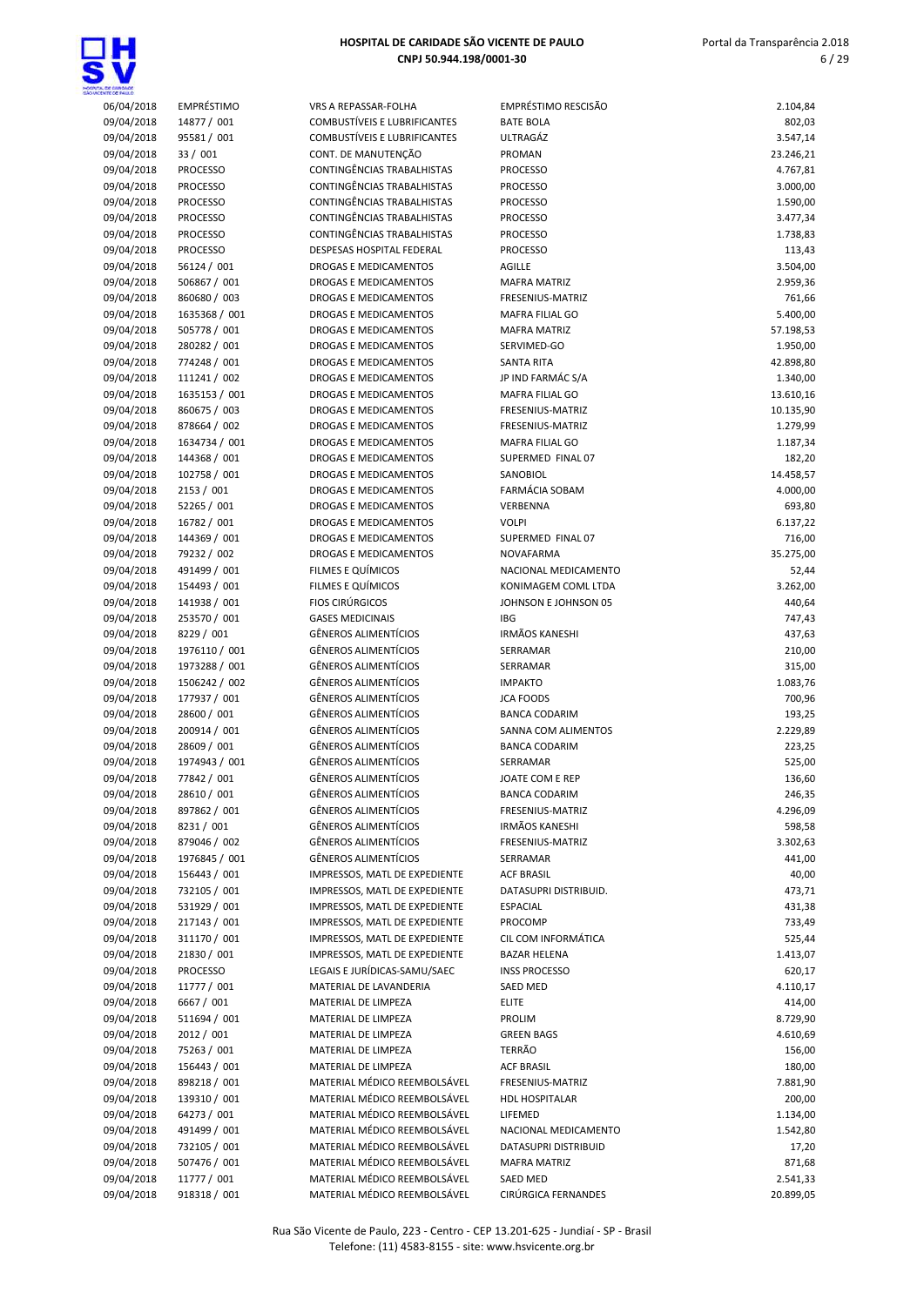| | | | | |
|---|---|---|---|---|
| 06/04/2018 | EMPRÉSTIMO | VRS A REPASSAR-FOLHA | EMPRÉSTIMO RESCISÃO | 2.104,84 |
| 09/04/2018 | 14877 / 001 | COMBUSTÍVEIS E LUBRIFICANTES | BATE BOLA | 802,03 |
| 09/04/2018 | 95581 / 001 | COMBUSTÍVEIS E LUBRIFICANTES | ULTRAGÁZ | 3.547,14 |
| 09/04/2018 | 33 / 001 | CONT. DE MANUTENÇÃO | PROMAN | 23.246,21 |
| 09/04/2018 | PROCESSO | CONTINGÊNCIAS TRABALHISTAS | PROCESSO | 4.767,81 |
| 09/04/2018 | PROCESSO | CONTINGÊNCIAS TRABALHISTAS | PROCESSO | 3.000,00 |
| 09/04/2018 | PROCESSO | CONTINGÊNCIAS TRABALHISTAS | PROCESSO | 1.590,00 |
| 09/04/2018 | PROCESSO | CONTINGÊNCIAS TRABALHISTAS | PROCESSO | 3.477,34 |
| 09/04/2018 | PROCESSO | CONTINGÊNCIAS TRABALHISTAS | PROCESSO | 1.738,83 |
| 09/04/2018 | PROCESSO | DESPESAS HOSPITAL FEDERAL | PROCESSO | 113,43 |
| 09/04/2018 | 56124 / 001 | DROGAS E MEDICAMENTOS | AGILLE | 3.504,00 |
| 09/04/2018 | 506867 / 001 | DROGAS E MEDICAMENTOS | MAFRA MATRIZ | 2.959,36 |
| 09/04/2018 | 860680 / 003 | DROGAS E MEDICAMENTOS | FRESENIUS-MATRIZ | 761,66 |
| 09/04/2018 | 1635368 / 001 | DROGAS E MEDICAMENTOS | MAFRA FILIAL GO | 5.400,00 |
| 09/04/2018 | 505778 / 001 | DROGAS E MEDICAMENTOS | MAFRA MATRIZ | 57.198,53 |
| 09/04/2018 | 280282 / 001 | DROGAS E MEDICAMENTOS | SERVIMED-GO | 1.950,00 |
| 09/04/2018 | 774248 / 001 | DROGAS E MEDICAMENTOS | SANTA RITA | 42.898,80 |
| 09/04/2018 | 111241 / 002 | DROGAS E MEDICAMENTOS | JP IND FARMÁC S/A | 1.340,00 |
| 09/04/2018 | 1635153 / 001 | DROGAS E MEDICAMENTOS | MAFRA FILIAL GO | 13.610,16 |
| 09/04/2018 | 860675 / 003 | DROGAS E MEDICAMENTOS | FRESENIUS-MATRIZ | 10.135,90 |
| 09/04/2018 | 878664 / 002 | DROGAS E MEDICAMENTOS | FRESENIUS-MATRIZ | 1.279,99 |
| 09/04/2018 | 1634734 / 001 | DROGAS E MEDICAMENTOS | MAFRA FILIAL GO | 1.187,34 |
| 09/04/2018 | 144368 / 001 | DROGAS E MEDICAMENTOS | SUPERMED FINAL 07 | 182,20 |
| 09/04/2018 | 102758 / 001 | DROGAS E MEDICAMENTOS | SANOBIOL | 14.458,57 |
| 09/04/2018 | 2153 / 001 | DROGAS E MEDICAMENTOS | FARMÁCIA SOBAM | 4.000,00 |
| 09/04/2018 | 52265 / 001 | DROGAS E MEDICAMENTOS | VERBENNA | 693,80 |
| 09/04/2018 | 16782 / 001 | DROGAS E MEDICAMENTOS | VOLPI | 6.137,22 |
| 09/04/2018 | 144369 / 001 | DROGAS E MEDICAMENTOS | SUPERMED FINAL 07 | 716,00 |
| 09/04/2018 | 79232 / 002 | DROGAS E MEDICAMENTOS | NOVAFARMA | 35.275,00 |
| 09/04/2018 | 491499 / 001 | FILMES E QUÍMICOS | NACIONAL MEDICAMENTO | 52,44 |
| 09/04/2018 | 154493 / 001 | FILMES E QUÍMICOS | KONIMAGEM COML LTDA | 3.262,00 |
| 09/04/2018 | 141938 / 001 | FIOS CIRÚRGICOS | JOHNSON E JOHNSON 05 | 440,64 |
| 09/04/2018 | 253570 / 001 | GASES MEDICINAIS | IBG | 747,43 |
| 09/04/2018 | 8229 / 001 | GÊNEROS ALIMENTÍCIOS | IRMÃOS KANESHI | 437,63 |
| 09/04/2018 | 1976110 / 001 | GÊNEROS ALIMENTÍCIOS | SERRAMAR | 210,00 |
| 09/04/2018 | 1973288 / 001 | GÊNEROS ALIMENTÍCIOS | SERRAMAR | 315,00 |
| 09/04/2018 | 1506242 / 002 | GÊNEROS ALIMENTÍCIOS | IMPAKTO | 1.083,76 |
| 09/04/2018 | 177937 / 001 | GÊNEROS ALIMENTÍCIOS | JCA FOODS | 700,96 |
| 09/04/2018 | 28600 / 001 | GÊNEROS ALIMENTÍCIOS | BANCA CODARIM | 193,25 |
| 09/04/2018 | 200914 / 001 | GÊNEROS ALIMENTÍCIOS | SANNA COM ALIMENTOS | 2.229,89 |
| 09/04/2018 | 28609 / 001 | GÊNEROS ALIMENTÍCIOS | BANCA CODARIM | 223,25 |
| 09/04/2018 | 1974943 / 001 | GÊNEROS ALIMENTÍCIOS | SERRAMAR | 525,00 |
| 09/04/2018 | 77842 / 001 | GÊNEROS ALIMENTÍCIOS | JOATE COM E REP | 136,60 |
| 09/04/2018 | 28610 / 001 | GÊNEROS ALIMENTÍCIOS | BANCA CODARIM | 246,35 |
| 09/04/2018 | 897862 / 001 | GÊNEROS ALIMENTÍCIOS | FRESENIUS-MATRIZ | 4.296,09 |
| 09/04/2018 | 8231 / 001 | GÊNEROS ALIMENTÍCIOS | IRMÃOS KANESHI | 598,58 |
| 09/04/2018 | 879046 / 002 | GÊNEROS ALIMENTÍCIOS | FRESENIUS-MATRIZ | 3.302,63 |
| 09/04/2018 | 1976845 / 001 | GÊNEROS ALIMENTÍCIOS | SERRAMAR | 441,00 |
| 09/04/2018 | 156443 / 001 | IMPRESSOS, MATL DE EXPEDIENTE | ACF BRASIL | 40,00 |
| 09/04/2018 | 732105 / 001 | IMPRESSOS, MATL DE EXPEDIENTE | DATASUPRI DISTRIBUID. | 473,71 |
| 09/04/2018 | 531929 / 001 | IMPRESSOS, MATL DE EXPEDIENTE | ESPACIAL | 431,38 |
| 09/04/2018 | 217143 / 001 | IMPRESSOS, MATL DE EXPEDIENTE | PROCOMP | 733,49 |
| 09/04/2018 | 311170 / 001 | IMPRESSOS, MATL DE EXPEDIENTE | CIL COM INFORMÁTICA | 525,44 |
| 09/04/2018 | 21830 / 001 | IMPRESSOS, MATL DE EXPEDIENTE | BAZAR HELENA | 1.413,07 |
| 09/04/2018 | PROCESSO | LEGAIS E JURÍDICAS-SAMU/SAEC | INSS PROCESSO | 620,17 |
| 09/04/2018 | 11777 / 001 | MATERIAL DE LAVANDERIA | SAED MED | 4.110,17 |
| 09/04/2018 | 6667 / 001 | MATERIAL DE LIMPEZA | ELITE | 414,00 |
| 09/04/2018 | 511694 / 001 | MATERIAL DE LIMPEZA | PROLIM | 8.729,90 |
| 09/04/2018 | 2012 / 001 | MATERIAL DE LIMPEZA | GREEN BAGS | 4.610,69 |
| 09/04/2018 | 75263 / 001 | MATERIAL DE LIMPEZA | TERRÃO | 156,00 |
| 09/04/2018 | 156443 / 001 | MATERIAL DE LIMPEZA | ACF BRASIL | 180,00 |
| 09/04/2018 | 898218 / 001 | MATERIAL MÉDICO REEMBOLSÁVEL | FRESENIUS-MATRIZ | 7.881,90 |
| 09/04/2018 | 139310 / 001 | MATERIAL MÉDICO REEMBOLSÁVEL | HDL HOSPITALAR | 200,00 |
| 09/04/2018 | 64273 / 001 | MATERIAL MÉDICO REEMBOLSÁVEL | LIFEMED | 1.134,00 |
| 09/04/2018 | 491499 / 001 | MATERIAL MÉDICO REEMBOLSÁVEL | NACIONAL MEDICAMENTO | 1.542,80 |
| 09/04/2018 | 732105 / 001 | MATERIAL MÉDICO REEMBOLSÁVEL | DATASUPRI DISTRIBUID | 17,20 |
| 09/04/2018 | 507476 / 001 | MATERIAL MÉDICO REEMBOLSÁVEL | MAFRA MATRIZ | 871,68 |
| 09/04/2018 | 11777 / 001 | MATERIAL MÉDICO REEMBOLSÁVEL | SAED MED | 2.541,33 |
| 09/04/2018 | 918318 / 001 | MATERIAL MÉDICO REEMBOLSÁVEL | CIRÚRGICA FERNANDES | 20.899,05 |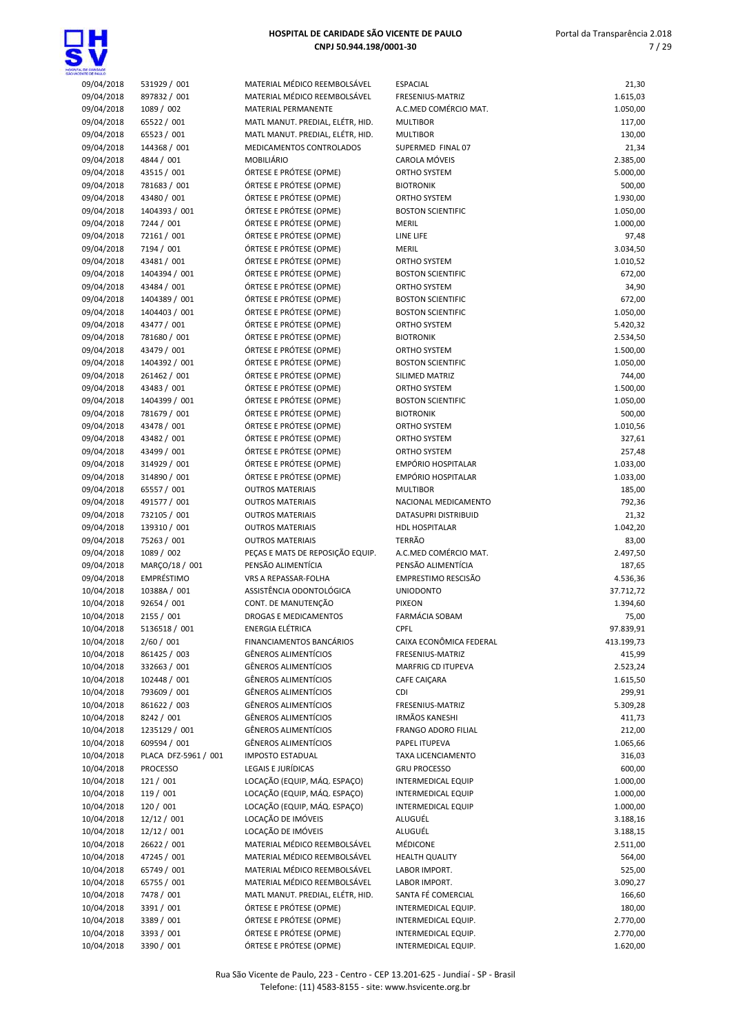| | | | | |
|---|---|---|---|---|
| 09/04/2018 | 531929 / 001 | MATERIAL MÉDICO REEMBOLSÁVEL | ESPACIAL | 21,30 |
| 09/04/2018 | 897832 / 001 | MATERIAL MÉDICO REEMBOLSÁVEL | FRESENIUS-MATRIZ | 1.615,03 |
| 09/04/2018 | 1089 / 002 | MATERIAL PERMANENTE | A.C.MED COMÉRCIO MAT. | 1.050,00 |
| 09/04/2018 | 65522 / 001 | MATL MANUT. PREDIAL, ELÉTR, HID. | MULTIBOR | 117,00 |
| 09/04/2018 | 65523 / 001 | MATL MANUT. PREDIAL, ELÉTR, HID. | MULTIBOR | 130,00 |
| 09/04/2018 | 144368 / 001 | MEDICAMENTOS CONTROLADOS | SUPERMED FINAL 07 | 21,34 |
| 09/04/2018 | 4844 / 001 | MOBILIÁRIO | CAROLA MÓVEIS | 2.385,00 |
| 09/04/2018 | 43515 / 001 | ÓRTESE E PRÓTESE (OPME) | ORTHO SYSTEM | 5.000,00 |
| 09/04/2018 | 781683 / 001 | ÓRTESE E PRÓTESE (OPME) | BIOTRONIK | 500,00 |
| 09/04/2018 | 43480 / 001 | ÓRTESE E PRÓTESE (OPME) | ORTHO SYSTEM | 1.930,00 |
| 09/04/2018 | 1404393 / 001 | ÓRTESE E PRÓTESE (OPME) | BOSTON SCIENTIFIC | 1.050,00 |
| 09/04/2018 | 7244 / 001 | ÓRTESE E PRÓTESE (OPME) | MERIL | 1.000,00 |
| 09/04/2018 | 72161 / 001 | ÓRTESE E PRÓTESE (OPME) | LINE LIFE | 97,48 |
| 09/04/2018 | 7194 / 001 | ÓRTESE E PRÓTESE (OPME) | MERIL | 3.034,50 |
| 09/04/2018 | 43481 / 001 | ÓRTESE E PRÓTESE (OPME) | ORTHO SYSTEM | 1.010,52 |
| 09/04/2018 | 1404394 / 001 | ÓRTESE E PRÓTESE (OPME) | BOSTON SCIENTIFIC | 672,00 |
| 09/04/2018 | 43484 / 001 | ÓRTESE E PRÓTESE (OPME) | ORTHO SYSTEM | 34,90 |
| 09/04/2018 | 1404389 / 001 | ÓRTESE E PRÓTESE (OPME) | BOSTON SCIENTIFIC | 672,00 |
| 09/04/2018 | 1404403 / 001 | ÓRTESE E PRÓTESE (OPME) | BOSTON SCIENTIFIC | 1.050,00 |
| 09/04/2018 | 43477 / 001 | ÓRTESE E PRÓTESE (OPME) | ORTHO SYSTEM | 5.420,32 |
| 09/04/2018 | 781680 / 001 | ÓRTESE E PRÓTESE (OPME) | BIOTRONIK | 2.534,50 |
| 09/04/2018 | 43479 / 001 | ÓRTESE E PRÓTESE (OPME) | ORTHO SYSTEM | 1.500,00 |
| 09/04/2018 | 1404392 / 001 | ÓRTESE E PRÓTESE (OPME) | BOSTON SCIENTIFIC | 1.050,00 |
| 09/04/2018 | 261462 / 001 | ÓRTESE E PRÓTESE (OPME) | SILIMED MATRIZ | 744,00 |
| 09/04/2018 | 43483 / 001 | ÓRTESE E PRÓTESE (OPME) | ORTHO SYSTEM | 1.500,00 |
| 09/04/2018 | 1404399 / 001 | ÓRTESE E PRÓTESE (OPME) | BOSTON SCIENTIFIC | 1.050,00 |
| 09/04/2018 | 781679 / 001 | ÓRTESE E PRÓTESE (OPME) | BIOTRONIK | 500,00 |
| 09/04/2018 | 43478 / 001 | ÓRTESE E PRÓTESE (OPME) | ORTHO SYSTEM | 1.010,56 |
| 09/04/2018 | 43482 / 001 | ÓRTESE E PRÓTESE (OPME) | ORTHO SYSTEM | 327,61 |
| 09/04/2018 | 43499 / 001 | ÓRTESE E PRÓTESE (OPME) | ORTHO SYSTEM | 257,48 |
| 09/04/2018 | 314929 / 001 | ÓRTESE E PRÓTESE (OPME) | EMPÓRIO HOSPITALAR | 1.033,00 |
| 09/04/2018 | 314890 / 001 | ÓRTESE E PRÓTESE (OPME) | EMPÓRIO HOSPITALAR | 1.033,00 |
| 09/04/2018 | 65557 / 001 | OUTROS MATERIAIS | MULTIBOR | 185,00 |
| 09/04/2018 | 491577 / 001 | OUTROS MATERIAIS | NACIONAL MEDICAMENTO | 792,36 |
| 09/04/2018 | 732105 / 001 | OUTROS MATERIAIS | DATASUPRI DISTRIBUID | 21,32 |
| 09/04/2018 | 139310 / 001 | OUTROS MATERIAIS | HDL HOSPITALAR | 1.042,20 |
| 09/04/2018 | 75263 / 001 | OUTROS MATERIAIS | TERRÃO | 83,00 |
| 09/04/2018 | 1089 / 002 | PEÇAS E MATS DE REPOSIÇÃO EQUIP. | A.C.MED COMÉRCIO MAT. | 2.497,50 |
| 09/04/2018 | MARÇO/18 / 001 | PENSÃO ALIMENTÍCIA | PENSÃO ALIMENTÍCIA | 187,65 |
| 09/04/2018 | EMPRÉSTIMO | VRS A REPASSAR-FOLHA | EMPRESTIMO RESCISÃO | 4.536,36 |
| 10/04/2018 | 10388A / 001 | ASSISTÊNCIA ODONTOLÓGICA | UNIODONTO | 37.712,72 |
| 10/04/2018 | 92654 / 001 | CONT. DE MANUTENÇÃO | PIXEON | 1.394,60 |
| 10/04/2018 | 2155 / 001 | DROGAS E MEDICAMENTOS | FARMÁCIA SOBAM | 75,00 |
| 10/04/2018 | 5136518 / 001 | ENERGIA ELÉTRICA | CPFL | 97.839,91 |
| 10/04/2018 | 2/60 / 001 | FINANCIAMENTOS BANCÁRIOS | CAIXA ECONÔMICA FEDERAL | 413.199,73 |
| 10/04/2018 | 861425 / 003 | GÊNEROS ALIMENTÍCIOS | FRESENIUS-MATRIZ | 415,99 |
| 10/04/2018 | 332663 / 001 | GÊNEROS ALIMENTÍCIOS | MARFRIG CD ITUPEVA | 2.523,24 |
| 10/04/2018 | 102448 / 001 | GÊNEROS ALIMENTÍCIOS | CAFE CAIÇARA | 1.615,50 |
| 10/04/2018 | 793609 / 001 | GÊNEROS ALIMENTÍCIOS | CDI | 299,91 |
| 10/04/2018 | 861622 / 003 | GÊNEROS ALIMENTÍCIOS | FRESENIUS-MATRIZ | 5.309,28 |
| 10/04/2018 | 8242 / 001 | GÊNEROS ALIMENTÍCIOS | IRMÃOS KANESHI | 411,73 |
| 10/04/2018 | 1235129 / 001 | GÊNEROS ALIMENTÍCIOS | FRANGO ADORO FILIAL | 212,00 |
| 10/04/2018 | 609594 / 001 | GÊNEROS ALIMENTÍCIOS | PAPEL ITUPEVA | 1.065,66 |
| 10/04/2018 | PLACA DFZ-5961 / 001 | IMPOSTO ESTADUAL | TAXA LICENCIAMENTO | 316,03 |
| 10/04/2018 | PROCESSO | LEGAIS E JURÍDICAS | GRU PROCESSO | 600,00 |
| 10/04/2018 | 121 / 001 | LOCAÇÃO (EQUIP, MÁQ. ESPAÇO) | INTERMEDICAL EQUIP | 1.000,00 |
| 10/04/2018 | 119 / 001 | LOCAÇÃO (EQUIP, MÁQ. ESPAÇO) | INTERMEDICAL EQUIP | 1.000,00 |
| 10/04/2018 | 120 / 001 | LOCAÇÃO (EQUIP, MÁQ. ESPAÇO) | INTERMEDICAL EQUIP | 1.000,00 |
| 10/04/2018 | 12/12 / 001 | LOCAÇÃO DE IMÓVEIS | ALUGUÉL | 3.188,16 |
| 10/04/2018 | 12/12 / 001 | LOCAÇÃO DE IMÓVEIS | ALUGUÉL | 3.188,15 |
| 10/04/2018 | 26622 / 001 | MATERIAL MÉDICO REEMBOLSÁVEL | MÉDICONE | 2.511,00 |
| 10/04/2018 | 47245 / 001 | MATERIAL MÉDICO REEMBOLSÁVEL | HEALTH QUALITY | 564,00 |
| 10/04/2018 | 65749 / 001 | MATERIAL MÉDICO REEMBOLSÁVEL | LABOR IMPORT. | 525,00 |
| 10/04/2018 | 65755 / 001 | MATERIAL MÉDICO REEMBOLSÁVEL | LABOR IMPORT. | 3.090,27 |
| 10/04/2018 | 7478 / 001 | MATL MANUT. PREDIAL, ELÉTR, HID. | SANTA FÉ COMERCIAL | 166,60 |
| 10/04/2018 | 3391 / 001 | ÓRTESE E PRÓTESE (OPME) | INTERMEDICAL EQUIP. | 180,00 |
| 10/04/2018 | 3389 / 001 | ÓRTESE E PRÓTESE (OPME) | INTERMEDICAL EQUIP. | 2.770,00 |
| 10/04/2018 | 3393 / 001 | ÓRTESE E PRÓTESE (OPME) | INTERMEDICAL EQUIP. | 2.770,00 |
| 10/04/2018 | 3390 / 001 | ÓRTESE E PRÓTESE (OPME) | INTERMEDICAL EQUIP. | 1.620,00 |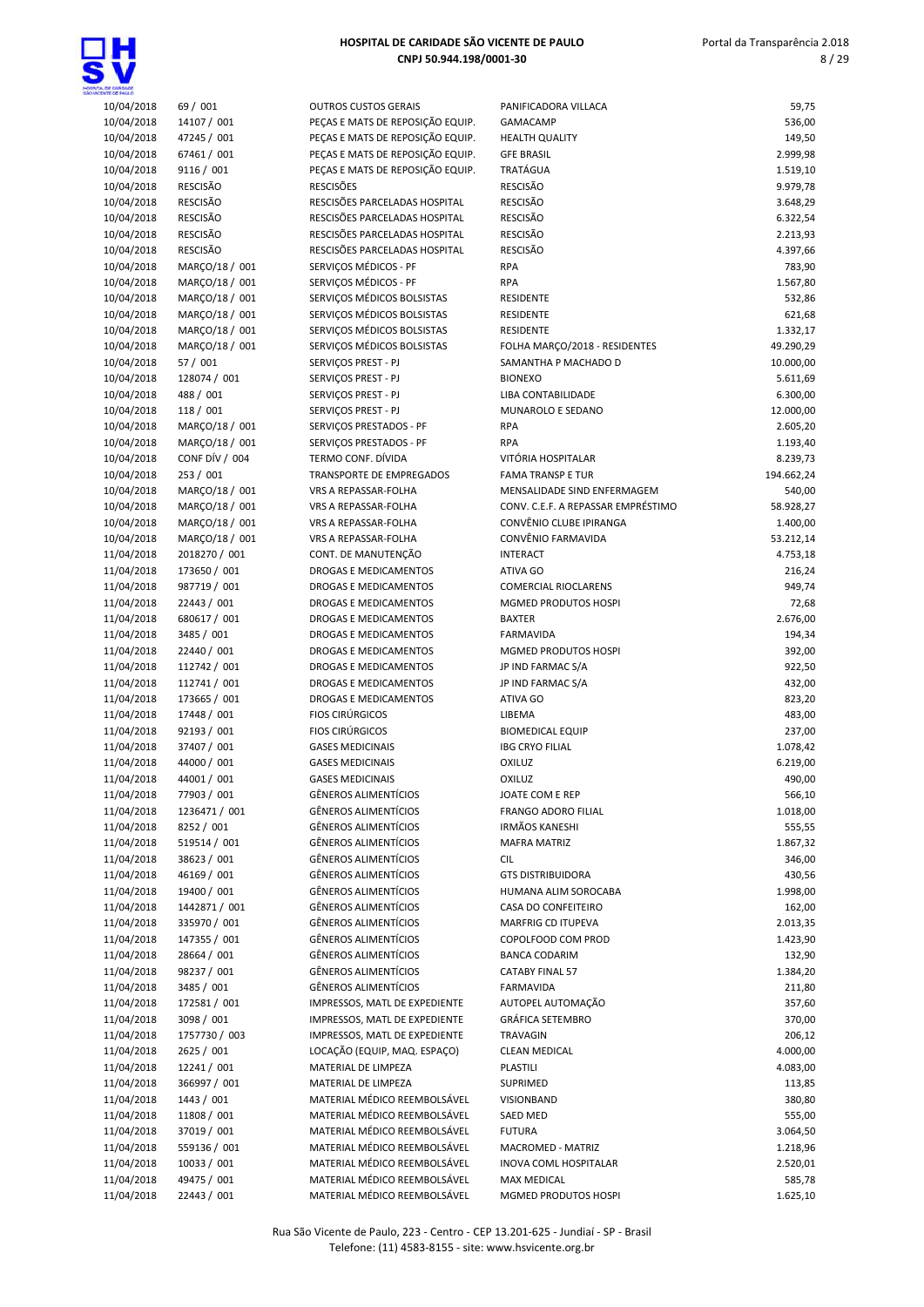| | | | | |
|---|---|---|---|---|
| 10/04/2018 | 69 / 001 | OUTROS CUSTOS GERAIS | PANIFICADORA VILLACA | 59,75 |
| 10/04/2018 | 14107 / 001 | PEÇAS E MATS DE REPOSIÇÃO EQUIP. | GAMACAMP | 536,00 |
| 10/04/2018 | 47245 / 001 | PEÇAS E MATS DE REPOSIÇÃO EQUIP. | HEALTH QUALITY | 149,50 |
| 10/04/2018 | 67461 / 001 | PEÇAS E MATS DE REPOSIÇÃO EQUIP. | GFE BRASIL | 2.999,98 |
| 10/04/2018 | 9116 / 001 | PEÇAS E MATS DE REPOSIÇÃO EQUIP. | TRATÁGUA | 1.519,10 |
| 10/04/2018 | RESCISÃO | RESCISÕES | RESCISÃO | 9.979,78 |
| 10/04/2018 | RESCISÃO | RESCISÕES PARCELADAS HOSPITAL | RESCISÃO | 3.648,29 |
| 10/04/2018 | RESCISÃO | RESCISÕES PARCELADAS HOSPITAL | RESCISÃO | 6.322,54 |
| 10/04/2018 | RESCISÃO | RESCISÕES PARCELADAS HOSPITAL | RESCISÃO | 2.213,93 |
| 10/04/2018 | RESCISÃO | RESCISÕES PARCELADAS HOSPITAL | RESCISÃO | 4.397,66 |
| 10/04/2018 | MARÇO/18 / 001 | SERVIÇOS MÉDICOS - PF | RPA | 783,90 |
| 10/04/2018 | MARÇO/18 / 001 | SERVIÇOS MÉDICOS - PF | RPA | 1.567,80 |
| 10/04/2018 | MARÇO/18 / 001 | SERVIÇOS MÉDICOS BOLSISTAS | RESIDENTE | 532,86 |
| 10/04/2018 | MARÇO/18 / 001 | SERVIÇOS MÉDICOS BOLSISTAS | RESIDENTE | 621,68 |
| 10/04/2018 | MARÇO/18 / 001 | SERVIÇOS MÉDICOS BOLSISTAS | RESIDENTE | 1.332,17 |
| 10/04/2018 | MARÇO/18 / 001 | SERVIÇOS MÉDICOS BOLSISTAS | FOLHA MARÇO/2018 - RESIDENTES | 49.290,29 |
| 10/04/2018 | 57 / 001 | SERVIÇOS PREST - PJ | SAMANTHA P MACHADO D | 10.000,00 |
| 10/04/2018 | 128074 / 001 | SERVIÇOS PREST - PJ | BIONEXO | 5.611,69 |
| 10/04/2018 | 488 / 001 | SERVIÇOS PREST - PJ | LIBA CONTABILIDADE | 6.300,00 |
| 10/04/2018 | 118 / 001 | SERVIÇOS PREST - PJ | MUNAROLO E SEDANO | 12.000,00 |
| 10/04/2018 | MARÇO/18 / 001 | SERVIÇOS PRESTADOS - PF | RPA | 2.605,20 |
| 10/04/2018 | MARÇO/18 / 001 | SERVIÇOS PRESTADOS - PF | RPA | 1.193,40 |
| 10/04/2018 | CONF DÍV / 004 | TERMO CONF. DÍVIDA | VITÓRIA HOSPITALAR | 8.239,73 |
| 10/04/2018 | 253 / 001 | TRANSPORTE DE EMPREGADOS | FAMA TRANSP E TUR | 194.662,24 |
| 10/04/2018 | MARÇO/18 / 001 | VRS A REPASSAR-FOLHA | MENSALIDADE SIND ENFERMAGEM | 540,00 |
| 10/04/2018 | MARÇO/18 / 001 | VRS A REPASSAR-FOLHA | CONV. C.E.F. A REPASSAR EMPRÉSTIMO | 58.928,27 |
| 10/04/2018 | MARÇO/18 / 001 | VRS A REPASSAR-FOLHA | CONVÊNIO CLUBE IPIRANGA | 1.400,00 |
| 10/04/2018 | MARÇO/18 / 001 | VRS A REPASSAR-FOLHA | CONVÊNIO FARMAVIDA | 53.212,14 |
| 11/04/2018 | 2018270 / 001 | CONT. DE MANUTENÇÃO | INTERACT | 4.753,18 |
| 11/04/2018 | 173650 / 001 | DROGAS E MEDICAMENTOS | ATIVA GO | 216,24 |
| 11/04/2018 | 987719 / 001 | DROGAS E MEDICAMENTOS | COMERCIAL RIOCLARENS | 949,74 |
| 11/04/2018 | 22443 / 001 | DROGAS E MEDICAMENTOS | MGMED PRODUTOS HOSPI | 72,68 |
| 11/04/2018 | 680617 / 001 | DROGAS E MEDICAMENTOS | BAXTER | 2.676,00 |
| 11/04/2018 | 3485 / 001 | DROGAS E MEDICAMENTOS | FARMAVIDA | 194,34 |
| 11/04/2018 | 22440 / 001 | DROGAS E MEDICAMENTOS | MGMED PRODUTOS HOSPI | 392,00 |
| 11/04/2018 | 112742 / 001 | DROGAS E MEDICAMENTOS | JP IND FARMAC S/A | 922,50 |
| 11/04/2018 | 112741 / 001 | DROGAS E MEDICAMENTOS | JP IND FARMAC S/A | 432,00 |
| 11/04/2018 | 173665 / 001 | DROGAS E MEDICAMENTOS | ATIVA GO | 823,20 |
| 11/04/2018 | 17448 / 001 | FIOS CIRÚRGICOS | LIBEMA | 483,00 |
| 11/04/2018 | 92193 / 001 | FIOS CIRÚRGICOS | BIOMEDICAL EQUIP | 237,00 |
| 11/04/2018 | 37407 / 001 | GASES MEDICINAIS | IBG CRYO FILIAL | 1.078,42 |
| 11/04/2018 | 44000 / 001 | GASES MEDICINAIS | OXILUZ | 6.219,00 |
| 11/04/2018 | 44001 / 001 | GASES MEDICINAIS | OXILUZ | 490,00 |
| 11/04/2018 | 77903 / 001 | GÊNEROS ALIMENTÍCIOS | JOATE COM E REP | 566,10 |
| 11/04/2018 | 1236471 / 001 | GÊNEROS ALIMENTÍCIOS | FRANGO ADORO FILIAL | 1.018,00 |
| 11/04/2018 | 8252 / 001 | GÊNEROS ALIMENTÍCIOS | IRMÃOS KANESHI | 555,55 |
| 11/04/2018 | 519514 / 001 | GÊNEROS ALIMENTÍCIOS | MAFRA MATRIZ | 1.867,32 |
| 11/04/2018 | 38623 / 001 | GÊNEROS ALIMENTÍCIOS | CIL | 346,00 |
| 11/04/2018 | 46169 / 001 | GÊNEROS ALIMENTÍCIOS | GTS DISTRIBUIDORA | 430,56 |
| 11/04/2018 | 19400 / 001 | GÊNEROS ALIMENTÍCIOS | HUMANA ALIM SOROCABA | 1.998,00 |
| 11/04/2018 | 1442871 / 001 | GÊNEROS ALIMENTÍCIOS | CASA DO CONFEITEIRO | 162,00 |
| 11/04/2018 | 335970 / 001 | GÊNEROS ALIMENTÍCIOS | MARFRIG CD ITUPEVA | 2.013,35 |
| 11/04/2018 | 147355 / 001 | GÊNEROS ALIMENTÍCIOS | COPOLFOOD COM PROD | 1.423,90 |
| 11/04/2018 | 28664 / 001 | GÊNEROS ALIMENTÍCIOS | BANCA CODARIM | 132,90 |
| 11/04/2018 | 98237 / 001 | GÊNEROS ALIMENTÍCIOS | CATABY FINAL 57 | 1.384,20 |
| 11/04/2018 | 3485 / 001 | GÊNEROS ALIMENTÍCIOS | FARMAVIDA | 211,80 |
| 11/04/2018 | 172581 / 001 | IMPRESSOS, MATL DE EXPEDIENTE | AUTOPEL AUTOMAÇÃO | 357,60 |
| 11/04/2018 | 3098 / 001 | IMPRESSOS, MATL DE EXPEDIENTE | GRÁFICA SETEMBRO | 370,00 |
| 11/04/2018 | 1757730 / 003 | IMPRESSOS, MATL DE EXPEDIENTE | TRAVAGIN | 206,12 |
| 11/04/2018 | 2625 / 001 | LOCAÇÃO (EQUIP, MAQ. ESPAÇO) | CLEAN MEDICAL | 4.000,00 |
| 11/04/2018 | 12241 / 001 | MATERIAL DE LIMPEZA | PLASTILI | 4.083,00 |
| 11/04/2018 | 366997 / 001 | MATERIAL DE LIMPEZA | SUPRIMED | 113,85 |
| 11/04/2018 | 1443 / 001 | MATERIAL MÉDICO REEMBOLSÁVEL | VISIONBAND | 380,80 |
| 11/04/2018 | 11808 / 001 | MATERIAL MÉDICO REEMBOLSÁVEL | SAED MED | 555,00 |
| 11/04/2018 | 37019 / 001 | MATERIAL MÉDICO REEMBOLSÁVEL | FUTURA | 3.064,50 |
| 11/04/2018 | 559136 / 001 | MATERIAL MÉDICO REEMBOLSÁVEL | MACROMED - MATRIZ | 1.218,96 |
| 11/04/2018 | 10033 / 001 | MATERIAL MÉDICO REEMBOLSÁVEL | INOVA COML HOSPITALAR | 2.520,01 |
| 11/04/2018 | 49475 / 001 | MATERIAL MÉDICO REEMBOLSÁVEL | MAX MEDICAL | 585,78 |
| 11/04/2018 | 22443 / 001 | MATERIAL MÉDICO REEMBOLSÁVEL | MGMED PRODUTOS HOSPI | 1.625,10 |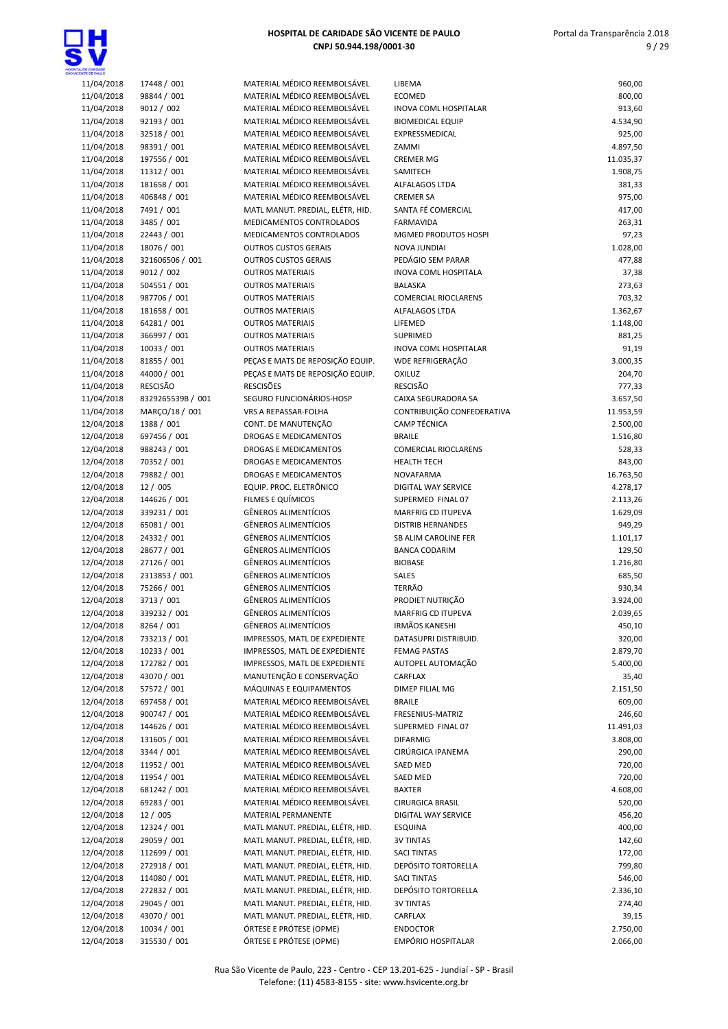| | | | | |
|---|---|---|---|---|
| 11/04/2018 | 17448 / 001 | MATERIAL MÉDICO REEMBOLSÁVEL | LIBEMA | 960,00 |
| 11/04/2018 | 98844 / 001 | MATERIAL MÉDICO REEMBOLSÁVEL | ECOMED | 800,00 |
| 11/04/2018 | 9012 / 002 | MATERIAL MÉDICO REEMBOLSÁVEL | INOVA COML HOSPITALAR | 913,60 |
| 11/04/2018 | 92193 / 001 | MATERIAL MÉDICO REEMBOLSÁVEL | BIOMEDICAL EQUIP | 4.534,90 |
| 11/04/2018 | 32518 / 001 | MATERIAL MÉDICO REEMBOLSÁVEL | EXPRESSMEDICAL | 925,00 |
| 11/04/2018 | 98391 / 001 | MATERIAL MÉDICO REEMBOLSÁVEL | ZAMMI | 4.897,50 |
| 11/04/2018 | 197556 / 001 | MATERIAL MÉDICO REEMBOLSÁVEL | CREMER MG | 11.035,37 |
| 11/04/2018 | 11312 / 001 | MATERIAL MÉDICO REEMBOLSÁVEL | SAMITECH | 1.908,75 |
| 11/04/2018 | 181658 / 001 | MATERIAL MÉDICO REEMBOLSÁVEL | ALFALAGOS LTDA | 381,33 |
| 11/04/2018 | 406848 / 001 | MATERIAL MÉDICO REEMBOLSÁVEL | CREMER SA | 975,00 |
| 11/04/2018 | 7491 / 001 | MATL MANUT. PREDIAL, ELÉTR, HID. | SANTA FÉ COMERCIAL | 417,00 |
| 11/04/2018 | 3485 / 001 | MEDICAMENTOS CONTROLADOS | FARMAVIDA | 263,31 |
| 11/04/2018 | 22443 / 001 | MEDICAMENTOS CONTROLADOS | MGMED PRODUTOS HOSPI | 97,23 |
| 11/04/2018 | 18076 / 001 | OUTROS CUSTOS GERAIS | NOVA JUNDIAI | 1.028,00 |
| 11/04/2018 | 321606506 / 001 | OUTROS CUSTOS GERAIS | PEDÁGIO SEM PARAR | 477,88 |
| 11/04/2018 | 9012 / 002 | OUTROS MATERIAIS | INOVA COML HOSPITALA | 37,38 |
| 11/04/2018 | 504551 / 001 | OUTROS MATERIAIS | BALASKA | 273,63 |
| 11/04/2018 | 987706 / 001 | OUTROS MATERIAIS | COMERCIAL RIOCLARENS | 703,32 |
| 11/04/2018 | 181658 / 001 | OUTROS MATERIAIS | ALFALAGOS LTDA | 1.362,67 |
| 11/04/2018 | 64281 / 001 | OUTROS MATERIAIS | LIFEMED | 1.148,00 |
| 11/04/2018 | 366997 / 001 | OUTROS MATERIAIS | SUPRIMED | 881,25 |
| 11/04/2018 | 10033 / 001 | OUTROS MATERIAIS | INOVA COML HOSPITALAR | 91,19 |
| 11/04/2018 | 81855 / 001 | PEÇAS E MATS DE REPOSIÇÃO EQUIP. | WDE REFRIGERAÇÃO | 3.000,35 |
| 11/04/2018 | 44000 / 001 | PEÇAS E MATS DE REPOSIÇÃO EQUIP. | OXILUZ | 204,70 |
| 11/04/2018 | RESCISÃO | RESCISÕES | RESCISÃO | 777,33 |
| 11/04/2018 | 8329265539B / 001 | SEGURO FUNCIONÁRIOS-HOSP | CAIXA SEGURADORA SA | 3.657,50 |
| 11/04/2018 | MARÇO/18 / 001 | VRS A REPASSAR-FOLHA | CONTRIBUIÇÃO CONFEDERATIVA | 11.953,59 |
| 12/04/2018 | 1388 / 001 | CONT. DE MANUTENÇÃO | CAMP TÉCNICA | 2.500,00 |
| 12/04/2018 | 697456 / 001 | DROGAS E MEDICAMENTOS | BRAILE | 1.516,80 |
| 12/04/2018 | 988243 / 001 | DROGAS E MEDICAMENTOS | COMERCIAL RIOCLARENS | 528,33 |
| 12/04/2018 | 70352 / 001 | DROGAS E MEDICAMENTOS | HEALTH TECH | 843,00 |
| 12/04/2018 | 79882 / 001 | DROGAS E MEDICAMENTOS | NOVAFARMA | 16.763,50 |
| 12/04/2018 | 12 / 005 | EQUIP. PROC. ELETRÔNICO | DIGITAL WAY SERVICE | 4.278,17 |
| 12/04/2018 | 144626 / 001 | FILMES E QUÍMICOS | SUPERMED FINAL 07 | 2.113,26 |
| 12/04/2018 | 339231 / 001 | GÊNEROS ALIMENTÍCIOS | MARFRIG CD ITUPEVA | 1.629,09 |
| 12/04/2018 | 65081 / 001 | GÊNEROS ALIMENTÍCIOS | DISTRIB HERNANDES | 949,29 |
| 12/04/2018 | 24332 / 001 | GÊNEROS ALIMENTÍCIOS | SB ALIM CAROLINE FER | 1.101,17 |
| 12/04/2018 | 28677 / 001 | GÊNEROS ALIMENTÍCIOS | BANCA CODARIM | 129,50 |
| 12/04/2018 | 27126 / 001 | GÊNEROS ALIMENTÍCIOS | BIOBASE | 1.216,80 |
| 12/04/2018 | 2313853 / 001 | GÊNEROS ALIMENTÍCIOS | SALES | 685,50 |
| 12/04/2018 | 75266 / 001 | GÊNEROS ALIMENTÍCIOS | TERRÃO | 930,34 |
| 12/04/2018 | 3713 / 001 | GÊNEROS ALIMENTÍCIOS | PRODIET NUTRIÇÃO | 3.924,00 |
| 12/04/2018 | 339232 / 001 | GÊNEROS ALIMENTÍCIOS | MARFRIG CD ITUPEVA | 2.039,65 |
| 12/04/2018 | 8264 / 001 | GÊNEROS ALIMENTÍCIOS | IRMÃOS KANESHI | 450,10 |
| 12/04/2018 | 733213 / 001 | IMPRESSOS, MATL DE EXPEDIENTE | DATASUPRI DISTRIBUID. | 320,00 |
| 12/04/2018 | 10233 / 001 | IMPRESSOS, MATL DE EXPEDIENTE | FEMAG PASTAS | 2.879,70 |
| 12/04/2018 | 172782 / 001 | IMPRESSOS, MATL DE EXPEDIENTE | AUTOPEL AUTOMAÇÃO | 5.400,00 |
| 12/04/2018 | 43070 / 001 | MANUTENÇÃO E CONSERVAÇÃO | CARFLAX | 35,40 |
| 12/04/2018 | 57572 / 001 | MÁQUINAS E EQUIPAMENTOS | DIMEP FILIAL MG | 2.151,50 |
| 12/04/2018 | 697458 / 001 | MATERIAL MÉDICO REEMBOLSÁVEL | BRAILE | 609,00 |
| 12/04/2018 | 900747 / 001 | MATERIAL MÉDICO REEMBOLSÁVEL | FRESENIUS-MATRIZ | 246,60 |
| 12/04/2018 | 144626 / 001 | MATERIAL MÉDICO REEMBOLSÁVEL | SUPERMED FINAL 07 | 11.491,03 |
| 12/04/2018 | 131605 / 001 | MATERIAL MÉDICO REEMBOLSÁVEL | DIFARMIG | 3.808,00 |
| 12/04/2018 | 3344 / 001 | MATERIAL MÉDICO REEMBOLSÁVEL | CIRÚRGICA IPANEMA | 290,00 |
| 12/04/2018 | 11952 / 001 | MATERIAL MÉDICO REEMBOLSÁVEL | SAED MED | 720,00 |
| 12/04/2018 | 11954 / 001 | MATERIAL MÉDICO REEMBOLSÁVEL | SAED MED | 720,00 |
| 12/04/2018 | 681242 / 001 | MATERIAL MÉDICO REEMBOLSÁVEL | BAXTER | 4.608,00 |
| 12/04/2018 | 69283 / 001 | MATERIAL MÉDICO REEMBOLSÁVEL | CIRURGICA BRASIL | 520,00 |
| 12/04/2018 | 12 / 005 | MATERIAL PERMANENTE | DIGITAL WAY SERVICE | 456,20 |
| 12/04/2018 | 12324 / 001 | MATL MANUT. PREDIAL, ELÉTR, HID. | ESQUINA | 400,00 |
| 12/04/2018 | 29059 / 001 | MATL MANUT. PREDIAL, ELÉTR, HID. | 3V TINTAS | 142,60 |
| 12/04/2018 | 112699 / 001 | MATL MANUT. PREDIAL, ELÉTR, HID. | SACI TINTAS | 172,00 |
| 12/04/2018 | 272918 / 001 | MATL MANUT. PREDIAL, ELÉTR, HID. | DEPÓSITO TORTORELLA | 799,80 |
| 12/04/2018 | 114080 / 001 | MATL MANUT. PREDIAL, ELÉTR, HID. | SACI TINTAS | 546,00 |
| 12/04/2018 | 272832 / 001 | MATL MANUT. PREDIAL, ELÉTR, HID. | DEPÓSITO TORTORELLA | 2.336,10 |
| 12/04/2018 | 29045 / 001 | MATL MANUT. PREDIAL, ELÉTR, HID. | 3V TINTAS | 274,40 |
| 12/04/2018 | 43070 / 001 | MATL MANUT. PREDIAL, ELÉTR, HID. | CARFLAX | 39,15 |
| 12/04/2018 | 10034 / 001 | ÓRTESE E PRÓTESE (OPME) | ENDOCTOR | 2.750,00 |
| 12/04/2018 | 315530 / 001 | ÓRTESE E PRÓTESE (OPME) | EMPÓRIO HOSPITALAR | 2.066,00 |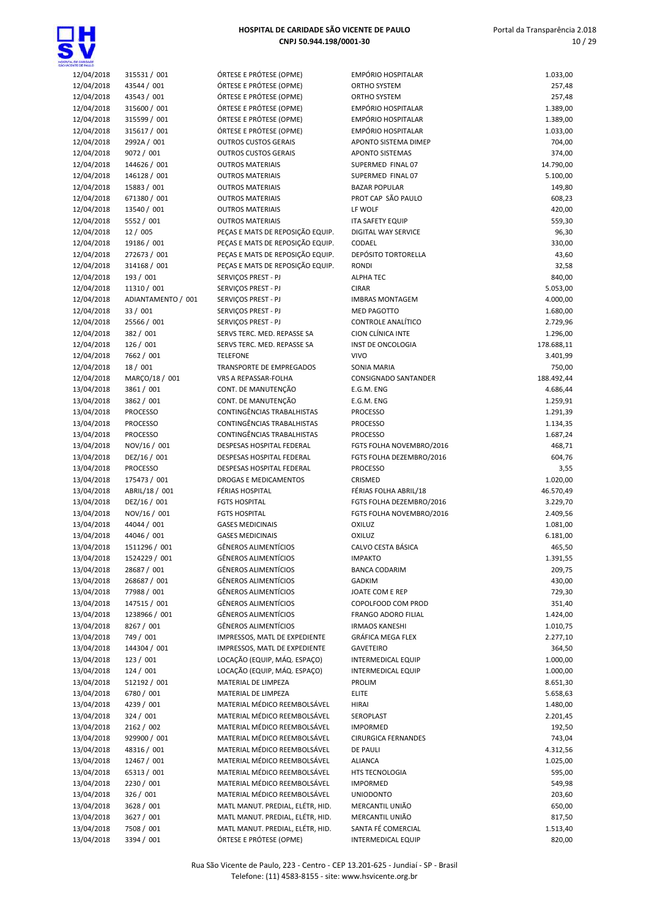| | | | | |
|---|---|---|---|---|
| 12/04/2018 | 315531 / 001 | ÓRTESE E PRÓTESE (OPME) | EMPÓRIO HOSPITALAR | 1.033,00 |
| 12/04/2018 | 43544 / 001 | ÓRTESE E PRÓTESE (OPME) | ORTHO SYSTEM | 257,48 |
| 12/04/2018 | 43543 / 001 | ÓRTESE E PRÓTESE (OPME) | ORTHO SYSTEM | 257,48 |
| 12/04/2018 | 315600 / 001 | ÓRTESE E PRÓTESE (OPME) | EMPÓRIO HOSPITALAR | 1.389,00 |
| 12/04/2018 | 315599 / 001 | ÓRTESE E PRÓTESE (OPME) | EMPÓRIO HOSPITALAR | 1.389,00 |
| 12/04/2018 | 315617 / 001 | ÓRTESE E PRÓTESE (OPME) | EMPÓRIO HOSPITALAR | 1.033,00 |
| 12/04/2018 | 2992A / 001 | OUTROS CUSTOS GERAIS | APONTO SISTEMA DIMEP | 704,00 |
| 12/04/2018 | 9072 / 001 | OUTROS CUSTOS GERAIS | APONTO SISTEMAS | 374,00 |
| 12/04/2018 | 144626 / 001 | OUTROS MATERIAIS | SUPERMED FINAL 07 | 14.790,00 |
| 12/04/2018 | 146128 / 001 | OUTROS MATERIAIS | SUPERMED FINAL 07 | 5.100,00 |
| 12/04/2018 | 15883 / 001 | OUTROS MATERIAIS | BAZAR POPULAR | 149,80 |
| 12/04/2018 | 671380 / 001 | OUTROS MATERIAIS | PROT CAP SÃO PAULO | 608,23 |
| 12/04/2018 | 13540 / 001 | OUTROS MATERIAIS | LF WOLF | 420,00 |
| 12/04/2018 | 5552 / 001 | OUTROS MATERIAIS | ITA SAFETY EQUIP | 559,30 |
| 12/04/2018 | 12 / 005 | PEÇAS E MATS DE REPOSIÇÃO EQUIP. | DIGITAL WAY SERVICE | 96,30 |
| 12/04/2018 | 19186 / 001 | PEÇAS E MATS DE REPOSIÇÃO EQUIP. | CODAEL | 330,00 |
| 12/04/2018 | 272673 / 001 | PEÇAS E MATS DE REPOSIÇÃO EQUIP. | DEPÓSITO TORTORELLA | 43,60 |
| 12/04/2018 | 314168 / 001 | PEÇAS E MATS DE REPOSIÇÃO EQUIP. | RONDI | 32,58 |
| 12/04/2018 | 193 / 001 | SERVIÇOS PREST - PJ | ALPHA TEC | 840,00 |
| 12/04/2018 | 11310 / 001 | SERVIÇOS PREST - PJ | CIRAR | 5.053,00 |
| 12/04/2018 | ADIANTAMENTO / 001 | SERVIÇOS PREST - PJ | IMBRAS MONTAGEM | 4.000,00 |
| 12/04/2018 | 33 / 001 | SERVIÇOS PREST - PJ | MED PAGOTTO | 1.680,00 |
| 12/04/2018 | 25566 / 001 | SERVIÇOS PREST - PJ | CONTROLE ANALÍTICO | 2.729,96 |
| 12/04/2018 | 382 / 001 | SERVS TERC. MED. REPASSE SA | CION CLÍNICA INTE | 1.296,00 |
| 12/04/2018 | 126 / 001 | SERVS TERC. MED. REPASSE SA | INST DE ONCOLOGIA | 178.688,11 |
| 12/04/2018 | 7662 / 001 | TELEFONE | VIVO | 3.401,99 |
| 12/04/2018 | 18 / 001 | TRANSPORTE DE EMPREGADOS | SONIA MARIA | 750,00 |
| 12/04/2018 | MARÇO/18 / 001 | VRS A REPASSAR-FOLHA | CONSIGNADO SANTANDER | 188.492,44 |
| 13/04/2018 | 3861 / 001 | CONT. DE MANUTENÇÃO | E.G.M. ENG | 4.686,44 |
| 13/04/2018 | 3862 / 001 | CONT. DE MANUTENÇÃO | E.G.M. ENG | 1.259,91 |
| 13/04/2018 | PROCESSO | CONTINGÊNCIAS TRABALHISTAS | PROCESSO | 1.291,39 |
| 13/04/2018 | PROCESSO | CONTINGÊNCIAS TRABALHISTAS | PROCESSO | 1.134,35 |
| 13/04/2018 | PROCESSO | CONTINGÊNCIAS TRABALHISTAS | PROCESSO | 1.687,24 |
| 13/04/2018 | NOV/16 / 001 | DESPESAS HOSPITAL FEDERAL | FGTS FOLHA NOVEMBRO/2016 | 468,71 |
| 13/04/2018 | DEZ/16 / 001 | DESPESAS HOSPITAL FEDERAL | FGTS FOLHA DEZEMBRO/2016 | 604,76 |
| 13/04/2018 | PROCESSO | DESPESAS HOSPITAL FEDERAL | PROCESSO | 3,55 |
| 13/04/2018 | 175473 / 001 | DROGAS E MEDICAMENTOS | CRISMED | 1.020,00 |
| 13/04/2018 | ABRIL/18 / 001 | FÉRIAS HOSPITAL | FÉRIAS FOLHA ABRIL/18 | 46.570,49 |
| 13/04/2018 | DEZ/16 / 001 | FGTS HOSPITAL | FGTS FOLHA DEZEMBRO/2016 | 3.229,70 |
| 13/04/2018 | NOV/16 / 001 | FGTS HOSPITAL | FGTS FOLHA NOVEMBRO/2016 | 2.409,56 |
| 13/04/2018 | 44044 / 001 | GASES MEDICINAIS | OXILUZ | 1.081,00 |
| 13/04/2018 | 44046 / 001 | GASES MEDICINAIS | OXILUZ | 6.181,00 |
| 13/04/2018 | 1511296 / 001 | GÊNEROS ALIMENTÍCIOS | CALVO CESTA BÁSICA | 465,50 |
| 13/04/2018 | 1524229 / 001 | GÊNEROS ALIMENTÍCIOS | IMPAKTO | 1.391,55 |
| 13/04/2018 | 28687 / 001 | GÊNEROS ALIMENTÍCIOS | BANCA CODARIM | 209,75 |
| 13/04/2018 | 268687 / 001 | GÊNEROS ALIMENTÍCIOS | GADKIM | 430,00 |
| 13/04/2018 | 77988 / 001 | GÊNEROS ALIMENTÍCIOS | JOATE COM E REP | 729,30 |
| 13/04/2018 | 147515 / 001 | GÊNEROS ALIMENTÍCIOS | COPOLFOOD COM PROD | 351,40 |
| 13/04/2018 | 1238966 / 001 | GÊNEROS ALIMENTÍCIOS | FRANGO ADORO FILIAL | 1.424,00 |
| 13/04/2018 | 8267 / 001 | GÊNEROS ALIMENTÍCIOS | IRMAOS KANESHI | 1.010,75 |
| 13/04/2018 | 749 / 001 | IMPRESSOS, MATL DE EXPEDIENTE | GRÁFICA MEGA FLEX | 2.277,10 |
| 13/04/2018 | 144304 / 001 | IMPRESSOS, MATL DE EXPEDIENTE | GAVETEIRO | 364,50 |
| 13/04/2018 | 123 / 001 | LOCAÇÃO (EQUIP, MÁQ. ESPAÇO) | INTERMEDICAL EQUIP | 1.000,00 |
| 13/04/2018 | 124 / 001 | LOCAÇÃO (EQUIP, MÁQ. ESPAÇO) | INTERMEDICAL EQUIP | 1.000,00 |
| 13/04/2018 | 512192 / 001 | MATERIAL DE LIMPEZA | PROLIM | 8.651,30 |
| 13/04/2018 | 6780 / 001 | MATERIAL DE LIMPEZA | ELITE | 5.658,63 |
| 13/04/2018 | 4239 / 001 | MATERIAL MÉDICO REEMBOLSÁVEL | HIRAI | 1.480,00 |
| 13/04/2018 | 324 / 001 | MATERIAL MÉDICO REEMBOLSÁVEL | SEROPLAST | 2.201,45 |
| 13/04/2018 | 2162 / 002 | MATERIAL MÉDICO REEMBOLSÁVEL | IMPORMED | 192,50 |
| 13/04/2018 | 929900 / 001 | MATERIAL MÉDICO REEMBOLSÁVEL | CIRURGICA FERNANDES | 743,04 |
| 13/04/2018 | 48316 / 001 | MATERIAL MÉDICO REEMBOLSÁVEL | DE PAULI | 4.312,56 |
| 13/04/2018 | 12467 / 001 | MATERIAL MÉDICO REEMBOLSÁVEL | ALIANCA | 1.025,00 |
| 13/04/2018 | 65313 / 001 | MATERIAL MÉDICO REEMBOLSÁVEL | HTS TECNOLOGIA | 595,00 |
| 13/04/2018 | 2230 / 001 | MATERIAL MÉDICO REEMBOLSÁVEL | IMPORMED | 549,98 |
| 13/04/2018 | 326 / 001 | MATERIAL MÉDICO REEMBOLSÁVEL | UNIODONTO | 203,60 |
| 13/04/2018 | 3628 / 001 | MATL MANUT. PREDIAL, ELÉTR, HID. | MERCANTIL UNIÃO | 650,00 |
| 13/04/2018 | 3627 / 001 | MATL MANUT. PREDIAL, ELÉTR, HID. | MERCANTIL UNIÃO | 817,50 |
| 13/04/2018 | 7508 / 001 | MATL MANUT. PREDIAL, ELÉTR, HID. | SANTA FÉ COMERCIAL | 1.513,40 |
| 13/04/2018 | 3394 / 001 | ÓRTESE E PRÓTESE (OPME) | INTERMEDICAL EQUIP | 820,00 |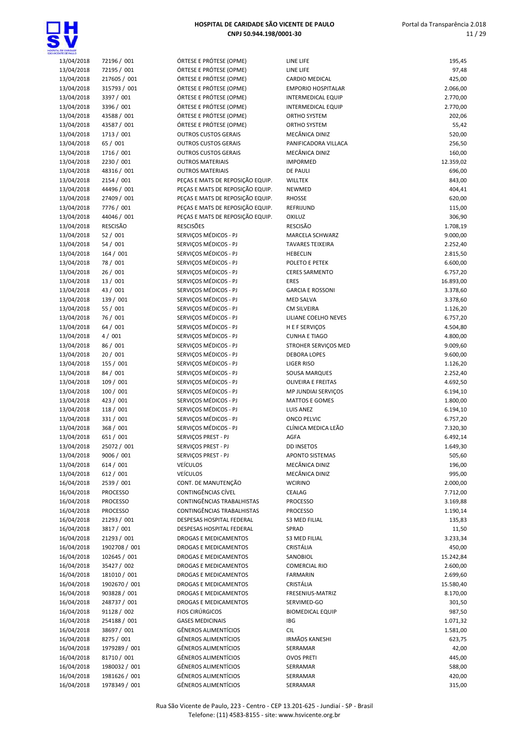| | | | | |
|---|---|---|---|---|
| 13/04/2018 | 72196 / 001 | ÓRTESE E PRÓTESE (OPME) | LINE LIFE | 195,45 |
| 13/04/2018 | 72195 / 001 | ÓRTESE E PRÓTESE (OPME) | LINE LIFE | 97,48 |
| 13/04/2018 | 217605 / 001 | ÓRTESE E PRÓTESE (OPME) | CARDIO MEDICAL | 425,00 |
| 13/04/2018 | 315793 / 001 | ÓRTESE E PRÓTESE (OPME) | EMPORIO HOSPITALAR | 2.066,00 |
| 13/04/2018 | 3397 / 001 | ÓRTESE E PRÓTESE (OPME) | INTERMEDICAL EQUIP | 2.770,00 |
| 13/04/2018 | 3396 / 001 | ÓRTESE E PRÓTESE (OPME) | INTERMEDICAL EQUIP | 2.770,00 |
| 13/04/2018 | 43588 / 001 | ÓRTESE E PRÓTESE (OPME) | ORTHO SYSTEM | 202,06 |
| 13/04/2018 | 43587 / 001 | ÓRTESE E PRÓTESE (OPME) | ORTHO SYSTEM | 55,42 |
| 13/04/2018 | 1713 / 001 | OUTROS CUSTOS GERAIS | MECÂNICA DINIZ | 520,00 |
| 13/04/2018 | 65 / 001 | OUTROS CUSTOS GERAIS | PANIFICADORA VILLACA | 256,50 |
| 13/04/2018 | 1716 / 001 | OUTROS CUSTOS GERAIS | MECÂNICA DINIZ | 160,00 |
| 13/04/2018 | 2230 / 001 | OUTROS MATERIAIS | IMPORMED | 12.359,02 |
| 13/04/2018 | 48316 / 001 | OUTROS MATERIAIS | DE PAULI | 696,00 |
| 13/04/2018 | 2154 / 001 | PEÇAS E MATS DE REPOSIÇÃO EQUIP. | WILLTEK | 843,00 |
| 13/04/2018 | 44496 / 001 | PEÇAS E MATS DE REPOSIÇÃO EQUIP. | NEWMED | 404,41 |
| 13/04/2018 | 27409 / 001 | PEÇAS E MATS DE REPOSIÇÃO EQUIP. | RHOSSE | 620,00 |
| 13/04/2018 | 7776 / 001 | PEÇAS E MATS DE REPOSIÇÃO EQUIP. | REFRIJUND | 115,00 |
| 13/04/2018 | 44046 / 001 | PEÇAS E MATS DE REPOSIÇÃO EQUIP. | OXILUZ | 306,90 |
| 13/04/2018 | RESCISÃO | RESCISÕES | RESCISÃO | 1.708,19 |
| 13/04/2018 | 52 / 001 | SERVIÇOS MÉDICOS - PJ | MARCELA SCHWARZ | 9.000,00 |
| 13/04/2018 | 54 / 001 | SERVIÇOS MÉDICOS - PJ | TAVARES TEIXEIRA | 2.252,40 |
| 13/04/2018 | 164 / 001 | SERVIÇOS MÉDICOS - PJ | HEBECLIN | 2.815,50 |
| 13/04/2018 | 78 / 001 | SERVIÇOS MÉDICOS - PJ | POLETO E PETEK | 6.600,00 |
| 13/04/2018 | 26 / 001 | SERVIÇOS MÉDICOS - PJ | CERES SARMENTO | 6.757,20 |
| 13/04/2018 | 13 / 001 | SERVIÇOS MÉDICOS - PJ | ERES | 16.893,00 |
| 13/04/2018 | 43 / 001 | SERVIÇOS MÉDICOS - PJ | GARCIA E ROSSONI | 3.378,60 |
| 13/04/2018 | 139 / 001 | SERVIÇOS MÉDICOS - PJ | MED SALVA | 3.378,60 |
| 13/04/2018 | 55 / 001 | SERVIÇOS MÉDICOS - PJ | CM SILVEIRA | 1.126,20 |
| 13/04/2018 | 76 / 001 | SERVIÇOS MÉDICOS - PJ | LILIANE COELHO NEVES | 6.757,20 |
| 13/04/2018 | 64 / 001 | SERVIÇOS MÉDICOS - PJ | H E F SERVIÇOS | 4.504,80 |
| 13/04/2018 | 4 / 001 | SERVIÇOS MÉDICOS - PJ | CUNHA E TIAGO | 4.800,00 |
| 13/04/2018 | 86 / 001 | SERVIÇOS MÉDICOS - PJ | STROHER SERVIÇOS MED | 9.009,60 |
| 13/04/2018 | 20 / 001 | SERVIÇOS MÉDICOS - PJ | DEBORA LOPES | 9.600,00 |
| 13/04/2018 | 155 / 001 | SERVIÇOS MÉDICOS - PJ | LIGER RISO | 1.126,20 |
| 13/04/2018 | 84 / 001 | SERVIÇOS MÉDICOS - PJ | SOUSA MARQUES | 2.252,40 |
| 13/04/2018 | 109 / 001 | SERVIÇOS MÉDICOS - PJ | OLIVEIRA E FREITAS | 4.692,50 |
| 13/04/2018 | 100 / 001 | SERVIÇOS MÉDICOS - PJ | MP JUNDIAI SERVIÇOS | 6.194,10 |
| 13/04/2018 | 423 / 001 | SERVIÇOS MÉDICOS - PJ | MATTOS E GOMES | 1.800,00 |
| 13/04/2018 | 118 / 001 | SERVIÇOS MÉDICOS - PJ | LUIS ANEZ | 6.194,10 |
| 13/04/2018 | 331 / 001 | SERVIÇOS MÉDICOS - PJ | ONCO PELVIC | 6.757,20 |
| 13/04/2018 | 368 / 001 | SERVIÇOS MÉDICOS - PJ | CLÍNICA MEDICA LEÃO | 7.320,30 |
| 13/04/2018 | 651 / 001 | SERVIÇOS PREST - PJ | AGFA | 6.492,14 |
| 13/04/2018 | 25072 / 001 | SERVIÇOS PREST - PJ | DD INSETOS | 1.649,30 |
| 13/04/2018 | 9006 / 001 | SERVIÇOS PREST - PJ | APONTO SISTEMAS | 505,60 |
| 13/04/2018 | 614 / 001 | VEÍCULOS | MECÂNICA DINIZ | 196,00 |
| 13/04/2018 | 612 / 001 | VEÍCULOS | MECÂNICA DINIZ | 995,00 |
| 16/04/2018 | 2539 / 001 | CONT. DE MANUTENÇÃO | WCIRINO | 2.000,00 |
| 16/04/2018 | PROCESSO | CONTINGÊNCIAS CÍVEL | CEALAG | 7.712,00 |
| 16/04/2018 | PROCESSO | CONTINGÊNCIAS TRABALHISTAS | PROCESSO | 3.169,88 |
| 16/04/2018 | PROCESSO | CONTINGÊNCIAS TRABALHISTAS | PROCESSO | 1.190,14 |
| 16/04/2018 | 21293 / 001 | DESPESAS HOSPITAL FEDERAL | S3 MED FILIAL | 135,83 |
| 16/04/2018 | 3817 / 001 | DESPESAS HOSPITAL FEDERAL | SPRAD | 11,50 |
| 16/04/2018 | 21293 / 001 | DROGAS E MEDICAMENTOS | S3 MED FILIAL | 3.233,34 |
| 16/04/2018 | 1902708 / 001 | DROGAS E MEDICAMENTOS | CRISTÁLIA | 450,00 |
| 16/04/2018 | 102645 / 001 | DROGAS E MEDICAMENTOS | SANOBIOL | 15.242,84 |
| 16/04/2018 | 35427 / 002 | DROGAS E MEDICAMENTOS | COMERCIAL RIO | 2.600,00 |
| 16/04/2018 | 181010 / 001 | DROGAS E MEDICAMENTOS | FARMARIN | 2.699,60 |
| 16/04/2018 | 1902670 / 001 | DROGAS E MEDICAMENTOS | CRISTÁLIA | 15.580,40 |
| 16/04/2018 | 903828 / 001 | DROGAS E MEDICAMENTOS | FRESENIUS-MATRIZ | 8.170,00 |
| 16/04/2018 | 248737 / 001 | DROGAS E MEDICAMENTOS | SERVIMED-GO | 301,50 |
| 16/04/2018 | 91128 / 002 | FIOS CIRÚRGICOS | BIOMEDICAL EQUIP | 987,50 |
| 16/04/2018 | 254188 / 001 | GASES MEDICINAIS | IBG | 1.071,32 |
| 16/04/2018 | 38697 / 001 | GÊNEROS ALIMENTÍCIOS | CIL | 1.581,00 |
| 16/04/2018 | 8275 / 001 | GÊNEROS ALIMENTÍCIOS | IRMÃOS KANESHI | 623,75 |
| 16/04/2018 | 1979289 / 001 | GÊNEROS ALIMENTÍCIOS | SERRAMAR | 42,00 |
| 16/04/2018 | 81710 / 001 | GÊNEROS ALIMENTÍCIOS | OVOS PRETI | 445,00 |
| 16/04/2018 | 1980032 / 001 | GÊNEROS ALIMENTÍCIOS | SERRAMAR | 588,00 |
| 16/04/2018 | 1981626 / 001 | GÊNEROS ALIMENTÍCIOS | SERRAMAR | 420,00 |
| 16/04/2018 | 1978349 / 001 | GÊNEROS ALIMENTÍCIOS | SERRAMAR | 315,00 |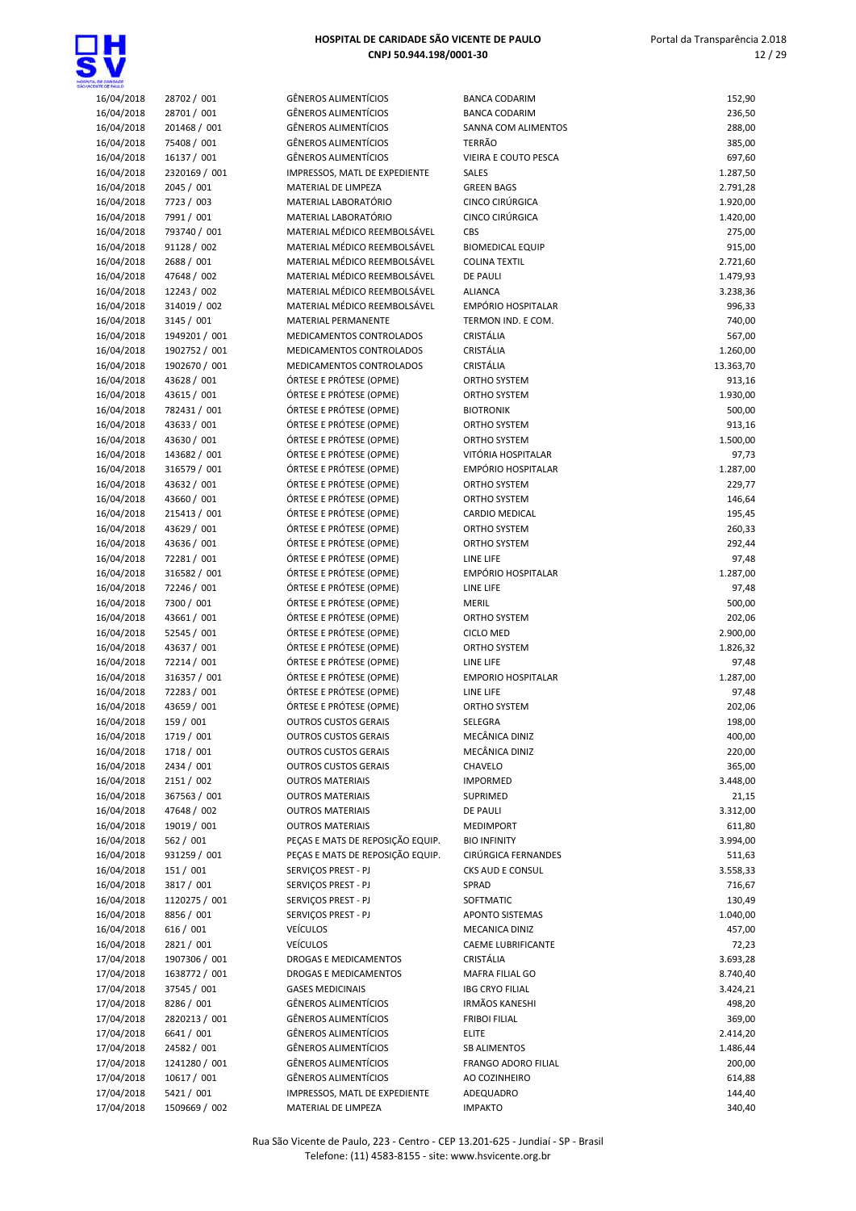| | | | | |
|---|---|---|---|---|
| 16/04/2018 | 28702 / 001 | GÊNEROS ALIMENTÍCIOS | BANCA CODARIM | 152,90 |
| 16/04/2018 | 28701 / 001 | GÊNEROS ALIMENTÍCIOS | BANCA CODARIM | 236,50 |
| 16/04/2018 | 201468 / 001 | GÊNEROS ALIMENTÍCIOS | SANNA COM ALIMENTOS | 288,00 |
| 16/04/2018 | 75408 / 001 | GÊNEROS ALIMENTÍCIOS | TERRÃO | 385,00 |
| 16/04/2018 | 16137 / 001 | GÊNEROS ALIMENTÍCIOS | VIEIRA E COUTO PESCA | 697,60 |
| 16/04/2018 | 2320169 / 001 | IMPRESSOS, MATL DE EXPEDIENTE | SALES | 1.287,50 |
| 16/04/2018 | 2045 / 001 | MATERIAL DE LIMPEZA | GREEN BAGS | 2.791,28 |
| 16/04/2018 | 7723 / 003 | MATERIAL LABORATÓRIO | CINCO CIRÚRGICA | 1.920,00 |
| 16/04/2018 | 7991 / 001 | MATERIAL LABORATÓRIO | CINCO CIRÚRGICA | 1.420,00 |
| 16/04/2018 | 793740 / 001 | MATERIAL MÉDICO REEMBOLSÁVEL | CBS | 275,00 |
| 16/04/2018 | 91128 / 002 | MATERIAL MÉDICO REEMBOLSÁVEL | BIOMEDICAL EQUIP | 915,00 |
| 16/04/2018 | 2688 / 001 | MATERIAL MÉDICO REEMBOLSÁVEL | COLINA TEXTIL | 2.721,60 |
| 16/04/2018 | 47648 / 002 | MATERIAL MÉDICO REEMBOLSÁVEL | DE PAULI | 1.479,93 |
| 16/04/2018 | 12243 / 002 | MATERIAL MÉDICO REEMBOLSÁVEL | ALIANCA | 3.238,36 |
| 16/04/2018 | 314019 / 002 | MATERIAL MÉDICO REEMBOLSÁVEL | EMPÓRIO HOSPITALAR | 996,33 |
| 16/04/2018 | 3145 / 001 | MATERIAL PERMANENTE | TERMON IND. E COM. | 740,00 |
| 16/04/2018 | 1949201 / 001 | MEDICAMENTOS CONTROLADOS | CRISTÁLIA | 567,00 |
| 16/04/2018 | 1902752 / 001 | MEDICAMENTOS CONTROLADOS | CRISTÁLIA | 1.260,00 |
| 16/04/2018 | 1902670 / 001 | MEDICAMENTOS CONTROLADOS | CRISTÁLIA | 13.363,70 |
| 16/04/2018 | 43628 / 001 | ÓRTESE E PRÓTESE (OPME) | ORTHO SYSTEM | 913,16 |
| 16/04/2018 | 43615 / 001 | ÓRTESE E PRÓTESE (OPME) | ORTHO SYSTEM | 1.930,00 |
| 16/04/2018 | 782431 / 001 | ÓRTESE E PRÓTESE (OPME) | BIOTRONIK | 500,00 |
| 16/04/2018 | 43633 / 001 | ÓRTESE E PRÓTESE (OPME) | ORTHO SYSTEM | 913,16 |
| 16/04/2018 | 43630 / 001 | ÓRTESE E PRÓTESE (OPME) | ORTHO SYSTEM | 1.500,00 |
| 16/04/2018 | 143682 / 001 | ÓRTESE E PRÓTESE (OPME) | VITÓRIA HOSPITALAR | 97,73 |
| 16/04/2018 | 316579 / 001 | ÓRTESE E PRÓTESE (OPME) | EMPÓRIO HOSPITALAR | 1.287,00 |
| 16/04/2018 | 43632 / 001 | ÓRTESE E PRÓTESE (OPME) | ORTHO SYSTEM | 229,77 |
| 16/04/2018 | 43660 / 001 | ÓRTESE E PRÓTESE (OPME) | ORTHO SYSTEM | 146,64 |
| 16/04/2018 | 215413 / 001 | ÓRTESE E PRÓTESE (OPME) | CARDIO MEDICAL | 195,45 |
| 16/04/2018 | 43629 / 001 | ÓRTESE E PRÓTESE (OPME) | ORTHO SYSTEM | 260,33 |
| 16/04/2018 | 43636 / 001 | ÓRTESE E PRÓTESE (OPME) | ORTHO SYSTEM | 292,44 |
| 16/04/2018 | 72281 / 001 | ÓRTESE E PRÓTESE (OPME) | LINE LIFE | 97,48 |
| 16/04/2018 | 316582 / 001 | ÓRTESE E PRÓTESE (OPME) | EMPÓRIO HOSPITALAR | 1.287,00 |
| 16/04/2018 | 72246 / 001 | ÓRTESE E PRÓTESE (OPME) | LINE LIFE | 97,48 |
| 16/04/2018 | 7300 / 001 | ÓRTESE E PRÓTESE (OPME) | MERIL | 500,00 |
| 16/04/2018 | 43661 / 001 | ÓRTESE E PRÓTESE (OPME) | ORTHO SYSTEM | 202,06 |
| 16/04/2018 | 52545 / 001 | ÓRTESE E PRÓTESE (OPME) | CICLO MED | 2.900,00 |
| 16/04/2018 | 43637 / 001 | ÓRTESE E PRÓTESE (OPME) | ORTHO SYSTEM | 1.826,32 |
| 16/04/2018 | 72214 / 001 | ÓRTESE E PRÓTESE (OPME) | LINE LIFE | 97,48 |
| 16/04/2018 | 316357 / 001 | ÓRTESE E PRÓTESE (OPME) | EMPORIO HOSPITALAR | 1.287,00 |
| 16/04/2018 | 72283 / 001 | ÓRTESE E PRÓTESE (OPME) | LINE LIFE | 97,48 |
| 16/04/2018 | 43659 / 001 | ÓRTESE E PRÓTESE (OPME) | ORTHO SYSTEM | 202,06 |
| 16/04/2018 | 159 / 001 | OUTROS CUSTOS GERAIS | SELEGRA | 198,00 |
| 16/04/2018 | 1719 / 001 | OUTROS CUSTOS GERAIS | MECÂNICA DINIZ | 400,00 |
| 16/04/2018 | 1718 / 001 | OUTROS CUSTOS GERAIS | MECÂNICA DINIZ | 220,00 |
| 16/04/2018 | 2434 / 001 | OUTROS CUSTOS GERAIS | CHAVELO | 365,00 |
| 16/04/2018 | 2151 / 002 | OUTROS MATERIAIS | IMPORMED | 3.448,00 |
| 16/04/2018 | 367563 / 001 | OUTROS MATERIAIS | SUPRIMED | 21,15 |
| 16/04/2018 | 47648 / 002 | OUTROS MATERIAIS | DE PAULI | 3.312,00 |
| 16/04/2018 | 19019 / 001 | OUTROS MATERIAIS | MEDIMPORT | 611,80 |
| 16/04/2018 | 562 / 001 | PEÇAS E MATS DE REPOSIÇÃO EQUIP. | BIO INFINITY | 3.994,00 |
| 16/04/2018 | 931259 / 001 | PEÇAS E MATS DE REPOSIÇÃO EQUIP. | CIRÚRGICA FERNANDES | 511,63 |
| 16/04/2018 | 151 / 001 | SERVIÇOS PREST - PJ | CKS AUD E CONSUL | 3.558,33 |
| 16/04/2018 | 3817 / 001 | SERVIÇOS PREST - PJ | SPRAD | 716,67 |
| 16/04/2018 | 1120275 / 001 | SERVIÇOS PREST - PJ | SOFTMATIC | 130,49 |
| 16/04/2018 | 8856 / 001 | SERVIÇOS PREST - PJ | APONTO SISTEMAS | 1.040,00 |
| 16/04/2018 | 616 / 001 | VEÍCULOS | MECANICA DINIZ | 457,00 |
| 16/04/2018 | 2821 / 001 | VEÍCULOS | CAEME LUBRIFICANTE | 72,23 |
| 17/04/2018 | 1907306 / 001 | DROGAS E MEDICAMENTOS | CRISTÁLIA | 3.693,28 |
| 17/04/2018 | 1638772 / 001 | DROGAS E MEDICAMENTOS | MAFRA FILIAL GO | 8.740,40 |
| 17/04/2018 | 37545 / 001 | GASES MEDICINAIS | IBG CRYO FILIAL | 3.424,21 |
| 17/04/2018 | 8286 / 001 | GÊNEROS ALIMENTÍCIOS | IRMÃOS KANESHI | 498,20 |
| 17/04/2018 | 2820213 / 001 | GÊNEROS ALIMENTÍCIOS | FRIBOI FILIAL | 369,00 |
| 17/04/2018 | 6641 / 001 | GÊNEROS ALIMENTÍCIOS | ELITE | 2.414,20 |
| 17/04/2018 | 24582 / 001 | GÊNEROS ALIMENTÍCIOS | SB ALIMENTOS | 1.486,44 |
| 17/04/2018 | 1241280 / 001 | GÊNEROS ALIMENTÍCIOS | FRANGO ADORO FILIAL | 200,00 |
| 17/04/2018 | 10617 / 001 | GÊNEROS ALIMENTÍCIOS | AO COZINHEIRO | 614,88 |
| 17/04/2018 | 5421 / 001 | IMPRESSOS, MATL DE EXPEDIENTE | ADEQUADRO | 144,40 |
| 17/04/2018 | 1509669 / 002 | MATERIAL DE LIMPEZA | IMPAKTO | 340,40 |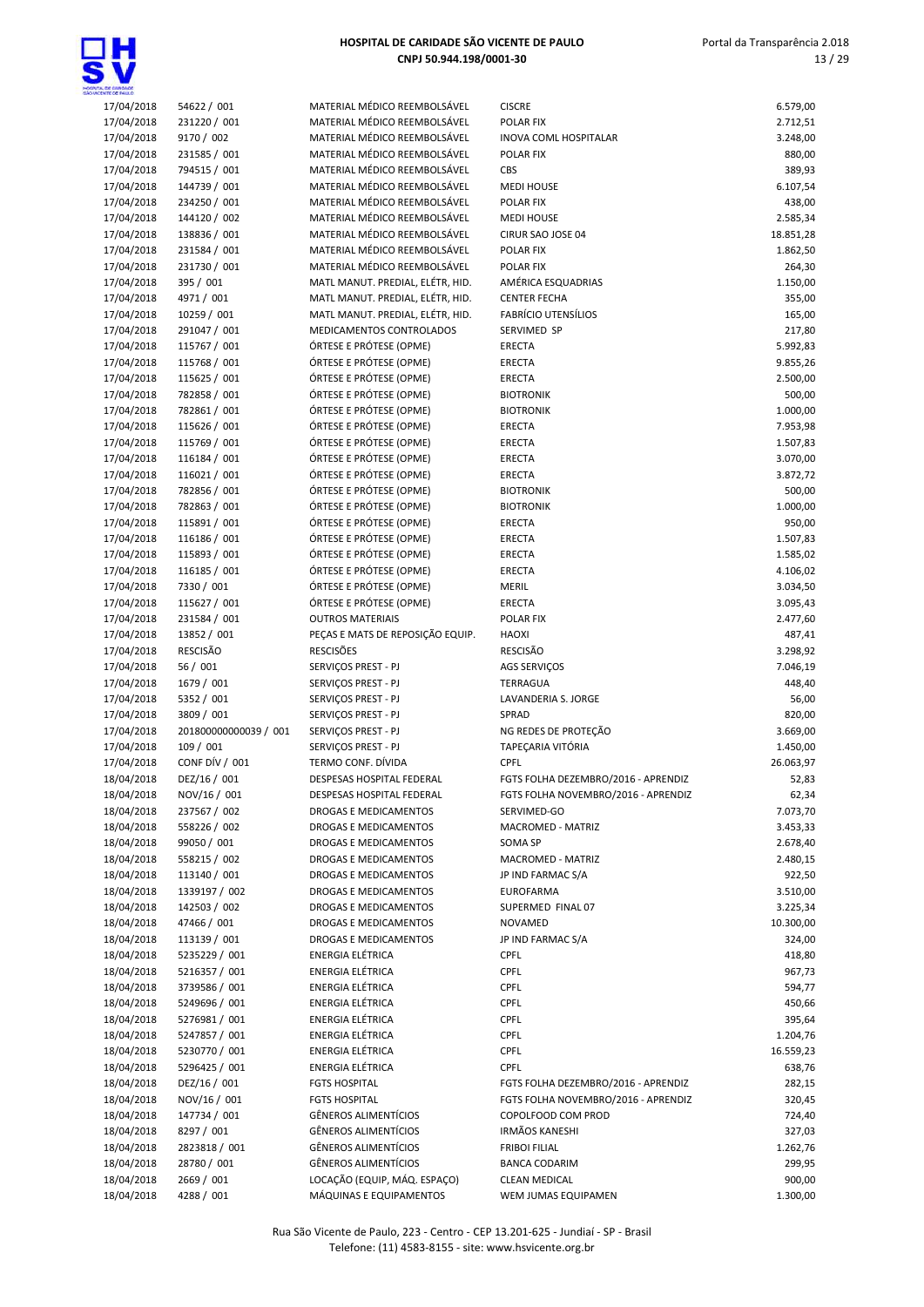| 17/04/2018 | 54622 / 001 | MATERIAL MÉDICO REEMBOLSÁVEL | CISCRE | 6.579,00 |
|---|---|---|---|---|
| 17/04/2018 | 231220 / 001 | MATERIAL MÉDICO REEMBOLSÁVEL | POLAR FIX | 2.712,51 |
| 17/04/2018 | 9170 / 002 | MATERIAL MÉDICO REEMBOLSÁVEL | INOVA COML HOSPITALAR | 3.248,00 |
| 17/04/2018 | 231585 / 001 | MATERIAL MÉDICO REEMBOLSÁVEL | POLAR FIX | 880,00 |
| 17/04/2018 | 794515 / 001 | MATERIAL MÉDICO REEMBOLSÁVEL | CBS | 389,93 |
| 17/04/2018 | 144739 / 001 | MATERIAL MÉDICO REEMBOLSÁVEL | MEDI HOUSE | 6.107,54 |
| 17/04/2018 | 234250 / 001 | MATERIAL MÉDICO REEMBOLSÁVEL | POLAR FIX | 438,00 |
| 17/04/2018 | 144120 / 002 | MATERIAL MÉDICO REEMBOLSÁVEL | MEDI HOUSE | 2.585,34 |
| 17/04/2018 | 138836 / 001 | MATERIAL MÉDICO REEMBOLSÁVEL | CIRUR SAO JOSE 04 | 18.851,28 |
| 17/04/2018 | 231584 / 001 | MATERIAL MÉDICO REEMBOLSÁVEL | POLAR FIX | 1.862,50 |
| 17/04/2018 | 231730 / 001 | MATERIAL MÉDICO REEMBOLSÁVEL | POLAR FIX | 264,30 |
| 17/04/2018 | 395 / 001 | MATL MANUT. PREDIAL, ELÉTR, HID. | AMÉRICA ESQUADRIAS | 1.150,00 |
| 17/04/2018 | 4971 / 001 | MATL MANUT. PREDIAL, ELÉTR, HID. | CENTER FECHA | 355,00 |
| 17/04/2018 | 10259 / 001 | MATL MANUT. PREDIAL, ELÉTR, HID. | FABRÍCIO UTENSÍLIOS | 165,00 |
| 17/04/2018 | 291047 / 001 | MEDICAMENTOS CONTROLADOS | SERVIMED SP | 217,80 |
| 17/04/2018 | 115767 / 001 | ÓRTESE E PRÓTESE (OPME) | ERECTA | 5.992,83 |
| 17/04/2018 | 115768 / 001 | ÓRTESE E PRÓTESE (OPME) | ERECTA | 9.855,26 |
| 17/04/2018 | 115625 / 001 | ÓRTESE E PRÓTESE (OPME) | ERECTA | 2.500,00 |
| 17/04/2018 | 782858 / 001 | ÓRTESE E PRÓTESE (OPME) | BIOTRONIK | 500,00 |
| 17/04/2018 | 782861 / 001 | ÓRTESE E PRÓTESE (OPME) | BIOTRONIK | 1.000,00 |
| 17/04/2018 | 115626 / 001 | ÓRTESE E PRÓTESE (OPME) | ERECTA | 7.953,98 |
| 17/04/2018 | 115769 / 001 | ÓRTESE E PRÓTESE (OPME) | ERECTA | 1.507,83 |
| 17/04/2018 | 116184 / 001 | ÓRTESE E PRÓTESE (OPME) | ERECTA | 3.070,00 |
| 17/04/2018 | 116021 / 001 | ÓRTESE E PRÓTESE (OPME) | ERECTA | 3.872,72 |
| 17/04/2018 | 782856 / 001 | ÓRTESE E PRÓTESE (OPME) | BIOTRONIK | 500,00 |
| 17/04/2018 | 782863 / 001 | ÓRTESE E PRÓTESE (OPME) | BIOTRONIK | 1.000,00 |
| 17/04/2018 | 115891 / 001 | ÓRTESE E PRÓTESE (OPME) | ERECTA | 950,00 |
| 17/04/2018 | 116186 / 001 | ÓRTESE E PRÓTESE (OPME) | ERECTA | 1.507,83 |
| 17/04/2018 | 115893 / 001 | ÓRTESE E PRÓTESE (OPME) | ERECTA | 1.585,02 |
| 17/04/2018 | 116185 / 001 | ÓRTESE E PRÓTESE (OPME) | ERECTA | 4.106,02 |
| 17/04/2018 | 7330 / 001 | ÓRTESE E PRÓTESE (OPME) | MERIL | 3.034,50 |
| 17/04/2018 | 115627 / 001 | ÓRTESE E PRÓTESE (OPME) | ERECTA | 3.095,43 |
| 17/04/2018 | 231584 / 001 | OUTROS MATERIAIS | POLAR FIX | 2.477,60 |
| 17/04/2018 | 13852 / 001 | PEÇAS E MATS DE REPOSIÇÃO EQUIP. | HAOXI | 487,41 |
| 17/04/2018 | RESCISÃO | RESCISÕES | RESCISÃO | 3.298,92 |
| 17/04/2018 | 56 / 001 | SERVIÇOS PREST - PJ | AGS SERVIÇOS | 7.046,19 |
| 17/04/2018 | 1679 / 001 | SERVIÇOS PREST - PJ | TERRAGUA | 448,40 |
| 17/04/2018 | 5352 / 001 | SERVIÇOS PREST - PJ | LAVANDERIA S. JORGE | 56,00 |
| 17/04/2018 | 3809 / 001 | SERVIÇOS PREST - PJ | SPRAD | 820,00 |
| 17/04/2018 | 201800000000039 / 001 | SERVIÇOS PREST - PJ | NG REDES DE PROTEÇÃO | 3.669,00 |
| 17/04/2018 | 109 / 001 | SERVIÇOS PREST - PJ | TAPEÇARIA VITÓRIA | 1.450,00 |
| 17/04/2018 | CONF DÍV / 001 | TERMO CONF. DÍVIDA | CPFL | 26.063,97 |
| 18/04/2018 | DEZ/16 / 001 | DESPESAS HOSPITAL FEDERAL | FGTS FOLHA DEZEMBRO/2016 - APRENDIZ | 52,83 |
| 18/04/2018 | NOV/16 / 001 | DESPESAS HOSPITAL FEDERAL | FGTS FOLHA NOVEMBRO/2016 - APRENDIZ | 62,34 |
| 18/04/2018 | 237567 / 002 | DROGAS E MEDICAMENTOS | SERVIMED-GO | 7.073,70 |
| 18/04/2018 | 558226 / 002 | DROGAS E MEDICAMENTOS | MACROMED - MATRIZ | 3.453,33 |
| 18/04/2018 | 99050 / 001 | DROGAS E MEDICAMENTOS | SOMA SP | 2.678,40 |
| 18/04/2018 | 558215 / 002 | DROGAS E MEDICAMENTOS | MACROMED - MATRIZ | 2.480,15 |
| 18/04/2018 | 113140 / 001 | DROGAS E MEDICAMENTOS | JP IND FARMAC S/A | 922,50 |
| 18/04/2018 | 1339197 / 002 | DROGAS E MEDICAMENTOS | EUROFARMA | 3.510,00 |
| 18/04/2018 | 142503 / 002 | DROGAS E MEDICAMENTOS | SUPERMED FINAL 07 | 3.225,34 |
| 18/04/2018 | 47466 / 001 | DROGAS E MEDICAMENTOS | NOVAMED | 10.300,00 |
| 18/04/2018 | 113139 / 001 | DROGAS E MEDICAMENTOS | JP IND FARMAC S/A | 324,00 |
| 18/04/2018 | 5235229 / 001 | ENERGIA ELÉTRICA | CPFL | 418,80 |
| 18/04/2018 | 5216357 / 001 | ENERGIA ELÉTRICA | CPFL | 967,73 |
| 18/04/2018 | 3739586 / 001 | ENERGIA ELÉTRICA | CPFL | 594,77 |
| 18/04/2018 | 5249696 / 001 | ENERGIA ELÉTRICA | CPFL | 450,66 |
| 18/04/2018 | 5276981 / 001 | ENERGIA ELÉTRICA | CPFL | 395,64 |
| 18/04/2018 | 5247857 / 001 | ENERGIA ELÉTRICA | CPFL | 1.204,76 |
| 18/04/2018 | 5230770 / 001 | ENERGIA ELÉTRICA | CPFL | 16.559,23 |
| 18/04/2018 | 5296425 / 001 | ENERGIA ELÉTRICA | CPFL | 638,76 |
| 18/04/2018 | DEZ/16 / 001 | FGTS HOSPITAL | FGTS FOLHA DEZEMBRO/2016 - APRENDIZ | 282,15 |
| 18/04/2018 | NOV/16 / 001 | FGTS HOSPITAL | FGTS FOLHA NOVEMBRO/2016 - APRENDIZ | 320,45 |
| 18/04/2018 | 147734 / 001 | GÊNEROS ALIMENTÍCIOS | COPOLFOOD COM PROD | 724,40 |
| 18/04/2018 | 8297 / 001 | GÊNEROS ALIMENTÍCIOS | IRMÃOS KANESHI | 327,03 |
| 18/04/2018 | 2823818 / 001 | GÊNEROS ALIMENTÍCIOS | FRIBOI FILIAL | 1.262,76 |
| 18/04/2018 | 28780 / 001 | GÊNEROS ALIMENTÍCIOS | BANCA CODARIM | 299,95 |
| 18/04/2018 | 2669 / 001 | LOCAÇÃO (EQUIP, MÁQ. ESPAÇO) | CLEAN MEDICAL | 900,00 |
| 18/04/2018 | 4288 / 001 | MÁQUINAS E EQUIPAMENTOS | WEM JUMAS EQUIPAMEN | 1.300,00 |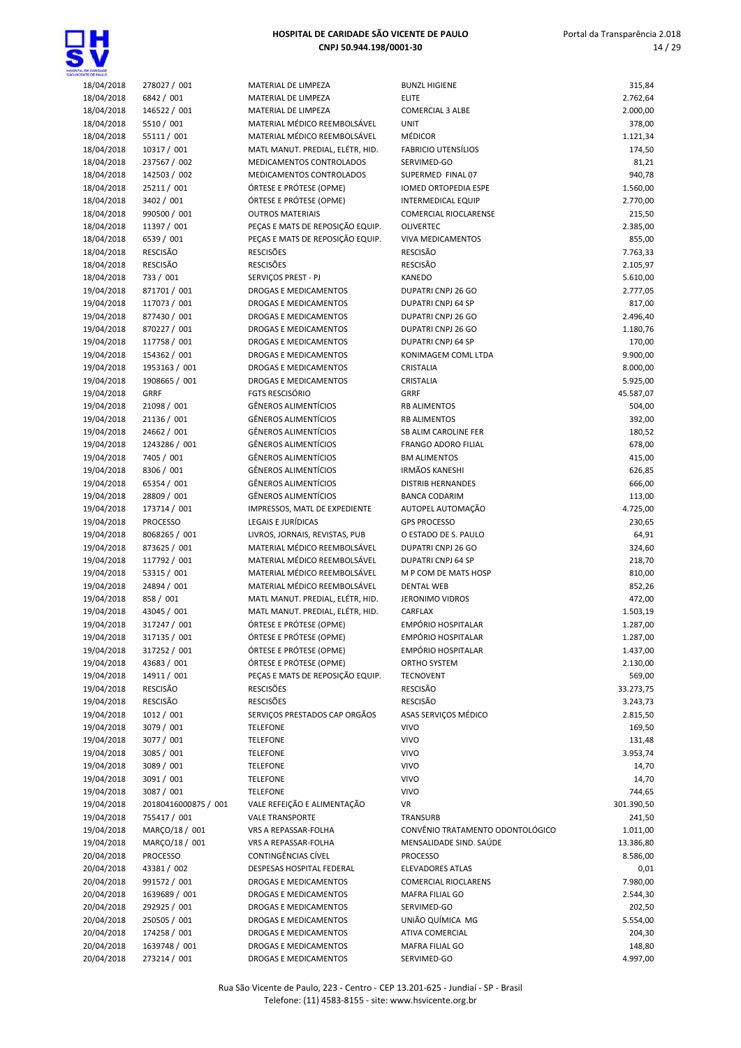# HOSPITAL DE CARIDADE SÃO VICENTE DE PAULO
**CNPJ 50.944.198/0001-30**

| | | | | |
|---|---|---|---|---|
| 18/04/2018 | 278027 / 001 | MATERIAL DE LIMPEZA | BUNZL HIGIENE | 315,84 |
| 18/04/2018 | 6842 / 001 | MATERIAL DE LIMPEZA | ELITE | 2.762,64 |
| 18/04/2018 | 146522 / 001 | MATERIAL DE LIMPEZA | COMERCIAL 3 ALBE | 2.000,00 |
| 18/04/2018 | 5510 / 001 | MATERIAL MÉDICO REEMBOLSÁVEL | UNIT | 378,00 |
| 18/04/2018 | 55111 / 001 | MATERIAL MÉDICO REEMBOLSÁVEL | MÉDICOR | 1.121,34 |
| 18/04/2018 | 10317 / 001 | MATL MANUT. PREDIAL, ELÉTR, HID. | FABRICIO UTENSÍLIOS | 174,50 |
| 18/04/2018 | 237567 / 002 | MEDICAMENTOS CONTROLADOS | SERVIMED-GO | 81,21 |
| 18/04/2018 | 142503 / 002 | MEDICAMENTOS CONTROLADOS | SUPERMED FINAL 07 | 940,78 |
| 18/04/2018 | 25211 / 001 | ÓRTESE E PRÓTESE (OPME) | IOMED ORTOPEDIA ESPE | 1.560,00 |
| 18/04/2018 | 3402 / 001 | ÓRTESE E PRÓTESE (OPME) | INTERMEDICAL EQUIP | 2.770,00 |
| 18/04/2018 | 990500 / 001 | OUTROS MATERIAIS | COMERCIAL RIOCLARENSE | 215,50 |
| 18/04/2018 | 11397 / 001 | PEÇAS E MATS DE REPOSIÇÃO EQUIP. | OLIVERTEC | 2.385,00 |
| 18/04/2018 | 6539 / 001 | PEÇAS E MATS DE REPOSIÇÃO EQUIP. | VIVA MEDICAMENTOS | 855,00 |
| 18/04/2018 | RESCISÃO | RESCISÕES | RESCISÃO | 7.763,33 |
| 18/04/2018 | RESCISÃO | RESCISÕES | RESCISÃO | 2.105,97 |
| 18/04/2018 | 733 / 001 | SERVIÇOS PREST - PJ | KANEDO | 5.610,00 |
| 19/04/2018 | 871701 / 001 | DROGAS E MEDICAMENTOS | DUPATRI CNPJ 26 GO | 2.777,05 |
| 19/04/2018 | 117073 / 001 | DROGAS E MEDICAMENTOS | DUPATRI CNPJ 64 SP | 817,00 |
| 19/04/2018 | 877430 / 001 | DROGAS E MEDICAMENTOS | DUPATRI CNPJ 26 GO | 2.496,40 |
| 19/04/2018 | 870227 / 001 | DROGAS E MEDICAMENTOS | DUPATRI CNPJ 26 GO | 1.180,76 |
| 19/04/2018 | 117758 / 001 | DROGAS E MEDICAMENTOS | DUPATRI CNPJ 64 SP | 170,00 |
| 19/04/2018 | 154362 / 001 | DROGAS E MEDICAMENTOS | KONIMAGEM COML LTDA | 9.900,00 |
| 19/04/2018 | 1953163 / 001 | DROGAS E MEDICAMENTOS | CRISTALIA | 8.000,00 |
| 19/04/2018 | 1908665 / 001 | DROGAS E MEDICAMENTOS | CRISTALIA | 5.925,00 |
| 19/04/2018 | GRRF | FGTS RESCISÓRIO | GRRF | 45.587,07 |
| 19/04/2018 | 21098 / 001 | GÊNEROS ALIMENTÍCIOS | RB ALIMENTOS | 504,00 |
| 19/04/2018 | 21136 / 001 | GÊNEROS ALIMENTÍCIOS | RB ALIMENTOS | 392,00 |
| 19/04/2018 | 24662 / 001 | GÊNEROS ALIMENTÍCIOS | SB ALIM CAROLINE FER | 180,52 |
| 19/04/2018 | 1243286 / 001 | GÊNEROS ALIMENTÍCIOS | FRANGO ADORO FILIAL | 678,00 |
| 19/04/2018 | 7405 / 001 | GÊNEROS ALIMENTÍCIOS | BM ALIMENTOS | 415,00 |
| 19/04/2018 | 8306 / 001 | GÊNEROS ALIMENTÍCIOS | IRMÃOS KANESHI | 626,85 |
| 19/04/2018 | 65354 / 001 | GÊNEROS ALIMENTÍCIOS | DISTRIB HERNANDES | 666,00 |
| 19/04/2018 | 28809 / 001 | GÊNEROS ALIMENTÍCIOS | BANCA CODARIM | 113,00 |
| 19/04/2018 | 173714 / 001 | IMPRESSOS, MATL DE EXPEDIENTE | AUTOPEL AUTOMAÇÃO | 4.725,00 |
| 19/04/2018 | PROCESSO | LEGAIS E JURÍDICAS | GPS PROCESSO | 230,65 |
| 19/04/2018 | 8068265 / 001 | LIVROS, JORNAIS, REVISTAS, PUB | O ESTADO DE S. PAULO | 64,91 |
| 19/04/2018 | 873625 / 001 | MATERIAL MÉDICO REEMBOLSÁVEL | DUPATRI CNPJ 26 GO | 324,60 |
| 19/04/2018 | 117792 / 001 | MATERIAL MÉDICO REEMBOLSÁVEL | DUPATRI CNPJ 64 SP | 218,70 |
| 19/04/2018 | 53315 / 001 | MATERIAL MÉDICO REEMBOLSÁVEL | M P COM DE MATS HOSP | 810,00 |
| 19/04/2018 | 24894 / 001 | MATERIAL MÉDICO REEMBOLSÁVEL | DENTAL WEB | 852,26 |
| 19/04/2018 | 858 / 001 | MATL MANUT. PREDIAL, ELÉTR, HID. | JERONIMO VIDROS | 472,00 |
| 19/04/2018 | 43045 / 001 | MATL MANUT. PREDIAL, ELÉTR, HID. | CARFLAX | 1.503,19 |
| 19/04/2018 | 317247 / 001 | ÓRTESE E PRÓTESE (OPME) | EMPÓRIO HOSPITALAR | 1.287,00 |
| 19/04/2018 | 317135 / 001 | ÓRTESE E PRÓTESE (OPME) | EMPÓRIO HOSPITALAR | 1.287,00 |
| 19/04/2018 | 317252 / 001 | ÓRTESE E PRÓTESE (OPME) | EMPÓRIO HOSPITALAR | 1.437,00 |
| 19/04/2018 | 43683 / 001 | ÓRTESE E PRÓTESE (OPME) | ORTHO SYSTEM | 2.130,00 |
| 19/04/2018 | 14911 / 001 | PEÇAS E MATS DE REPOSIÇÃO EQUIP. | TECNOVENT | 569,00 |
| 19/04/2018 | RESCISÃO | RESCISÕES | RESCISÃO | 33.273,75 |
| 19/04/2018 | RESCISÃO | RESCISÕES | RESCISÃO | 3.243,73 |
| 19/04/2018 | 1012 / 001 | SERVIÇOS PRESTADOS CAP ORGÃOS | ASAS SERVIÇOS MÉDICO | 2.815,50 |
| 19/04/2018 | 3079 / 001 | TELEFONE | VIVO | 169,50 |
| 19/04/2018 | 3077 / 001 | TELEFONE | VIVO | 131,48 |
| 19/04/2018 | 3085 / 001 | TELEFONE | VIVO | 3.953,74 |
| 19/04/2018 | 3089 / 001 | TELEFONE | VIVO | 14,70 |
| 19/04/2018 | 3091 / 001 | TELEFONE | VIVO | 14,70 |
| 19/04/2018 | 3087 / 001 | TELEFONE | VIVO | 744,65 |
| 19/04/2018 | 20180416000875 / 001 | VALE REFEIÇÃO E ALIMENTAÇÃO | VR | 301.390,50 |
| 19/04/2018 | 755417 / 001 | VALE TRANSPORTE | TRANSURB | 241,50 |
| 19/04/2018 | MARÇO/18 / 001 | VRS A REPASSAR-FOLHA | CONVÊNIO TRATAMENTO ODONTOLÓGICO | 1.011,00 |
| 19/04/2018 | MARÇO/18 / 001 | VRS A REPASSAR-FOLHA | MENSALIDADE SIND. SAÚDE | 13.386,80 |
| 20/04/2018 | PROCESSO | CONTINGÊNCIAS CÍVEL | PROCESSO | 8.586,00 |
| 20/04/2018 | 43381 / 002 | DESPESAS HOSPITAL FEDERAL | ELEVADORES ATLAS | 0,01 |
| 20/04/2018 | 991572 / 001 | DROGAS E MEDICAMENTOS | COMERCIAL RIOCLARENS | 7.980,00 |
| 20/04/2018 | 1639689 / 001 | DROGAS E MEDICAMENTOS | MAFRA FILIAL GO | 2.544,30 |
| 20/04/2018 | 292925 / 001 | DROGAS E MEDICAMENTOS | SERVIMED-GO | 202,50 |
| 20/04/2018 | 250505 / 001 | DROGAS E MEDICAMENTOS | UNIÃO QUÍMICA MG | 5.554,00 |
| 20/04/2018 | 174258 / 001 | DROGAS E MEDICAMENTOS | ATIVA COMERCIAL | 204,30 |
| 20/04/2018 | 1639748 / 001 | DROGAS E MEDICAMENTOS | MAFRA FILIAL GO | 148,80 |
| 20/04/2018 | 273214 / 001 | DROGAS E MEDICAMENTOS | SERVIMED-GO | 4.997,00 |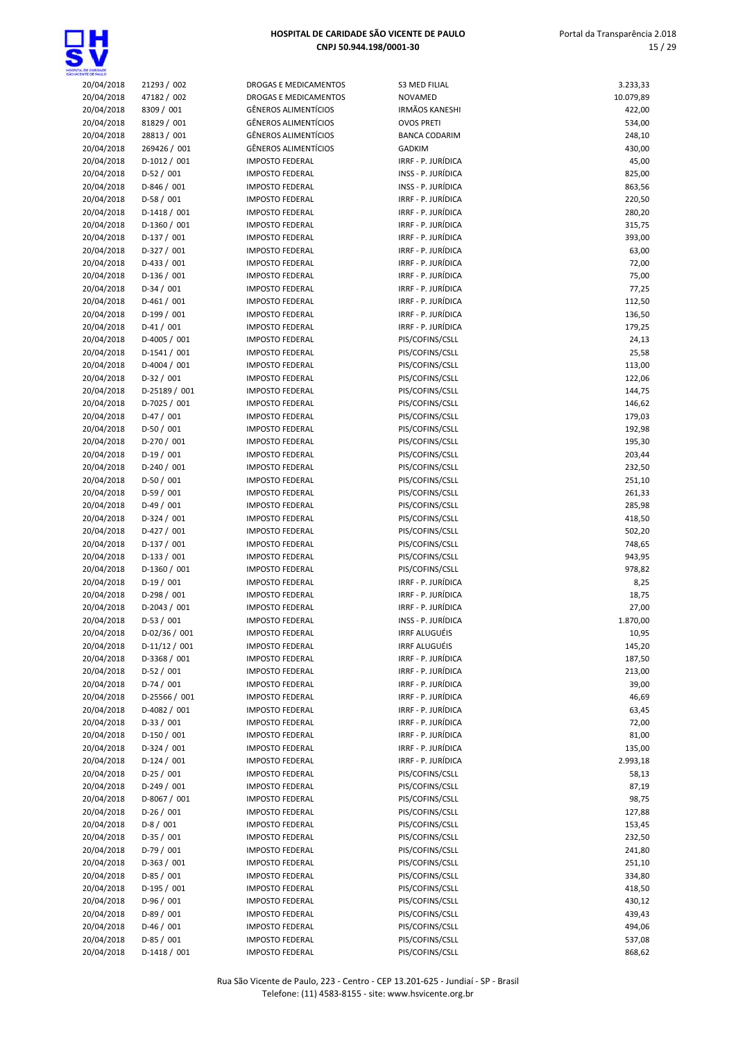| 20/04/2018 | 21293 / 002 | DROGAS E MEDICAMENTOS | S3 MED FILIAL | 3.233,33 |
|---|---|---|---|---|
| 20/04/2018 | 47182 / 002 | DROGAS E MEDICAMENTOS | NOVAMED | 10.079,89 |
| 20/04/2018 | 8309 / 001 | GÊNEROS ALIMENTÍCIOS | IRMÃOS KANESHI | 422,00 |
| 20/04/2018 | 81829 / 001 | GÊNEROS ALIMENTÍCIOS | OVOS PRETI | 534,00 |
| 20/04/2018 | 28813 / 001 | GÊNEROS ALIMENTÍCIOS | BANCA CODARIM | 248,10 |
| 20/04/2018 | 269426 / 001 | GÊNEROS ALIMENTÍCIOS | GADKIM | 430,00 |
| 20/04/2018 | D-1012 / 001 | IMPOSTO FEDERAL | IRRF - P. JURÍDICA | 45,00 |
| 20/04/2018 | D-52 / 001 | IMPOSTO FEDERAL | INSS - P. JURÍDICA | 825,00 |
| 20/04/2018 | D-846 / 001 | IMPOSTO FEDERAL | INSS - P. JURÍDICA | 863,56 |
| 20/04/2018 | D-58 / 001 | IMPOSTO FEDERAL | IRRF - P. JURÍDICA | 220,50 |
| 20/04/2018 | D-1418 / 001 | IMPOSTO FEDERAL | IRRF - P. JURÍDICA | 280,20 |
| 20/04/2018 | D-1360 / 001 | IMPOSTO FEDERAL | IRRF - P. JURÍDICA | 315,75 |
| 20/04/2018 | D-137 / 001 | IMPOSTO FEDERAL | IRRF - P. JURÍDICA | 393,00 |
| 20/04/2018 | D-327 / 001 | IMPOSTO FEDERAL | IRRF - P. JURÍDICA | 63,00 |
| 20/04/2018 | D-433 / 001 | IMPOSTO FEDERAL | IRRF - P. JURÍDICA | 72,00 |
| 20/04/2018 | D-136 / 001 | IMPOSTO FEDERAL | IRRF - P. JURÍDICA | 75,00 |
| 20/04/2018 | D-34 / 001 | IMPOSTO FEDERAL | IRRF - P. JURÍDICA | 77,25 |
| 20/04/2018 | D-461 / 001 | IMPOSTO FEDERAL | IRRF - P. JURÍDICA | 112,50 |
| 20/04/2018 | D-199 / 001 | IMPOSTO FEDERAL | IRRF - P. JURÍDICA | 136,50 |
| 20/04/2018 | D-41 / 001 | IMPOSTO FEDERAL | IRRF - P. JURÍDICA | 179,25 |
| 20/04/2018 | D-4005 / 001 | IMPOSTO FEDERAL | PIS/COFINS/CSLL | 24,13 |
| 20/04/2018 | D-1541 / 001 | IMPOSTO FEDERAL | PIS/COFINS/CSLL | 25,58 |
| 20/04/2018 | D-4004 / 001 | IMPOSTO FEDERAL | PIS/COFINS/CSLL | 113,00 |
| 20/04/2018 | D-32 / 001 | IMPOSTO FEDERAL | PIS/COFINS/CSLL | 122,06 |
| 20/04/2018 | D-25189 / 001 | IMPOSTO FEDERAL | PIS/COFINS/CSLL | 144,75 |
| 20/04/2018 | D-7025 / 001 | IMPOSTO FEDERAL | PIS/COFINS/CSLL | 146,62 |
| 20/04/2018 | D-47 / 001 | IMPOSTO FEDERAL | PIS/COFINS/CSLL | 179,03 |
| 20/04/2018 | D-50 / 001 | IMPOSTO FEDERAL | PIS/COFINS/CSLL | 192,98 |
| 20/04/2018 | D-270 / 001 | IMPOSTO FEDERAL | PIS/COFINS/CSLL | 195,30 |
| 20/04/2018 | D-19 / 001 | IMPOSTO FEDERAL | PIS/COFINS/CSLL | 203,44 |
| 20/04/2018 | D-240 / 001 | IMPOSTO FEDERAL | PIS/COFINS/CSLL | 232,50 |
| 20/04/2018 | D-50 / 001 | IMPOSTO FEDERAL | PIS/COFINS/CSLL | 251,10 |
| 20/04/2018 | D-59 / 001 | IMPOSTO FEDERAL | PIS/COFINS/CSLL | 261,33 |
| 20/04/2018 | D-49 / 001 | IMPOSTO FEDERAL | PIS/COFINS/CSLL | 285,98 |
| 20/04/2018 | D-324 / 001 | IMPOSTO FEDERAL | PIS/COFINS/CSLL | 418,50 |
| 20/04/2018 | D-427 / 001 | IMPOSTO FEDERAL | PIS/COFINS/CSLL | 502,20 |
| 20/04/2018 | D-137 / 001 | IMPOSTO FEDERAL | PIS/COFINS/CSLL | 748,65 |
| 20/04/2018 | D-133 / 001 | IMPOSTO FEDERAL | PIS/COFINS/CSLL | 943,95 |
| 20/04/2018 | D-1360 / 001 | IMPOSTO FEDERAL | PIS/COFINS/CSLL | 978,82 |
| 20/04/2018 | D-19 / 001 | IMPOSTO FEDERAL | IRRF - P. JURÍDICA | 8,25 |
| 20/04/2018 | D-298 / 001 | IMPOSTO FEDERAL | IRRF - P. JURÍDICA | 18,75 |
| 20/04/2018 | D-2043 / 001 | IMPOSTO FEDERAL | IRRF - P. JURÍDICA | 27,00 |
| 20/04/2018 | D-53 / 001 | IMPOSTO FEDERAL | INSS - P. JURÍDICA | 1.870,00 |
| 20/04/2018 | D-02/36 / 001 | IMPOSTO FEDERAL | IRRF ALUGUÉIS | 10,95 |
| 20/04/2018 | D-11/12 / 001 | IMPOSTO FEDERAL | IRRF ALUGUÉIS | 145,20 |
| 20/04/2018 | D-3368 / 001 | IMPOSTO FEDERAL | IRRF - P. JURÍDICA | 187,50 |
| 20/04/2018 | D-52 / 001 | IMPOSTO FEDERAL | IRRF - P. JURÍDICA | 213,00 |
| 20/04/2018 | D-74 / 001 | IMPOSTO FEDERAL | IRRF - P. JURÍDICA | 39,00 |
| 20/04/2018 | D-25566 / 001 | IMPOSTO FEDERAL | IRRF - P. JURÍDICA | 46,69 |
| 20/04/2018 | D-4082 / 001 | IMPOSTO FEDERAL | IRRF - P. JURÍDICA | 63,45 |
| 20/04/2018 | D-33 / 001 | IMPOSTO FEDERAL | IRRF - P. JURÍDICA | 72,00 |
| 20/04/2018 | D-150 / 001 | IMPOSTO FEDERAL | IRRF - P. JURÍDICA | 81,00 |
| 20/04/2018 | D-324 / 001 | IMPOSTO FEDERAL | IRRF - P. JURÍDICA | 135,00 |
| 20/04/2018 | D-124 / 001 | IMPOSTO FEDERAL | IRRF - P. JURÍDICA | 2.993,18 |
| 20/04/2018 | D-25 / 001 | IMPOSTO FEDERAL | PIS/COFINS/CSLL | 58,13 |
| 20/04/2018 | D-249 / 001 | IMPOSTO FEDERAL | PIS/COFINS/CSLL | 87,19 |
| 20/04/2018 | D-8067 / 001 | IMPOSTO FEDERAL | PIS/COFINS/CSLL | 98,75 |
| 20/04/2018 | D-26 / 001 | IMPOSTO FEDERAL | PIS/COFINS/CSLL | 127,88 |
| 20/04/2018 | D-8 / 001 | IMPOSTO FEDERAL | PIS/COFINS/CSLL | 153,45 |
| 20/04/2018 | D-35 / 001 | IMPOSTO FEDERAL | PIS/COFINS/CSLL | 232,50 |
| 20/04/2018 | D-79 / 001 | IMPOSTO FEDERAL | PIS/COFINS/CSLL | 241,80 |
| 20/04/2018 | D-363 / 001 | IMPOSTO FEDERAL | PIS/COFINS/CSLL | 251,10 |
| 20/04/2018 | D-85 / 001 | IMPOSTO FEDERAL | PIS/COFINS/CSLL | 334,80 |
| 20/04/2018 | D-195 / 001 | IMPOSTO FEDERAL | PIS/COFINS/CSLL | 418,50 |
| 20/04/2018 | D-96 / 001 | IMPOSTO FEDERAL | PIS/COFINS/CSLL | 430,12 |
| 20/04/2018 | D-89 / 001 | IMPOSTO FEDERAL | PIS/COFINS/CSLL | 439,43 |
| 20/04/2018 | D-46 / 001 | IMPOSTO FEDERAL | PIS/COFINS/CSLL | 494,06 |
| 20/04/2018 | D-85 / 001 | IMPOSTO FEDERAL | PIS/COFINS/CSLL | 537,08 |
| 20/04/2018 | D-1418 / 001 | IMPOSTO FEDERAL | PIS/COFINS/CSLL | 868,62 |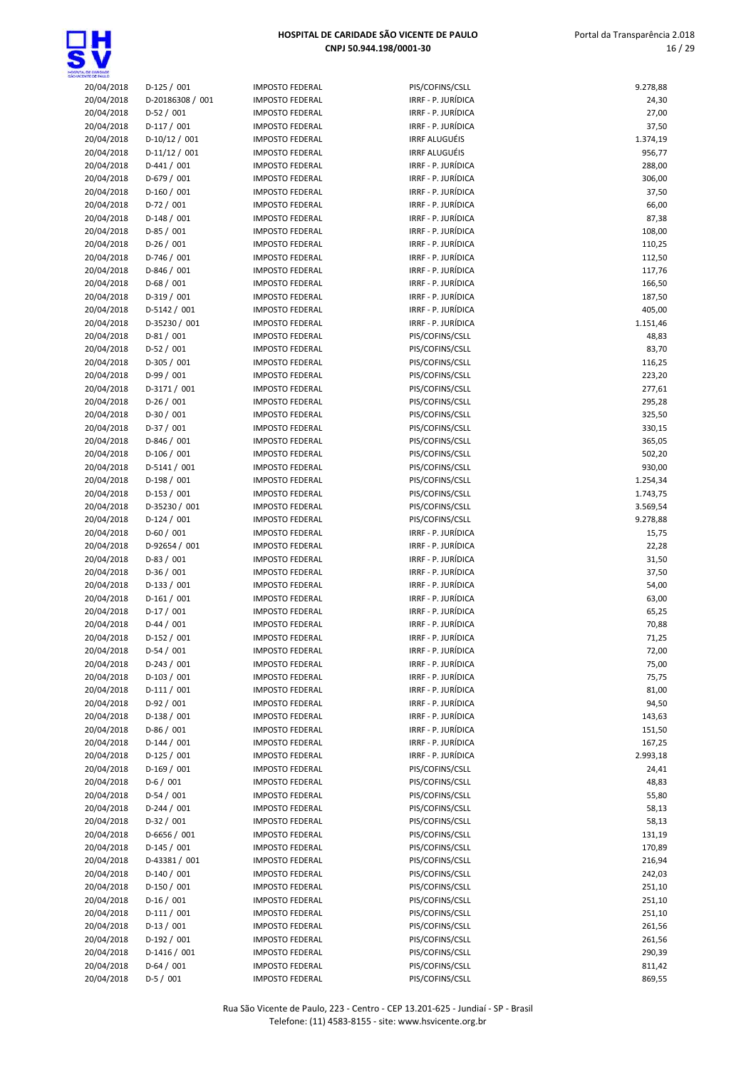| | | | | |
|---|---|---|---|---|
| 20/04/2018 | D-125 / 001 | IMPOSTO FEDERAL | PIS/COFINS/CSLL | 9.278,88 |
| 20/04/2018 | D-20186308 / 001 | IMPOSTO FEDERAL | IRRF - P. JURÍDICA | 24,30 |
| 20/04/2018 | D-52 / 001 | IMPOSTO FEDERAL | IRRF - P. JURÍDICA | 27,00 |
| 20/04/2018 | D-117 / 001 | IMPOSTO FEDERAL | IRRF - P. JURÍDICA | 37,50 |
| 20/04/2018 | D-10/12 / 001 | IMPOSTO FEDERAL | IRRF ALUGUÉIS | 1.374,19 |
| 20/04/2018 | D-11/12 / 001 | IMPOSTO FEDERAL | IRRF ALUGUÉIS | 956,77 |
| 20/04/2018 | D-441 / 001 | IMPOSTO FEDERAL | IRRF - P. JURÍDICA | 288,00 |
| 20/04/2018 | D-679 / 001 | IMPOSTO FEDERAL | IRRF - P. JURÍDICA | 306,00 |
| 20/04/2018 | D-160 / 001 | IMPOSTO FEDERAL | IRRF - P. JURÍDICA | 37,50 |
| 20/04/2018 | D-72 / 001 | IMPOSTO FEDERAL | IRRF - P. JURÍDICA | 66,00 |
| 20/04/2018 | D-148 / 001 | IMPOSTO FEDERAL | IRRF - P. JURÍDICA | 87,38 |
| 20/04/2018 | D-85 / 001 | IMPOSTO FEDERAL | IRRF - P. JURÍDICA | 108,00 |
| 20/04/2018 | D-26 / 001 | IMPOSTO FEDERAL | IRRF - P. JURÍDICA | 110,25 |
| 20/04/2018 | D-746 / 001 | IMPOSTO FEDERAL | IRRF - P. JURÍDICA | 112,50 |
| 20/04/2018 | D-846 / 001 | IMPOSTO FEDERAL | IRRF - P. JURÍDICA | 117,76 |
| 20/04/2018 | D-68 / 001 | IMPOSTO FEDERAL | IRRF - P. JURÍDICA | 166,50 |
| 20/04/2018 | D-319 / 001 | IMPOSTO FEDERAL | IRRF - P. JURÍDICA | 187,50 |
| 20/04/2018 | D-5142 / 001 | IMPOSTO FEDERAL | IRRF - P. JURÍDICA | 405,00 |
| 20/04/2018 | D-35230 / 001 | IMPOSTO FEDERAL | IRRF - P. JURÍDICA | 1.151,46 |
| 20/04/2018 | D-81 / 001 | IMPOSTO FEDERAL | PIS/COFINS/CSLL | 48,83 |
| 20/04/2018 | D-52 / 001 | IMPOSTO FEDERAL | PIS/COFINS/CSLL | 83,70 |
| 20/04/2018 | D-305 / 001 | IMPOSTO FEDERAL | PIS/COFINS/CSLL | 116,25 |
| 20/04/2018 | D-99 / 001 | IMPOSTO FEDERAL | PIS/COFINS/CSLL | 223,20 |
| 20/04/2018 | D-3171 / 001 | IMPOSTO FEDERAL | PIS/COFINS/CSLL | 277,61 |
| 20/04/2018 | D-26 / 001 | IMPOSTO FEDERAL | PIS/COFINS/CSLL | 295,28 |
| 20/04/2018 | D-30 / 001 | IMPOSTO FEDERAL | PIS/COFINS/CSLL | 325,50 |
| 20/04/2018 | D-37 / 001 | IMPOSTO FEDERAL | PIS/COFINS/CSLL | 330,15 |
| 20/04/2018 | D-846 / 001 | IMPOSTO FEDERAL | PIS/COFINS/CSLL | 365,05 |
| 20/04/2018 | D-106 / 001 | IMPOSTO FEDERAL | PIS/COFINS/CSLL | 502,20 |
| 20/04/2018 | D-5141 / 001 | IMPOSTO FEDERAL | PIS/COFINS/CSLL | 930,00 |
| 20/04/2018 | D-198 / 001 | IMPOSTO FEDERAL | PIS/COFINS/CSLL | 1.254,34 |
| 20/04/2018 | D-153 / 001 | IMPOSTO FEDERAL | PIS/COFINS/CSLL | 1.743,75 |
| 20/04/2018 | D-35230 / 001 | IMPOSTO FEDERAL | PIS/COFINS/CSLL | 3.569,54 |
| 20/04/2018 | D-124 / 001 | IMPOSTO FEDERAL | PIS/COFINS/CSLL | 9.278,88 |
| 20/04/2018 | D-60 / 001 | IMPOSTO FEDERAL | IRRF - P. JURÍDICA | 15,75 |
| 20/04/2018 | D-92654 / 001 | IMPOSTO FEDERAL | IRRF - P. JURÍDICA | 22,28 |
| 20/04/2018 | D-83 / 001 | IMPOSTO FEDERAL | IRRF - P. JURÍDICA | 31,50 |
| 20/04/2018 | D-36 / 001 | IMPOSTO FEDERAL | IRRF - P. JURÍDICA | 37,50 |
| 20/04/2018 | D-133 / 001 | IMPOSTO FEDERAL | IRRF - P. JURÍDICA | 54,00 |
| 20/04/2018 | D-161 / 001 | IMPOSTO FEDERAL | IRRF - P. JURÍDICA | 63,00 |
| 20/04/2018 | D-17 / 001 | IMPOSTO FEDERAL | IRRF - P. JURÍDICA | 65,25 |
| 20/04/2018 | D-44 / 001 | IMPOSTO FEDERAL | IRRF - P. JURÍDICA | 70,88 |
| 20/04/2018 | D-152 / 001 | IMPOSTO FEDERAL | IRRF - P. JURÍDICA | 71,25 |
| 20/04/2018 | D-54 / 001 | IMPOSTO FEDERAL | IRRF - P. JURÍDICA | 72,00 |
| 20/04/2018 | D-243 / 001 | IMPOSTO FEDERAL | IRRF - P. JURÍDICA | 75,00 |
| 20/04/2018 | D-103 / 001 | IMPOSTO FEDERAL | IRRF - P. JURÍDICA | 75,75 |
| 20/04/2018 | D-111 / 001 | IMPOSTO FEDERAL | IRRF - P. JURÍDICA | 81,00 |
| 20/04/2018 | D-92 / 001 | IMPOSTO FEDERAL | IRRF - P. JURÍDICA | 94,50 |
| 20/04/2018 | D-138 / 001 | IMPOSTO FEDERAL | IRRF - P. JURÍDICA | 143,63 |
| 20/04/2018 | D-86 / 001 | IMPOSTO FEDERAL | IRRF - P. JURÍDICA | 151,50 |
| 20/04/2018 | D-144 / 001 | IMPOSTO FEDERAL | IRRF - P. JURÍDICA | 167,25 |
| 20/04/2018 | D-125 / 001 | IMPOSTO FEDERAL | IRRF - P. JURÍDICA | 2.993,18 |
| 20/04/2018 | D-169 / 001 | IMPOSTO FEDERAL | PIS/COFINS/CSLL | 24,41 |
| 20/04/2018 | D-6 / 001 | IMPOSTO FEDERAL | PIS/COFINS/CSLL | 48,83 |
| 20/04/2018 | D-54 / 001 | IMPOSTO FEDERAL | PIS/COFINS/CSLL | 55,80 |
| 20/04/2018 | D-244 / 001 | IMPOSTO FEDERAL | PIS/COFINS/CSLL | 58,13 |
| 20/04/2018 | D-32 / 001 | IMPOSTO FEDERAL | PIS/COFINS/CSLL | 58,13 |
| 20/04/2018 | D-6656 / 001 | IMPOSTO FEDERAL | PIS/COFINS/CSLL | 131,19 |
| 20/04/2018 | D-145 / 001 | IMPOSTO FEDERAL | PIS/COFINS/CSLL | 170,89 |
| 20/04/2018 | D-43381 / 001 | IMPOSTO FEDERAL | PIS/COFINS/CSLL | 216,94 |
| 20/04/2018 | D-140 / 001 | IMPOSTO FEDERAL | PIS/COFINS/CSLL | 242,03 |
| 20/04/2018 | D-150 / 001 | IMPOSTO FEDERAL | PIS/COFINS/CSLL | 251,10 |
| 20/04/2018 | D-16 / 001 | IMPOSTO FEDERAL | PIS/COFINS/CSLL | 251,10 |
| 20/04/2018 | D-111 / 001 | IMPOSTO FEDERAL | PIS/COFINS/CSLL | 251,10 |
| 20/04/2018 | D-13 / 001 | IMPOSTO FEDERAL | PIS/COFINS/CSLL | 261,56 |
| 20/04/2018 | D-192 / 001 | IMPOSTO FEDERAL | PIS/COFINS/CSLL | 261,56 |
| 20/04/2018 | D-1416 / 001 | IMPOSTO FEDERAL | PIS/COFINS/CSLL | 290,39 |
| 20/04/2018 | D-64 / 001 | IMPOSTO FEDERAL | PIS/COFINS/CSLL | 811,42 |
| 20/04/2018 | D-5 / 001 | IMPOSTO FEDERAL | PIS/COFINS/CSLL | 869,55 |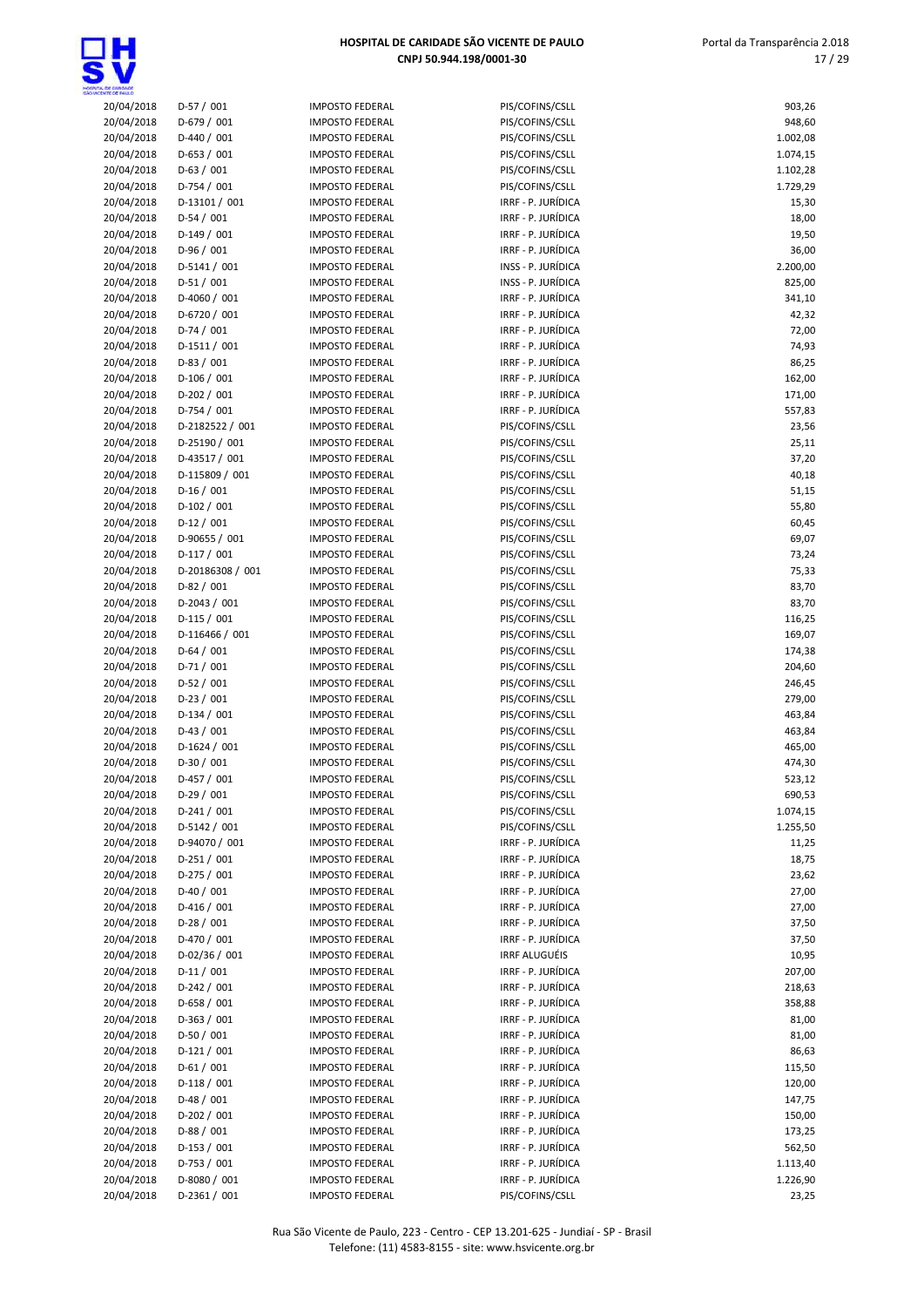| | | | | |
|---|---|---|---|---|
| 20/04/2018 | D-57 / 001 | IMPOSTO FEDERAL | PIS/COFINS/CSLL | 903,26 |
| 20/04/2018 | D-679 / 001 | IMPOSTO FEDERAL | PIS/COFINS/CSLL | 948,60 |
| 20/04/2018 | D-440 / 001 | IMPOSTO FEDERAL | PIS/COFINS/CSLL | 1.002,08 |
| 20/04/2018 | D-653 / 001 | IMPOSTO FEDERAL | PIS/COFINS/CSLL | 1.074,15 |
| 20/04/2018 | D-63 / 001 | IMPOSTO FEDERAL | PIS/COFINS/CSLL | 1.102,28 |
| 20/04/2018 | D-754 / 001 | IMPOSTO FEDERAL | PIS/COFINS/CSLL | 1.729,29 |
| 20/04/2018 | D-13101 / 001 | IMPOSTO FEDERAL | IRRF - P. JURÍDICA | 15,30 |
| 20/04/2018 | D-54 / 001 | IMPOSTO FEDERAL | IRRF - P. JURÍDICA | 18,00 |
| 20/04/2018 | D-149 / 001 | IMPOSTO FEDERAL | IRRF - P. JURÍDICA | 19,50 |
| 20/04/2018 | D-96 / 001 | IMPOSTO FEDERAL | IRRF - P. JURÍDICA | 36,00 |
| 20/04/2018 | D-5141 / 001 | IMPOSTO FEDERAL | INSS - P. JURÍDICA | 2.200,00 |
| 20/04/2018 | D-51 / 001 | IMPOSTO FEDERAL | INSS - P. JURÍDICA | 825,00 |
| 20/04/2018 | D-4060 / 001 | IMPOSTO FEDERAL | IRRF - P. JURÍDICA | 341,10 |
| 20/04/2018 | D-6720 / 001 | IMPOSTO FEDERAL | IRRF - P. JURÍDICA | 42,32 |
| 20/04/2018 | D-74 / 001 | IMPOSTO FEDERAL | IRRF - P. JURÍDICA | 72,00 |
| 20/04/2018 | D-1511 / 001 | IMPOSTO FEDERAL | IRRF - P. JURÍDICA | 74,93 |
| 20/04/2018 | D-83 / 001 | IMPOSTO FEDERAL | IRRF - P. JURÍDICA | 86,25 |
| 20/04/2018 | D-106 / 001 | IMPOSTO FEDERAL | IRRF - P. JURÍDICA | 162,00 |
| 20/04/2018 | D-202 / 001 | IMPOSTO FEDERAL | IRRF - P. JURÍDICA | 171,00 |
| 20/04/2018 | D-754 / 001 | IMPOSTO FEDERAL | IRRF - P. JURÍDICA | 557,83 |
| 20/04/2018 | D-2182522 / 001 | IMPOSTO FEDERAL | PIS/COFINS/CSLL | 23,56 |
| 20/04/2018 | D-25190 / 001 | IMPOSTO FEDERAL | PIS/COFINS/CSLL | 25,11 |
| 20/04/2018 | D-43517 / 001 | IMPOSTO FEDERAL | PIS/COFINS/CSLL | 37,20 |
| 20/04/2018 | D-115809 / 001 | IMPOSTO FEDERAL | PIS/COFINS/CSLL | 40,18 |
| 20/04/2018 | D-16 / 001 | IMPOSTO FEDERAL | PIS/COFINS/CSLL | 51,15 |
| 20/04/2018 | D-102 / 001 | IMPOSTO FEDERAL | PIS/COFINS/CSLL | 55,80 |
| 20/04/2018 | D-12 / 001 | IMPOSTO FEDERAL | PIS/COFINS/CSLL | 60,45 |
| 20/04/2018 | D-90655 / 001 | IMPOSTO FEDERAL | PIS/COFINS/CSLL | 69,07 |
| 20/04/2018 | D-117 / 001 | IMPOSTO FEDERAL | PIS/COFINS/CSLL | 73,24 |
| 20/04/2018 | D-20186308 / 001 | IMPOSTO FEDERAL | PIS/COFINS/CSLL | 75,33 |
| 20/04/2018 | D-82 / 001 | IMPOSTO FEDERAL | PIS/COFINS/CSLL | 83,70 |
| 20/04/2018 | D-2043 / 001 | IMPOSTO FEDERAL | PIS/COFINS/CSLL | 83,70 |
| 20/04/2018 | D-115 / 001 | IMPOSTO FEDERAL | PIS/COFINS/CSLL | 116,25 |
| 20/04/2018 | D-116466 / 001 | IMPOSTO FEDERAL | PIS/COFINS/CSLL | 169,07 |
| 20/04/2018 | D-64 / 001 | IMPOSTO FEDERAL | PIS/COFINS/CSLL | 174,38 |
| 20/04/2018 | D-71 / 001 | IMPOSTO FEDERAL | PIS/COFINS/CSLL | 204,60 |
| 20/04/2018 | D-52 / 001 | IMPOSTO FEDERAL | PIS/COFINS/CSLL | 246,45 |
| 20/04/2018 | D-23 / 001 | IMPOSTO FEDERAL | PIS/COFINS/CSLL | 279,00 |
| 20/04/2018 | D-134 / 001 | IMPOSTO FEDERAL | PIS/COFINS/CSLL | 463,84 |
| 20/04/2018 | D-43 / 001 | IMPOSTO FEDERAL | PIS/COFINS/CSLL | 463,84 |
| 20/04/2018 | D-1624 / 001 | IMPOSTO FEDERAL | PIS/COFINS/CSLL | 465,00 |
| 20/04/2018 | D-30 / 001 | IMPOSTO FEDERAL | PIS/COFINS/CSLL | 474,30 |
| 20/04/2018 | D-457 / 001 | IMPOSTO FEDERAL | PIS/COFINS/CSLL | 523,12 |
| 20/04/2018 | D-29 / 001 | IMPOSTO FEDERAL | PIS/COFINS/CSLL | 690,53 |
| 20/04/2018 | D-241 / 001 | IMPOSTO FEDERAL | PIS/COFINS/CSLL | 1.074,15 |
| 20/04/2018 | D-5142 / 001 | IMPOSTO FEDERAL | PIS/COFINS/CSLL | 1.255,50 |
| 20/04/2018 | D-94070 / 001 | IMPOSTO FEDERAL | IRRF - P. JURÍDICA | 11,25 |
| 20/04/2018 | D-251 / 001 | IMPOSTO FEDERAL | IRRF - P. JURÍDICA | 18,75 |
| 20/04/2018 | D-275 / 001 | IMPOSTO FEDERAL | IRRF - P. JURÍDICA | 23,62 |
| 20/04/2018 | D-40 / 001 | IMPOSTO FEDERAL | IRRF - P. JURÍDICA | 27,00 |
| 20/04/2018 | D-416 / 001 | IMPOSTO FEDERAL | IRRF - P. JURÍDICA | 27,00 |
| 20/04/2018 | D-28 / 001 | IMPOSTO FEDERAL | IRRF - P. JURÍDICA | 37,50 |
| 20/04/2018 | D-470 / 001 | IMPOSTO FEDERAL | IRRF - P. JURÍDICA | 37,50 |
| 20/04/2018 | D-02/36 / 001 | IMPOSTO FEDERAL | IRRF ALUGUÉIS | 10,95 |
| 20/04/2018 | D-11 / 001 | IMPOSTO FEDERAL | IRRF - P. JURÍDICA | 207,00 |
| 20/04/2018 | D-242 / 001 | IMPOSTO FEDERAL | IRRF - P. JURÍDICA | 218,63 |
| 20/04/2018 | D-658 / 001 | IMPOSTO FEDERAL | IRRF - P. JURÍDICA | 358,88 |
| 20/04/2018 | D-363 / 001 | IMPOSTO FEDERAL | IRRF - P. JURÍDICA | 81,00 |
| 20/04/2018 | D-50 / 001 | IMPOSTO FEDERAL | IRRF - P. JURÍDICA | 81,00 |
| 20/04/2018 | D-121 / 001 | IMPOSTO FEDERAL | IRRF - P. JURÍDICA | 86,63 |
| 20/04/2018 | D-61 / 001 | IMPOSTO FEDERAL | IRRF - P. JURÍDICA | 115,50 |
| 20/04/2018 | D-118 / 001 | IMPOSTO FEDERAL | IRRF - P. JURÍDICA | 120,00 |
| 20/04/2018 | D-48 / 001 | IMPOSTO FEDERAL | IRRF - P. JURÍDICA | 147,75 |
| 20/04/2018 | D-202 / 001 | IMPOSTO FEDERAL | IRRF - P. JURÍDICA | 150,00 |
| 20/04/2018 | D-88 / 001 | IMPOSTO FEDERAL | IRRF - P. JURÍDICA | 173,25 |
| 20/04/2018 | D-153 / 001 | IMPOSTO FEDERAL | IRRF - P. JURÍDICA | 562,50 |
| 20/04/2018 | D-753 / 001 | IMPOSTO FEDERAL | IRRF - P. JURÍDICA | 1.113,40 |
| 20/04/2018 | D-8080 / 001 | IMPOSTO FEDERAL | IRRF - P. JURÍDICA | 1.226,90 |
| 20/04/2018 | D-2361 / 001 | IMPOSTO FEDERAL | PIS/COFINS/CSLL | 23,25 |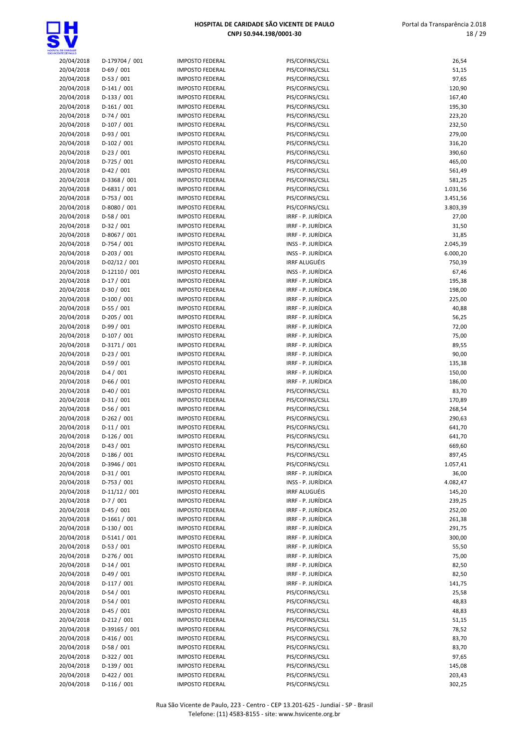| | | | | |
|---|---|---|---|---|
| 20/04/2018 | D-179704 / 001 | IMPOSTO FEDERAL | PIS/COFINS/CSLL | 26,54 |
| 20/04/2018 | D-69 / 001 | IMPOSTO FEDERAL | PIS/COFINS/CSLL | 51,15 |
| 20/04/2018 | D-53 / 001 | IMPOSTO FEDERAL | PIS/COFINS/CSLL | 97,65 |
| 20/04/2018 | D-141 / 001 | IMPOSTO FEDERAL | PIS/COFINS/CSLL | 120,90 |
| 20/04/2018 | D-133 / 001 | IMPOSTO FEDERAL | PIS/COFINS/CSLL | 167,40 |
| 20/04/2018 | D-161 / 001 | IMPOSTO FEDERAL | PIS/COFINS/CSLL | 195,30 |
| 20/04/2018 | D-74 / 001 | IMPOSTO FEDERAL | PIS/COFINS/CSLL | 223,20 |
| 20/04/2018 | D-107 / 001 | IMPOSTO FEDERAL | PIS/COFINS/CSLL | 232,50 |
| 20/04/2018 | D-93 / 001 | IMPOSTO FEDERAL | PIS/COFINS/CSLL | 279,00 |
| 20/04/2018 | D-102 / 001 | IMPOSTO FEDERAL | PIS/COFINS/CSLL | 316,20 |
| 20/04/2018 | D-23 / 001 | IMPOSTO FEDERAL | PIS/COFINS/CSLL | 390,60 |
| 20/04/2018 | D-725 / 001 | IMPOSTO FEDERAL | PIS/COFINS/CSLL | 465,00 |
| 20/04/2018 | D-42 / 001 | IMPOSTO FEDERAL | PIS/COFINS/CSLL | 561,49 |
| 20/04/2018 | D-3368 / 001 | IMPOSTO FEDERAL | PIS/COFINS/CSLL | 581,25 |
| 20/04/2018 | D-6831 / 001 | IMPOSTO FEDERAL | PIS/COFINS/CSLL | 1.031,56 |
| 20/04/2018 | D-753 / 001 | IMPOSTO FEDERAL | PIS/COFINS/CSLL | 3.451,56 |
| 20/04/2018 | D-8080 / 001 | IMPOSTO FEDERAL | PIS/COFINS/CSLL | 3.803,39 |
| 20/04/2018 | D-58 / 001 | IMPOSTO FEDERAL | IRRF - P. JURÍDICA | 27,00 |
| 20/04/2018 | D-32 / 001 | IMPOSTO FEDERAL | IRRF - P. JURÍDICA | 31,50 |
| 20/04/2018 | D-8067 / 001 | IMPOSTO FEDERAL | IRRF - P. JURÍDICA | 31,85 |
| 20/04/2018 | D-754 / 001 | IMPOSTO FEDERAL | INSS - P. JURÍDICA | 2.045,39 |
| 20/04/2018 | D-203 / 001 | IMPOSTO FEDERAL | INSS - P. JURÍDICA | 6.000,20 |
| 20/04/2018 | D-02/12 / 001 | IMPOSTO FEDERAL | IRRF ALUGUÉIS | 750,39 |
| 20/04/2018 | D-12110 / 001 | IMPOSTO FEDERAL | INSS - P. JURÍDICA | 67,46 |
| 20/04/2018 | D-17 / 001 | IMPOSTO FEDERAL | IRRF - P. JURÍDICA | 195,38 |
| 20/04/2018 | D-30 / 001 | IMPOSTO FEDERAL | IRRF - P. JURÍDICA | 198,00 |
| 20/04/2018 | D-100 / 001 | IMPOSTO FEDERAL | IRRF - P. JURÍDICA | 225,00 |
| 20/04/2018 | D-55 / 001 | IMPOSTO FEDERAL | IRRF - P. JURÍDICA | 40,88 |
| 20/04/2018 | D-205 / 001 | IMPOSTO FEDERAL | IRRF - P. JURÍDICA | 56,25 |
| 20/04/2018 | D-99 / 001 | IMPOSTO FEDERAL | IRRF - P. JURÍDICA | 72,00 |
| 20/04/2018 | D-107 / 001 | IMPOSTO FEDERAL | IRRF - P. JURÍDICA | 75,00 |
| 20/04/2018 | D-3171 / 001 | IMPOSTO FEDERAL | IRRF - P. JURÍDICA | 89,55 |
| 20/04/2018 | D-23 / 001 | IMPOSTO FEDERAL | IRRF - P. JURÍDICA | 90,00 |
| 20/04/2018 | D-59 / 001 | IMPOSTO FEDERAL | IRRF - P. JURÍDICA | 135,38 |
| 20/04/2018 | D-4 / 001 | IMPOSTO FEDERAL | IRRF - P. JURÍDICA | 150,00 |
| 20/04/2018 | D-66 / 001 | IMPOSTO FEDERAL | IRRF - P. JURÍDICA | 186,00 |
| 20/04/2018 | D-40 / 001 | IMPOSTO FEDERAL | PIS/COFINS/CSLL | 83,70 |
| 20/04/2018 | D-31 / 001 | IMPOSTO FEDERAL | PIS/COFINS/CSLL | 170,89 |
| 20/04/2018 | D-56 / 001 | IMPOSTO FEDERAL | PIS/COFINS/CSLL | 268,54 |
| 20/04/2018 | D-262 / 001 | IMPOSTO FEDERAL | PIS/COFINS/CSLL | 290,63 |
| 20/04/2018 | D-11 / 001 | IMPOSTO FEDERAL | PIS/COFINS/CSLL | 641,70 |
| 20/04/2018 | D-126 / 001 | IMPOSTO FEDERAL | PIS/COFINS/CSLL | 641,70 |
| 20/04/2018 | D-43 / 001 | IMPOSTO FEDERAL | PIS/COFINS/CSLL | 669,60 |
| 20/04/2018 | D-186 / 001 | IMPOSTO FEDERAL | PIS/COFINS/CSLL | 897,45 |
| 20/04/2018 | D-3946 / 001 | IMPOSTO FEDERAL | PIS/COFINS/CSLL | 1.057,41 |
| 20/04/2018 | D-31 / 001 | IMPOSTO FEDERAL | IRRF - P. JURÍDICA | 36,00 |
| 20/04/2018 | D-753 / 001 | IMPOSTO FEDERAL | INSS - P. JURÍDICA | 4.082,47 |
| 20/04/2018 | D-11/12 / 001 | IMPOSTO FEDERAL | IRRF ALUGUÉIS | 145,20 |
| 20/04/2018 | D-7 / 001 | IMPOSTO FEDERAL | IRRF - P. JURÍDICA | 239,25 |
| 20/04/2018 | D-45 / 001 | IMPOSTO FEDERAL | IRRF - P. JURÍDICA | 252,00 |
| 20/04/2018 | D-1661 / 001 | IMPOSTO FEDERAL | IRRF - P. JURÍDICA | 261,38 |
| 20/04/2018 | D-130 / 001 | IMPOSTO FEDERAL | IRRF - P. JURÍDICA | 291,75 |
| 20/04/2018 | D-5141 / 001 | IMPOSTO FEDERAL | IRRF - P. JURÍDICA | 300,00 |
| 20/04/2018 | D-53 / 001 | IMPOSTO FEDERAL | IRRF - P. JURÍDICA | 55,50 |
| 20/04/2018 | D-276 / 001 | IMPOSTO FEDERAL | IRRF - P. JURÍDICA | 75,00 |
| 20/04/2018 | D-14 / 001 | IMPOSTO FEDERAL | IRRF - P. JURÍDICA | 82,50 |
| 20/04/2018 | D-49 / 001 | IMPOSTO FEDERAL | IRRF - P. JURÍDICA | 82,50 |
| 20/04/2018 | D-117 / 001 | IMPOSTO FEDERAL | IRRF - P. JURÍDICA | 141,75 |
| 20/04/2018 | D-54 / 001 | IMPOSTO FEDERAL | PIS/COFINS/CSLL | 25,58 |
| 20/04/2018 | D-54 / 001 | IMPOSTO FEDERAL | PIS/COFINS/CSLL | 48,83 |
| 20/04/2018 | D-45 / 001 | IMPOSTO FEDERAL | PIS/COFINS/CSLL | 48,83 |
| 20/04/2018 | D-212 / 001 | IMPOSTO FEDERAL | PIS/COFINS/CSLL | 51,15 |
| 20/04/2018 | D-39165 / 001 | IMPOSTO FEDERAL | PIS/COFINS/CSLL | 78,52 |
| 20/04/2018 | D-416 / 001 | IMPOSTO FEDERAL | PIS/COFINS/CSLL | 83,70 |
| 20/04/2018 | D-58 / 001 | IMPOSTO FEDERAL | PIS/COFINS/CSLL | 83,70 |
| 20/04/2018 | D-322 / 001 | IMPOSTO FEDERAL | PIS/COFINS/CSLL | 97,65 |
| 20/04/2018 | D-139 / 001 | IMPOSTO FEDERAL | PIS/COFINS/CSLL | 145,08 |
| 20/04/2018 | D-422 / 001 | IMPOSTO FEDERAL | PIS/COFINS/CSLL | 203,43 |
| 20/04/2018 | D-116 / 001 | IMPOSTO FEDERAL | PIS/COFINS/CSLL | 302,25 |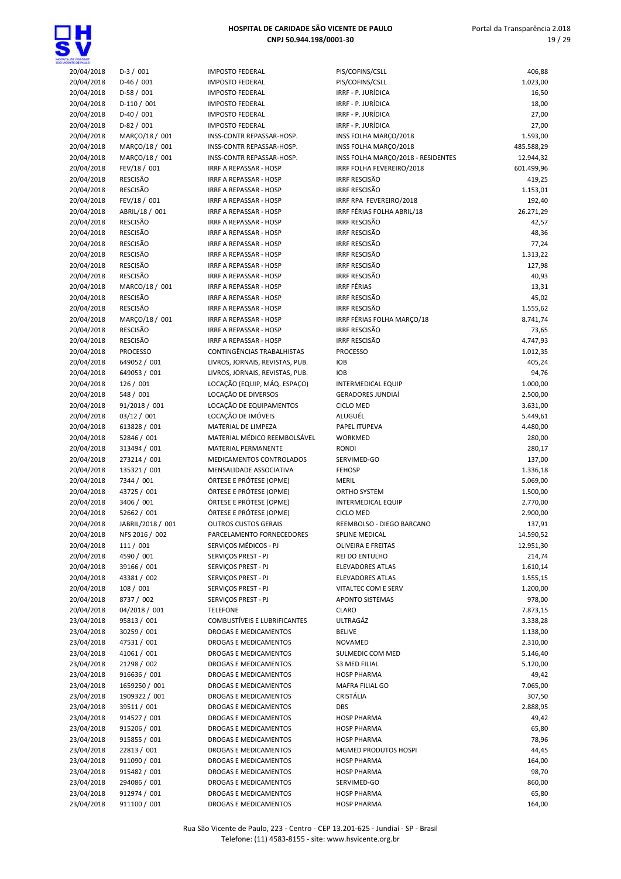| | | | | |
|---|---|---|---|---|
| 20/04/2018 | D-3 / 001 | IMPOSTO FEDERAL | PIS/COFINS/CSLL | 406,88 |
| 20/04/2018 | D-46 / 001 | IMPOSTO FEDERAL | PIS/COFINS/CSLL | 1.023,00 |
| 20/04/2018 | D-58 / 001 | IMPOSTO FEDERAL | IRRF - P. JURÍDICA | 16,50 |
| 20/04/2018 | D-110 / 001 | IMPOSTO FEDERAL | IRRF - P. JURÍDICA | 18,00 |
| 20/04/2018 | D-40 / 001 | IMPOSTO FEDERAL | IRRF - P. JURÍDICA | 27,00 |
| 20/04/2018 | D-82 / 001 | IMPOSTO FEDERAL | IRRF - P. JURÍDICA | 27,00 |
| 20/04/2018 | MARÇO/18 / 001 | INSS-CONTR REPASSAR-HOSP. | INSS FOLHA MARÇO/2018 | 1.593,00 |
| 20/04/2018 | MARÇO/18 / 001 | INSS-CONTR REPASSAR-HOSP. | INSS FOLHA MARÇO/2018 | 485.588,29 |
| 20/04/2018 | MARÇO/18 / 001 | INSS-CONTR REPASSAR-HOSP. | INSS FOLHA MARÇO/2018 - RESIDENTES | 12.944,32 |
| 20/04/2018 | FEV/18 / 001 | IRRF A REPASSAR - HOSP | IRRF FOLHA FEVEREIRO/2018 | 601.499,96 |
| 20/04/2018 | RESCISÃO | IRRF A REPASSAR - HOSP | IRRF RESCISÃO | 419,25 |
| 20/04/2018 | RESCISÃO | IRRF A REPASSAR - HOSP | IRRF RESCISÃO | 1.153,01 |
| 20/04/2018 | FEV/18 / 001 | IRRF A REPASSAR - HOSP | IRRF RPA FEVEREIRO/2018 | 192,40 |
| 20/04/2018 | ABRIL/18 / 001 | IRRF A REPASSAR - HOSP | IRRF FÉRIAS FOLHA ABRIL/18 | 26.271,29 |
| 20/04/2018 | RESCISÃO | IRRF A REPASSAR - HOSP | IRRF RESCISÃO | 42,57 |
| 20/04/2018 | RESCISÃO | IRRF A REPASSAR - HOSP | IRRF RESCISÃO | 48,36 |
| 20/04/2018 | RESCISÃO | IRRF A REPASSAR - HOSP | IRRF RESCISÃO | 77,24 |
| 20/04/2018 | RESCISÃO | IRRF A REPASSAR - HOSP | IRRF RESCISÃO | 1.313,22 |
| 20/04/2018 | RESCISÃO | IRRF A REPASSAR - HOSP | IRRF RESCISÃO | 127,98 |
| 20/04/2018 | RESCISÃO | IRRF A REPASSAR - HOSP | IRRF RESCISÃO | 40,93 |
| 20/04/2018 | MARCO/18 / 001 | IRRF A REPASSAR - HOSP | IRRF FÉRIAS | 13,31 |
| 20/04/2018 | RESCISÃO | IRRF A REPASSAR - HOSP | IRRF RESCISÃO | 45,02 |
| 20/04/2018 | RESCISÃO | IRRF A REPASSAR - HOSP | IRRF RESCISÃO | 1.555,62 |
| 20/04/2018 | MARÇO/18 / 001 | IRRF A REPASSAR - HOSP | IRRF FÉRIAS FOLHA MARÇO/18 | 8.741,74 |
| 20/04/2018 | RESCISÃO | IRRF A REPASSAR - HOSP | IRRF RESCISÃO | 73,65 |
| 20/04/2018 | RESCISÃO | IRRF A REPASSAR - HOSP | IRRF RESCISÃO | 4.747,93 |
| 20/04/2018 | PROCESSO | CONTINGÊNCIAS TRABALHISTAS | PROCESSO | 1.012,35 |
| 20/04/2018 | 649052 / 001 | LIVROS, JORNAIS, REVISTAS, PUB. | IOB | 405,24 |
| 20/04/2018 | 649053 / 001 | LIVROS, JORNAIS, REVISTAS, PUB. | IOB | 94,76 |
| 20/04/2018 | 126 / 001 | LOCAÇÃO (EQUIP, MÁQ. ESPAÇO) | INTERMEDICAL EQUIP | 1.000,00 |
| 20/04/2018 | 548 / 001 | LOCAÇÃO DE DIVERSOS | GERADORES JUNDIAÍ | 2.500,00 |
| 20/04/2018 | 91/2018 / 001 | LOCAÇÃO DE EQUIPAMENTOS | CICLO MED | 3.631,00 |
| 20/04/2018 | 03/12 / 001 | LOCAÇÃO DE IMÓVEIS | ALUGUÉL | 5.449,61 |
| 20/04/2018 | 613828 / 001 | MATERIAL DE LIMPEZA | PAPEL ITUPEVA | 4.480,00 |
| 20/04/2018 | 52846 / 001 | MATERIAL MÉDICO REEMBOLSÁVEL | WORKMED | 280,00 |
| 20/04/2018 | 313494 / 001 | MATERIAL PERMANENTE | RONDI | 280,17 |
| 20/04/2018 | 273214 / 001 | MEDICAMENTOS CONTROLADOS | SERVIMED-GO | 137,00 |
| 20/04/2018 | 135321 / 001 | MENSALIDADE ASSOCIATIVA | FEHOSP | 1.336,18 |
| 20/04/2018 | 7344 / 001 | ÓRTESE E PRÓTESE (OPME) | MERIL | 5.069,00 |
| 20/04/2018 | 43725 / 001 | ÓRTESE E PRÓTESE (OPME) | ORTHO SYSTEM | 1.500,00 |
| 20/04/2018 | 3406 / 001 | ÓRTESE E PRÓTESE (OPME) | INTERMEDICAL EQUIP | 2.770,00 |
| 20/04/2018 | 52662 / 001 | ÓRTESE E PRÓTESE (OPME) | CICLO MED | 2.900,00 |
| 20/04/2018 | JABRIL/2018 / 001 | OUTROS CUSTOS GERAIS | REEMBOLSO - DIEGO BARCANO | 137,91 |
| 20/04/2018 | NFS 2016 / 002 | PARCELAMENTO FORNECEDORES | SPLINE MEDICAL | 14.590,52 |
| 20/04/2018 | 111 / 001 | SERVIÇOS MÉDICOS - PJ | OLIVEIRA E FREITAS | 12.951,30 |
| 20/04/2018 | 4590 / 001 | SERVIÇOS PREST - PJ | REI DO ENTULHO | 214,74 |
| 20/04/2018 | 39166 / 001 | SERVIÇOS PREST - PJ | ELEVADORES ATLAS | 1.610,14 |
| 20/04/2018 | 43381 / 002 | SERVIÇOS PREST - PJ | ELEVADORES ATLAS | 1.555,15 |
| 20/04/2018 | 108 / 001 | SERVIÇOS PREST - PJ | VITALTEC COM E SERV | 1.200,00 |
| 20/04/2018 | 8737 / 002 | SERVIÇOS PREST - PJ | APONTO SISTEMAS | 978,00 |
| 20/04/2018 | 04/2018 / 001 | TELEFONE | CLARO | 7.873,15 |
| 23/04/2018 | 95813 / 001 | COMBUSTÍVEIS E LUBRIFICANTES | ULTRAGÁZ | 3.338,28 |
| 23/04/2018 | 30259 / 001 | DROGAS E MEDICAMENTOS | BELIVE | 1.138,00 |
| 23/04/2018 | 47531 / 001 | DROGAS E MEDICAMENTOS | NOVAMED | 2.310,00 |
| 23/04/2018 | 41061 / 001 | DROGAS E MEDICAMENTOS | SULMEDIC COM MED | 5.146,40 |
| 23/04/2018 | 21298 / 002 | DROGAS E MEDICAMENTOS | S3 MED FILIAL | 5.120,00 |
| 23/04/2018 | 916636 / 001 | DROGAS E MEDICAMENTOS | HOSP PHARMA | 49,42 |
| 23/04/2018 | 1659250 / 001 | DROGAS E MEDICAMENTOS | MAFRA FILIAL GO | 7.065,00 |
| 23/04/2018 | 1909322 / 001 | DROGAS E MEDICAMENTOS | CRISTÁLIA | 307,50 |
| 23/04/2018 | 39511 / 001 | DROGAS E MEDICAMENTOS | DBS | 2.888,95 |
| 23/04/2018 | 914527 / 001 | DROGAS E MEDICAMENTOS | HOSP PHARMA | 49,42 |
| 23/04/2018 | 915206 / 001 | DROGAS E MEDICAMENTOS | HOSP PHARMA | 65,80 |
| 23/04/2018 | 915855 / 001 | DROGAS E MEDICAMENTOS | HOSP PHARMA | 78,96 |
| 23/04/2018 | 22813 / 001 | DROGAS E MEDICAMENTOS | MGMED PRODUTOS HOSPI | 44,45 |
| 23/04/2018 | 911090 / 001 | DROGAS E MEDICAMENTOS | HOSP PHARMA | 164,00 |
| 23/04/2018 | 915482 / 001 | DROGAS E MEDICAMENTOS | HOSP PHARMA | 98,70 |
| 23/04/2018 | 294086 / 001 | DROGAS E MEDICAMENTOS | SERVIMED-GO | 860,00 |
| 23/04/2018 | 912974 / 001 | DROGAS E MEDICAMENTOS | HOSP PHARMA | 65,80 |
| 23/04/2018 | 911100 / 001 | DROGAS E MEDICAMENTOS | HOSP PHARMA | 164,00 |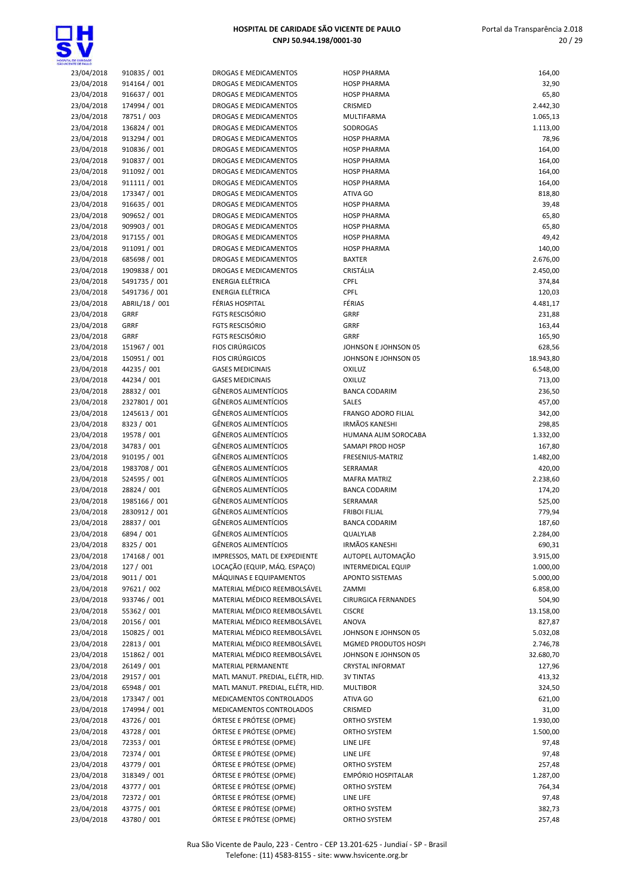| | | | | |
|---|---|---|---|---|
| 23/04/2018 | 910835 / 001 | DROGAS E MEDICAMENTOS | HOSP PHARMA | 164,00 |
| 23/04/2018 | 914164 / 001 | DROGAS E MEDICAMENTOS | HOSP PHARMA | 32,90 |
| 23/04/2018 | 916637 / 001 | DROGAS E MEDICAMENTOS | HOSP PHARMA | 65,80 |
| 23/04/2018 | 174994 / 001 | DROGAS E MEDICAMENTOS | CRISMED | 2.442,30 |
| 23/04/2018 | 78751 / 003 | DROGAS E MEDICAMENTOS | MULTIFARMA | 1.065,13 |
| 23/04/2018 | 136824 / 001 | DROGAS E MEDICAMENTOS | SODROGAS | 1.113,00 |
| 23/04/2018 | 913294 / 001 | DROGAS E MEDICAMENTOS | HOSP PHARMA | 78,96 |
| 23/04/2018 | 910836 / 001 | DROGAS E MEDICAMENTOS | HOSP PHARMA | 164,00 |
| 23/04/2018 | 910837 / 001 | DROGAS E MEDICAMENTOS | HOSP PHARMA | 164,00 |
| 23/04/2018 | 911092 / 001 | DROGAS E MEDICAMENTOS | HOSP PHARMA | 164,00 |
| 23/04/2018 | 911111 / 001 | DROGAS E MEDICAMENTOS | HOSP PHARMA | 164,00 |
| 23/04/2018 | 173347 / 001 | DROGAS E MEDICAMENTOS | ATIVA GO | 818,80 |
| 23/04/2018 | 916635 / 001 | DROGAS E MEDICAMENTOS | HOSP PHARMA | 39,48 |
| 23/04/2018 | 909652 / 001 | DROGAS E MEDICAMENTOS | HOSP PHARMA | 65,80 |
| 23/04/2018 | 909903 / 001 | DROGAS E MEDICAMENTOS | HOSP PHARMA | 65,80 |
| 23/04/2018 | 917155 / 001 | DROGAS E MEDICAMENTOS | HOSP PHARMA | 49,42 |
| 23/04/2018 | 911091 / 001 | DROGAS E MEDICAMENTOS | HOSP PHARMA | 140,00 |
| 23/04/2018 | 685698 / 001 | DROGAS E MEDICAMENTOS | BAXTER | 2.676,00 |
| 23/04/2018 | 1909838 / 001 | DROGAS E MEDICAMENTOS | CRISTÁLIA | 2.450,00 |
| 23/04/2018 | 5491735 / 001 | ENERGIA ELÉTRICA | CPFL | 374,84 |
| 23/04/2018 | 5491736 / 001 | ENERGIA ELÉTRICA | CPFL | 120,03 |
| 23/04/2018 | ABRIL/18 / 001 | FÉRIAS HOSPITAL | FÉRIAS | 4.481,17 |
| 23/04/2018 | GRRF | FGTS RESCISÓRIO | GRRF | 231,88 |
| 23/04/2018 | GRRF | FGTS RESCISÓRIO | GRRF | 163,44 |
| 23/04/2018 | GRRF | FGTS RESCISÓRIO | GRRF | 165,90 |
| 23/04/2018 | 151967 / 001 | FIOS CIRÚRGICOS | JOHNSON E JOHNSON 05 | 628,56 |
| 23/04/2018 | 150951 / 001 | FIOS CIRÚRGICOS | JOHNSON E JOHNSON 05 | 18.943,80 |
| 23/04/2018 | 44235 / 001 | GASES MEDICINAIS | OXILUZ | 6.548,00 |
| 23/04/2018 | 44234 / 001 | GASES MEDICINAIS | OXILUZ | 713,00 |
| 23/04/2018 | 28832 / 001 | GÊNEROS ALIMENTÍCIOS | BANCA CODARIM | 236,50 |
| 23/04/2018 | 2327801 / 001 | GÊNEROS ALIMENTÍCIOS | SALES | 457,00 |
| 23/04/2018 | 1245613 / 001 | GÊNEROS ALIMENTÍCIOS | FRANGO ADORO FILIAL | 342,00 |
| 23/04/2018 | 8323 / 001 | GÊNEROS ALIMENTÍCIOS | IRMÃOS KANESHI | 298,85 |
| 23/04/2018 | 19578 / 001 | GÊNEROS ALIMENTÍCIOS | HUMANA ALIM SOROCABA | 1.332,00 |
| 23/04/2018 | 34783 / 001 | GÊNEROS ALIMENTÍCIOS | SAMAPI PROD HOSP | 167,80 |
| 23/04/2018 | 910195 / 001 | GÊNEROS ALIMENTÍCIOS | FRESENIUS-MATRIZ | 1.482,00 |
| 23/04/2018 | 1983708 / 001 | GÊNEROS ALIMENTÍCIOS | SERRAMAR | 420,00 |
| 23/04/2018 | 524595 / 001 | GÊNEROS ALIMENTÍCIOS | MAFRA MATRIZ | 2.238,60 |
| 23/04/2018 | 28824 / 001 | GÊNEROS ALIMENTÍCIOS | BANCA CODARIM | 174,20 |
| 23/04/2018 | 1985166 / 001 | GÊNEROS ALIMENTÍCIOS | SERRAMAR | 525,00 |
| 23/04/2018 | 2830912 / 001 | GÊNEROS ALIMENTÍCIOS | FRIBOI FILIAL | 779,94 |
| 23/04/2018 | 28837 / 001 | GÊNEROS ALIMENTÍCIOS | BANCA CODARIM | 187,60 |
| 23/04/2018 | 6894 / 001 | GÊNEROS ALIMENTÍCIOS | QUALYLAB | 2.284,00 |
| 23/04/2018 | 8325 / 001 | GÊNEROS ALIMENTÍCIOS | IRMÃOS KANESHI | 690,31 |
| 23/04/2018 | 174168 / 001 | IMPRESSOS, MATL DE EXPEDIENTE | AUTOPEL AUTOMAÇÃO | 3.915,00 |
| 23/04/2018 | 127 / 001 | LOCAÇÃO (EQUIP, MÁQ. ESPAÇO) | INTERMEDICAL EQUIP | 1.000,00 |
| 23/04/2018 | 9011 / 001 | MÁQUINAS E EQUIPAMENTOS | APONTO SISTEMAS | 5.000,00 |
| 23/04/2018 | 97621 / 002 | MATERIAL MÉDICO REEMBOLSÁVEL | ZAMMI | 6.858,00 |
| 23/04/2018 | 933746 / 001 | MATERIAL MÉDICO REEMBOLSÁVEL | CIRURGICA FERNANDES | 504,90 |
| 23/04/2018 | 55362 / 001 | MATERIAL MÉDICO REEMBOLSÁVEL | CISCRE | 13.158,00 |
| 23/04/2018 | 20156 / 001 | MATERIAL MÉDICO REEMBOLSÁVEL | ANOVA | 827,87 |
| 23/04/2018 | 150825 / 001 | MATERIAL MÉDICO REEMBOLSÁVEL | JOHNSON E JOHNSON 05 | 5.032,08 |
| 23/04/2018 | 22813 / 001 | MATERIAL MÉDICO REEMBOLSÁVEL | MGMED PRODUTOS HOSPI | 2.746,78 |
| 23/04/2018 | 151862 / 001 | MATERIAL MÉDICO REEMBOLSÁVEL | JOHNSON E JOHNSON 05 | 32.680,70 |
| 23/04/2018 | 26149 / 001 | MATERIAL PERMANENTE | CRYSTAL INFORMAT | 127,96 |
| 23/04/2018 | 29157 / 001 | MATL MANUT. PREDIAL, ELÉTR, HID. | 3V TINTAS | 413,32 |
| 23/04/2018 | 65948 / 001 | MATL MANUT. PREDIAL, ELÉTR, HID. | MULTIBOR | 324,50 |
| 23/04/2018 | 173347 / 001 | MEDICAMENTOS CONTROLADOS | ATIVA GO | 621,00 |
| 23/04/2018 | 174994 / 001 | MEDICAMENTOS CONTROLADOS | CRISMED | 31,00 |
| 23/04/2018 | 43726 / 001 | ÓRTESE E PRÓTESE (OPME) | ORTHO SYSTEM | 1.930,00 |
| 23/04/2018 | 43728 / 001 | ÓRTESE E PRÓTESE (OPME) | ORTHO SYSTEM | 1.500,00 |
| 23/04/2018 | 72353 / 001 | ÓRTESE E PRÓTESE (OPME) | LINE LIFE | 97,48 |
| 23/04/2018 | 72374 / 001 | ÓRTESE E PRÓTESE (OPME) | LINE LIFE | 97,48 |
| 23/04/2018 | 43779 / 001 | ÓRTESE E PRÓTESE (OPME) | ORTHO SYSTEM | 257,48 |
| 23/04/2018 | 318349 / 001 | ÓRTESE E PRÓTESE (OPME) | EMPÓRIO HOSPITALAR | 1.287,00 |
| 23/04/2018 | 43777 / 001 | ÓRTESE E PRÓTESE (OPME) | ORTHO SYSTEM | 764,34 |
| 23/04/2018 | 72372 / 001 | ÓRTESE E PRÓTESE (OPME) | LINE LIFE | 97,48 |
| 23/04/2018 | 43775 / 001 | ÓRTESE E PRÓTESE (OPME) | ORTHO SYSTEM | 382,73 |
| 23/04/2018 | 43780 / 001 | ÓRTESE E PRÓTESE (OPME) | ORTHO SYSTEM | 257,48 |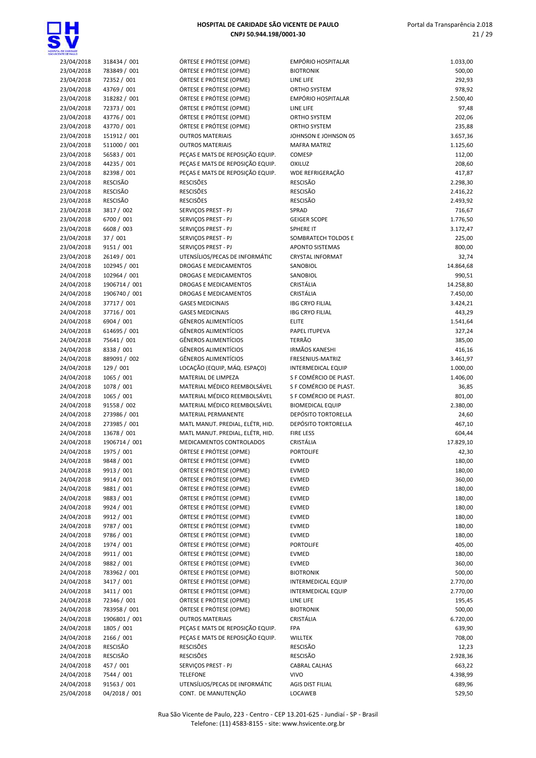| | | | | |
|---|---|---|---|---|
| 23/04/2018 | 318434 / 001 | ÓRTESE E PRÓTESE (OPME) | EMPÓRIO HOSPITALAR | 1.033,00 |
| 23/04/2018 | 783849 / 001 | ÓRTESE E PRÓTESE (OPME) | BIOTRONIK | 500,00 |
| 23/04/2018 | 72352 / 001 | ÓRTESE E PRÓTESE (OPME) | LINE LIFE | 292,93 |
| 23/04/2018 | 43769 / 001 | ÓRTESE E PRÓTESE (OPME) | ORTHO SYSTEM | 978,92 |
| 23/04/2018 | 318282 / 001 | ÓRTESE E PRÓTESE (OPME) | EMPÓRIO HOSPITALAR | 2.500,40 |
| 23/04/2018 | 72373 / 001 | ÓRTESE E PRÓTESE (OPME) | LINE LIFE | 97,48 |
| 23/04/2018 | 43776 / 001 | ÓRTESE E PRÓTESE (OPME) | ORTHO SYSTEM | 202,06 |
| 23/04/2018 | 43770 / 001 | ÓRTESE E PRÓTESE (OPME) | ORTHO SYSTEM | 235,88 |
| 23/04/2018 | 151912 / 001 | OUTROS MATERIAIS | JOHNSON E JOHNSON 05 | 3.657,36 |
| 23/04/2018 | 511000 / 001 | OUTROS MATERIAIS | MAFRA MATRIZ | 1.125,60 |
| 23/04/2018 | 56583 / 001 | PEÇAS E MATS DE REPOSIÇÃO EQUIP. | COMESP | 112,00 |
| 23/04/2018 | 44235 / 001 | PEÇAS E MATS DE REPOSIÇÃO EQUIP. | OXILUZ | 208,60 |
| 23/04/2018 | 82398 / 001 | PEÇAS E MATS DE REPOSIÇÃO EQUIP. | WDE REFRIGERAÇÃO | 417,87 |
| 23/04/2018 | RESCISÃO | RESCISÕES | RESCISÃO | 2.298,30 |
| 23/04/2018 | RESCISÃO | RESCISÕES | RESCISÃO | 2.416,22 |
| 23/04/2018 | RESCISÃO | RESCISÕES | RESCISÃO | 2.493,92 |
| 23/04/2018 | 3817 / 002 | SERVIÇOS PREST - PJ | SPRAD | 716,67 |
| 23/04/2018 | 6700 / 001 | SERVIÇOS PREST - PJ | GEIGER SCOPE | 1.776,50 |
| 23/04/2018 | 6608 / 003 | SERVIÇOS PREST - PJ | SPHERE IT | 3.172,47 |
| 23/04/2018 | 37 / 001 | SERVIÇOS PREST - PJ | SOMBRATECH TOLDOS E | 225,00 |
| 23/04/2018 | 9151 / 001 | SERVIÇOS PREST - PJ | APONTO SISTEMAS | 800,00 |
| 23/04/2018 | 26149 / 001 | UTENSÍLIOS/PECAS DE INFORMÁTIC | CRYSTAL INFORMAT | 32,74 |
| 24/04/2018 | 102945 / 001 | DROGAS E MEDICAMENTOS | SANOBIOL | 14.864,68 |
| 24/04/2018 | 102964 / 001 | DROGAS E MEDICAMENTOS | SANOBIOL | 990,51 |
| 24/04/2018 | 1906714 / 001 | DROGAS E MEDICAMENTOS | CRISTÁLIA | 14.258,80 |
| 24/04/2018 | 1906740 / 001 | DROGAS E MEDICAMENTOS | CRISTÁLIA | 7.450,00 |
| 24/04/2018 | 37717 / 001 | GASES MEDICINAIS | IBG CRYO FILIAL | 3.424,21 |
| 24/04/2018 | 37716 / 001 | GASES MEDICINAIS | IBG CRYO FILIAL | 443,29 |
| 24/04/2018 | 6904 / 001 | GÊNEROS ALIMENTÍCIOS | ELITE | 1.541,64 |
| 24/04/2018 | 614695 / 001 | GÊNEROS ALIMENTÍCIOS | PAPEL ITUPEVA | 327,24 |
| 24/04/2018 | 75641 / 001 | GÊNEROS ALIMENTÍCIOS | TERRÃO | 385,00 |
| 24/04/2018 | 8338 / 001 | GÊNEROS ALIMENTÍCIOS | IRMÃOS KANESHI | 416,16 |
| 24/04/2018 | 889091 / 002 | GÊNEROS ALIMENTÍCIOS | FRESENIUS-MATRIZ | 3.461,97 |
| 24/04/2018 | 129 / 001 | LOCAÇÃO (EQUIP, MÁQ. ESPAÇO) | INTERMEDICAL EQUIP | 1.000,00 |
| 24/04/2018 | 1065 / 001 | MATERIAL DE LIMPEZA | S F COMÉRCIO DE PLAST. | 1.406,00 |
| 24/04/2018 | 1078 / 001 | MATERIAL MÉDICO REEMBOLSÁVEL | S F COMÉRCIO DE PLAST. | 36,85 |
| 24/04/2018 | 1065 / 001 | MATERIAL MÉDICO REEMBOLSÁVEL | S F COMÉRCIO DE PLAST. | 801,00 |
| 24/04/2018 | 91558 / 002 | MATERIAL MÉDICO REEMBOLSÁVEL | BIOMEDICAL EQUIP | 2.380,00 |
| 24/04/2018 | 273986 / 001 | MATERIAL PERMANENTE | DEPÓSITO TORTORELLA | 24,60 |
| 24/04/2018 | 273985 / 001 | MATL MANUT. PREDIAL, ELÉTR, HID. | DEPÓSITO TORTORELLA | 467,10 |
| 24/04/2018 | 13678 / 001 | MATL MANUT. PREDIAL, ELÉTR, HID. | FIRE LESS | 604,44 |
| 24/04/2018 | 1906714 / 001 | MEDICAMENTOS CONTROLADOS | CRISTÁLIA | 17.829,10 |
| 24/04/2018 | 1975 / 001 | ÓRTESE E PRÓTESE (OPME) | PORTOLIFE | 42,30 |
| 24/04/2018 | 9848 / 001 | ÓRTESE E PRÓTESE (OPME) | EVMED | 180,00 |
| 24/04/2018 | 9913 / 001 | ÓRTESE E PRÓTESE (OPME) | EVMED | 180,00 |
| 24/04/2018 | 9914 / 001 | ÓRTESE E PRÓTESE (OPME) | EVMED | 360,00 |
| 24/04/2018 | 9881 / 001 | ÓRTESE E PRÓTESE (OPME) | EVMED | 180,00 |
| 24/04/2018 | 9883 / 001 | ÓRTESE E PRÓTESE (OPME) | EVMED | 180,00 |
| 24/04/2018 | 9924 / 001 | ÓRTESE E PRÓTESE (OPME) | EVMED | 180,00 |
| 24/04/2018 | 9912 / 001 | ÓRTESE E PRÓTESE (OPME) | EVMED | 180,00 |
| 24/04/2018 | 9787 / 001 | ÓRTESE E PRÓTESE (OPME) | EVMED | 180,00 |
| 24/04/2018 | 9786 / 001 | ÓRTESE E PRÓTESE (OPME) | EVMED | 180,00 |
| 24/04/2018 | 1974 / 001 | ÓRTESE E PRÓTESE (OPME) | PORTOLIFE | 405,00 |
| 24/04/2018 | 9911 / 001 | ÓRTESE E PRÓTESE (OPME) | EVMED | 180,00 |
| 24/04/2018 | 9882 / 001 | ÓRTESE E PRÓTESE (OPME) | EVMED | 360,00 |
| 24/04/2018 | 783962 / 001 | ÓRTESE E PRÓTESE (OPME) | BIOTRONIK | 500,00 |
| 24/04/2018 | 3417 / 001 | ÓRTESE E PRÓTESE (OPME) | INTERMEDICAL EQUIP | 2.770,00 |
| 24/04/2018 | 3411 / 001 | ÓRTESE E PRÓTESE (OPME) | INTERMEDICAL EQUIP | 2.770,00 |
| 24/04/2018 | 72346 / 001 | ÓRTESE E PRÓTESE (OPME) | LINE LIFE | 195,45 |
| 24/04/2018 | 783958 / 001 | ÓRTESE E PRÓTESE (OPME) | BIOTRONIK | 500,00 |
| 24/04/2018 | 1906801 / 001 | OUTROS MATERIAIS | CRISTÁLIA | 6.720,00 |
| 24/04/2018 | 1805 / 001 | PEÇAS E MATS DE REPOSIÇÃO EQUIP. | FPA | 639,90 |
| 24/04/2018 | 2166 / 001 | PEÇAS E MATS DE REPOSIÇÃO EQUIP. | WILLTEK | 708,00 |
| 24/04/2018 | RESCISÃO | RESCISÕES | RESCISÃO | 12,23 |
| 24/04/2018 | RESCISÃO | RESCISÕES | RESCISÃO | 2.928,36 |
| 24/04/2018 | 457 / 001 | SERVIÇOS PREST - PJ | CABRAL CALHAS | 663,22 |
| 24/04/2018 | 7544 / 001 | TELEFONE | VIVO | 4.398,99 |
| 24/04/2018 | 91563 / 001 | UTENSÍLIOS/PECAS DE INFORMÁTIC | AGIS DIST FILIAL | 689,96 |
| 25/04/2018 | 04/2018 / 001 | CONT. DE MANUTENÇÃO | LOCAWEB | 529,50 |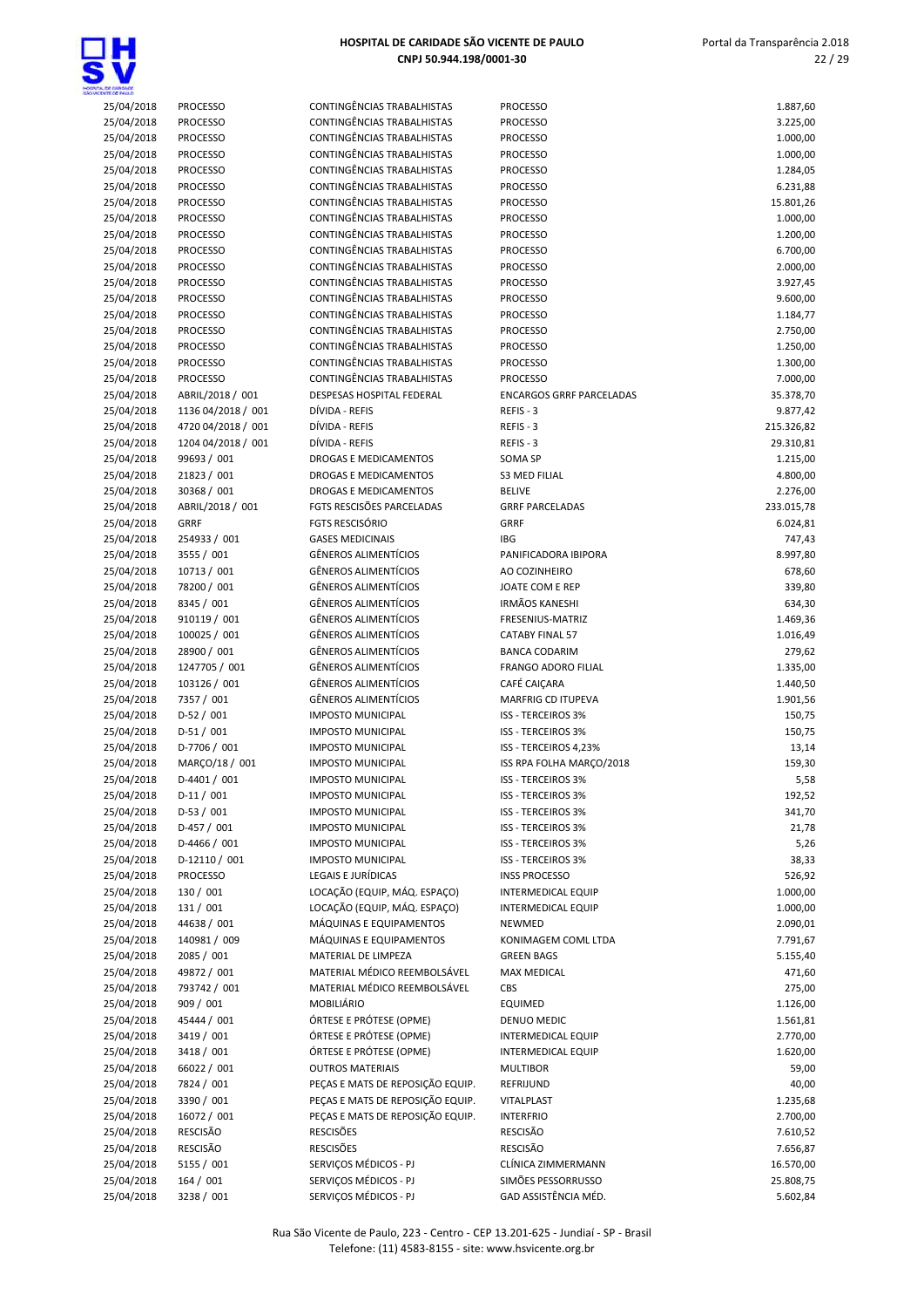| | | | | |
|---|---|---|---|---|
| 25/04/2018 | PROCESSO | CONTINGÊNCIAS TRABALHISTAS | PROCESSO | 1.887,60 |
| 25/04/2018 | PROCESSO | CONTINGÊNCIAS TRABALHISTAS | PROCESSO | 3.225,00 |
| 25/04/2018 | PROCESSO | CONTINGÊNCIAS TRABALHISTAS | PROCESSO | 1.000,00 |
| 25/04/2018 | PROCESSO | CONTINGÊNCIAS TRABALHISTAS | PROCESSO | 1.000,00 |
| 25/04/2018 | PROCESSO | CONTINGÊNCIAS TRABALHISTAS | PROCESSO | 1.284,05 |
| 25/04/2018 | PROCESSO | CONTINGÊNCIAS TRABALHISTAS | PROCESSO | 6.231,88 |
| 25/04/2018 | PROCESSO | CONTINGÊNCIAS TRABALHISTAS | PROCESSO | 15.801,26 |
| 25/04/2018 | PROCESSO | CONTINGÊNCIAS TRABALHISTAS | PROCESSO | 1.000,00 |
| 25/04/2018 | PROCESSO | CONTINGÊNCIAS TRABALHISTAS | PROCESSO | 1.200,00 |
| 25/04/2018 | PROCESSO | CONTINGÊNCIAS TRABALHISTAS | PROCESSO | 6.700,00 |
| 25/04/2018 | PROCESSO | CONTINGÊNCIAS TRABALHISTAS | PROCESSO | 2.000,00 |
| 25/04/2018 | PROCESSO | CONTINGÊNCIAS TRABALHISTAS | PROCESSO | 3.927,45 |
| 25/04/2018 | PROCESSO | CONTINGÊNCIAS TRABALHISTAS | PROCESSO | 9.600,00 |
| 25/04/2018 | PROCESSO | CONTINGÊNCIAS TRABALHISTAS | PROCESSO | 1.184,77 |
| 25/04/2018 | PROCESSO | CONTINGÊNCIAS TRABALHISTAS | PROCESSO | 2.750,00 |
| 25/04/2018 | PROCESSO | CONTINGÊNCIAS TRABALHISTAS | PROCESSO | 1.250,00 |
| 25/04/2018 | PROCESSO | CONTINGÊNCIAS TRABALHISTAS | PROCESSO | 1.300,00 |
| 25/04/2018 | PROCESSO | CONTINGÊNCIAS TRABALHISTAS | PROCESSO | 7.000,00 |
| 25/04/2018 | ABRIL/2018 / 001 | DESPESAS HOSPITAL FEDERAL | ENCARGOS GRRF PARCELADAS | 35.378,70 |
| 25/04/2018 | 1136 04/2018 / 001 | DÍVIDA - REFIS | REFIS - 3 | 9.877,42 |
| 25/04/2018 | 4720 04/2018 / 001 | DÍVIDA - REFIS | REFIS - 3 | 215.326,82 |
| 25/04/2018 | 1204 04/2018 / 001 | DÍVIDA - REFIS | REFIS - 3 | 29.310,81 |
| 25/04/2018 | 99693 / 001 | DROGAS E MEDICAMENTOS | SOMA SP | 1.215,00 |
| 25/04/2018 | 21823 / 001 | DROGAS E MEDICAMENTOS | S3 MED FILIAL | 4.800,00 |
| 25/04/2018 | 30368 / 001 | DROGAS E MEDICAMENTOS | BELIVE | 2.276,00 |
| 25/04/2018 | ABRIL/2018 / 001 | FGTS RESCISÕES PARCELADAS | GRRF PARCELADAS | 233.015,78 |
| 25/04/2018 | GRRF | FGTS RESCISÓRIO | GRRF | 6.024,81 |
| 25/04/2018 | 254933 / 001 | GASES MEDICINAIS | IBG | 747,43 |
| 25/04/2018 | 3555 / 001 | GÊNEROS ALIMENTÍCIOS | PANIFICADORA IBIPORA | 8.997,80 |
| 25/04/2018 | 10713 / 001 | GÊNEROS ALIMENTÍCIOS | AO COZINHEIRO | 678,60 |
| 25/04/2018 | 78200 / 001 | GÊNEROS ALIMENTÍCIOS | JOATE COM E REP | 339,80 |
| 25/04/2018 | 8345 / 001 | GÊNEROS ALIMENTÍCIOS | IRMÃOS KANESHI | 634,30 |
| 25/04/2018 | 910119 / 001 | GÊNEROS ALIMENTÍCIOS | FRESENIUS-MATRIZ | 1.469,36 |
| 25/04/2018 | 100025 / 001 | GÊNEROS ALIMENTÍCIOS | CATABY FINAL 57 | 1.016,49 |
| 25/04/2018 | 28900 / 001 | GÊNEROS ALIMENTÍCIOS | BANCA CODARIM | 279,62 |
| 25/04/2018 | 1247705 / 001 | GÊNEROS ALIMENTÍCIOS | FRANGO ADORO FILIAL | 1.335,00 |
| 25/04/2018 | 103126 / 001 | GÊNEROS ALIMENTÍCIOS | CAFÉ CAIÇARA | 1.440,50 |
| 25/04/2018 | 7357 / 001 | GÊNEROS ALIMENTÍCIOS | MARFRIG CD ITUPEVA | 1.901,56 |
| 25/04/2018 | D-52 / 001 | IMPOSTO MUNICIPAL | ISS - TERCEIROS 3% | 150,75 |
| 25/04/2018 | D-51 / 001 | IMPOSTO MUNICIPAL | ISS - TERCEIROS 3% | 150,75 |
| 25/04/2018 | D-7706 / 001 | IMPOSTO MUNICIPAL | ISS - TERCEIROS 4,23% | 13,14 |
| 25/04/2018 | MARÇO/18 / 001 | IMPOSTO MUNICIPAL | ISS RPA FOLHA MARÇO/2018 | 159,30 |
| 25/04/2018 | D-4401 / 001 | IMPOSTO MUNICIPAL | ISS - TERCEIROS 3% | 5,58 |
| 25/04/2018 | D-11 / 001 | IMPOSTO MUNICIPAL | ISS - TERCEIROS 3% | 192,52 |
| 25/04/2018 | D-53 / 001 | IMPOSTO MUNICIPAL | ISS - TERCEIROS 3% | 341,70 |
| 25/04/2018 | D-457 / 001 | IMPOSTO MUNICIPAL | ISS - TERCEIROS 3% | 21,78 |
| 25/04/2018 | D-4466 / 001 | IMPOSTO MUNICIPAL | ISS - TERCEIROS 3% | 5,26 |
| 25/04/2018 | D-12110 / 001 | IMPOSTO MUNICIPAL | ISS - TERCEIROS 3% | 38,33 |
| 25/04/2018 | PROCESSO | LEGAIS E JURÍDICAS | INSS PROCESSO | 526,92 |
| 25/04/2018 | 130 / 001 | LOCAÇÃO (EQUIP, MÁQ. ESPAÇO) | INTERMEDICAL EQUIP | 1.000,00 |
| 25/04/2018 | 131 / 001 | LOCAÇÃO (EQUIP, MÁQ. ESPAÇO) | INTERMEDICAL EQUIP | 1.000,00 |
| 25/04/2018 | 44638 / 001 | MÁQUINAS E EQUIPAMENTOS | NEWMED | 2.090,01 |
| 25/04/2018 | 140981 / 009 | MÁQUINAS E EQUIPAMENTOS | KONIMAGEM COML LTDA | 7.791,67 |
| 25/04/2018 | 2085 / 001 | MATERIAL DE LIMPEZA | GREEN BAGS | 5.155,40 |
| 25/04/2018 | 49872 / 001 | MATERIAL MÉDICO REEMBOLSÁVEL | MAX MEDICAL | 471,60 |
| 25/04/2018 | 793742 / 001 | MATERIAL MÉDICO REEMBOLSÁVEL | CBS | 275,00 |
| 25/04/2018 | 909 / 001 | MOBILIÁRIO | EQUIMED | 1.126,00 |
| 25/04/2018 | 45444 / 001 | ÓRTESE E PRÓTESE (OPME) | DENUO MEDIC | 1.561,81 |
| 25/04/2018 | 3419 / 001 | ÓRTESE E PRÓTESE (OPME) | INTERMEDICAL EQUIP | 2.770,00 |
| 25/04/2018 | 3418 / 001 | ÓRTESE E PRÓTESE (OPME) | INTERMEDICAL EQUIP | 1.620,00 |
| 25/04/2018 | 66022 / 001 | OUTROS MATERIAIS | MULTIBOR | 59,00 |
| 25/04/2018 | 7824 / 001 | PEÇAS E MATS DE REPOSIÇÃO EQUIP. | REFRIJUND | 40,00 |
| 25/04/2018 | 3390 / 001 | PEÇAS E MATS DE REPOSIÇÃO EQUIP. | VITALPLAST | 1.235,68 |
| 25/04/2018 | 16072 / 001 | PEÇAS E MATS DE REPOSIÇÃO EQUIP. | INTERFRIO | 2.700,00 |
| 25/04/2018 | RESCISÃO | RESCISÕES | RESCISÃO | 7.610,52 |
| 25/04/2018 | RESCISÃO | RESCISÕES | RESCISÃO | 7.656,87 |
| 25/04/2018 | 5155 / 001 | SERVIÇOS MÉDICOS - PJ | CLÍNICA ZIMMERMANN | 16.570,00 |
| 25/04/2018 | 164 / 001 | SERVIÇOS MÉDICOS - PJ | SIMÕES PESSORRUSSO | 25.808,75 |
| 25/04/2018 | 3238 / 001 | SERVIÇOS MÉDICOS - PJ | GAD ASSISTÊNCIA MÉD. | 5.602,84 |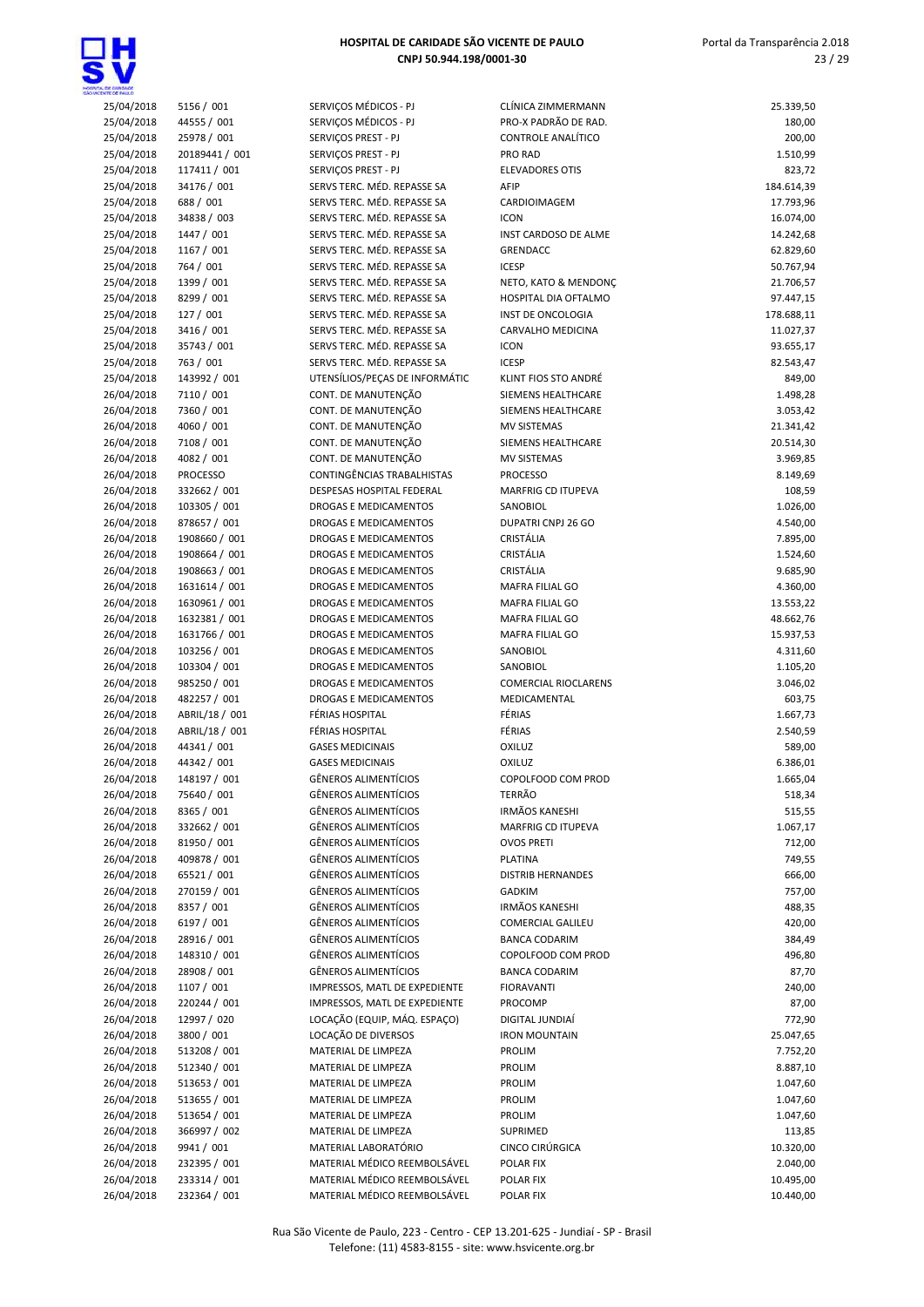| | | | | |
|---|---|---|---|---|
| 25/04/2018 | 5156 / 001 | SERVIÇOS MÉDICOS - PJ | CLÍNICA ZIMMERMANN | 25.339,50 |
| 25/04/2018 | 44555 / 001 | SERVIÇOS MÉDICOS - PJ | PRO-X PADRÃO DE RAD. | 180,00 |
| 25/04/2018 | 25978 / 001 | SERVIÇOS PREST - PJ | CONTROLE ANALÍTICO | 200,00 |
| 25/04/2018 | 20189441 / 001 | SERVIÇOS PREST - PJ | PRO RAD | 1.510,99 |
| 25/04/2018 | 117411 / 001 | SERVIÇOS PREST - PJ | ELEVADORES OTIS | 823,72 |
| 25/04/2018 | 34176 / 001 | SERVS TERC. MÉD. REPASSE SA | AFIP | 184.614,39 |
| 25/04/2018 | 688 / 001 | SERVS TERC. MÉD. REPASSE SA | CARDIOIMAGEM | 17.793,96 |
| 25/04/2018 | 34838 / 003 | SERVS TERC. MÉD. REPASSE SA | ICON | 16.074,00 |
| 25/04/2018 | 1447 / 001 | SERVS TERC. MÉD. REPASSE SA | INST CARDOSO DE ALME | 14.242,68 |
| 25/04/2018 | 1167 / 001 | SERVS TERC. MÉD. REPASSE SA | GRENDACC | 62.829,60 |
| 25/04/2018 | 764 / 001 | SERVS TERC. MÉD. REPASSE SA | ICESP | 50.767,94 |
| 25/04/2018 | 1399 / 001 | SERVS TERC. MÉD. REPASSE SA | NETO, KATO & MENDONÇ | 21.706,57 |
| 25/04/2018 | 8299 / 001 | SERVS TERC. MÉD. REPASSE SA | HOSPITAL DIA OFTALMO | 97.447,15 |
| 25/04/2018 | 127 / 001 | SERVS TERC. MÉD. REPASSE SA | INST DE ONCOLOGIA | 178.688,11 |
| 25/04/2018 | 3416 / 001 | SERVS TERC. MÉD. REPASSE SA | CARVALHO MEDICINA | 11.027,37 |
| 25/04/2018 | 35743 / 001 | SERVS TERC. MÉD. REPASSE SA | ICON | 93.655,17 |
| 25/04/2018 | 763 / 001 | SERVS TERC. MÉD. REPASSE SA | ICESP | 82.543,47 |
| 25/04/2018 | 143992 / 001 | UTENSÍLIOS/PEÇAS DE INFORMÁTIC | KLINT FIOS STO ANDRÉ | 849,00 |
| 26/04/2018 | 7110 / 001 | CONT. DE MANUTENÇÃO | SIEMENS HEALTHCARE | 1.498,28 |
| 26/04/2018 | 7360 / 001 | CONT. DE MANUTENÇÃO | SIEMENS HEALTHCARE | 3.053,42 |
| 26/04/2018 | 4060 / 001 | CONT. DE MANUTENÇÃO | MV SISTEMAS | 21.341,42 |
| 26/04/2018 | 7108 / 001 | CONT. DE MANUTENÇÃO | SIEMENS HEALTHCARE | 20.514,30 |
| 26/04/2018 | 4082 / 001 | CONT. DE MANUTENÇÃO | MV SISTEMAS | 3.969,85 |
| 26/04/2018 | PROCESSO | CONTINGÊNCIAS TRABALHISTAS | PROCESSO | 8.149,69 |
| 26/04/2018 | 332662 / 001 | DESPESAS HOSPITAL FEDERAL | MARFRIG CD ITUPEVA | 108,59 |
| 26/04/2018 | 103305 / 001 | DROGAS E MEDICAMENTOS | SANOBIOL | 1.026,00 |
| 26/04/2018 | 878657 / 001 | DROGAS E MEDICAMENTOS | DUPATRI CNPJ 26 GO | 4.540,00 |
| 26/04/2018 | 1908660 / 001 | DROGAS E MEDICAMENTOS | CRISTÁLIA | 7.895,00 |
| 26/04/2018 | 1908664 / 001 | DROGAS E MEDICAMENTOS | CRISTÁLIA | 1.524,60 |
| 26/04/2018 | 1908663 / 001 | DROGAS E MEDICAMENTOS | CRISTÁLIA | 9.685,90 |
| 26/04/2018 | 1631614 / 001 | DROGAS E MEDICAMENTOS | MAFRA FILIAL GO | 4.360,00 |
| 26/04/2018 | 1630961 / 001 | DROGAS E MEDICAMENTOS | MAFRA FILIAL GO | 13.553,22 |
| 26/04/2018 | 1632381 / 001 | DROGAS E MEDICAMENTOS | MAFRA FILIAL GO | 48.662,76 |
| 26/04/2018 | 1631766 / 001 | DROGAS E MEDICAMENTOS | MAFRA FILIAL GO | 15.937,53 |
| 26/04/2018 | 103256 / 001 | DROGAS E MEDICAMENTOS | SANOBIOL | 4.311,60 |
| 26/04/2018 | 103304 / 001 | DROGAS E MEDICAMENTOS | SANOBIOL | 1.105,20 |
| 26/04/2018 | 985250 / 001 | DROGAS E MEDICAMENTOS | COMERCIAL RIOCLARENS | 3.046,02 |
| 26/04/2018 | 482257 / 001 | DROGAS E MEDICAMENTOS | MEDICAMENTAL | 603,75 |
| 26/04/2018 | ABRIL/18 / 001 | FÉRIAS HOSPITAL | FÉRIAS | 1.667,73 |
| 26/04/2018 | ABRIL/18 / 001 | FÉRIAS HOSPITAL | FÉRIAS | 2.540,59 |
| 26/04/2018 | 44341 / 001 | GASES MEDICINAIS | OXILUZ | 589,00 |
| 26/04/2018 | 44342 / 001 | GASES MEDICINAIS | OXILUZ | 6.386,01 |
| 26/04/2018 | 148197 / 001 | GÊNEROS ALIMENTÍCIOS | COPOLFOOD COM PROD | 1.665,04 |
| 26/04/2018 | 75640 / 001 | GÊNEROS ALIMENTÍCIOS | TERRÃO | 518,34 |
| 26/04/2018 | 8365 / 001 | GÊNEROS ALIMENTÍCIOS | IRMÃOS KANESHI | 515,55 |
| 26/04/2018 | 332662 / 001 | GÊNEROS ALIMENTÍCIOS | MARFRIG CD ITUPEVA | 1.067,17 |
| 26/04/2018 | 81950 / 001 | GÊNEROS ALIMENTÍCIOS | OVOS PRETI | 712,00 |
| 26/04/2018 | 409878 / 001 | GÊNEROS ALIMENTÍCIOS | PLATINA | 749,55 |
| 26/04/2018 | 65521 / 001 | GÊNEROS ALIMENTÍCIOS | DISTRIB HERNANDES | 666,00 |
| 26/04/2018 | 270159 / 001 | GÊNEROS ALIMENTÍCIOS | GADKIM | 757,00 |
| 26/04/2018 | 8357 / 001 | GÊNEROS ALIMENTÍCIOS | IRMÃOS KANESHI | 488,35 |
| 26/04/2018 | 6197 / 001 | GÊNEROS ALIMENTÍCIOS | COMERCIAL GALILEU | 420,00 |
| 26/04/2018 | 28916 / 001 | GÊNEROS ALIMENTÍCIOS | BANCA CODARIM | 384,49 |
| 26/04/2018 | 148310 / 001 | GÊNEROS ALIMENTÍCIOS | COPOLFOOD COM PROD | 496,80 |
| 26/04/2018 | 28908 / 001 | GÊNEROS ALIMENTÍCIOS | BANCA CODARIM | 87,70 |
| 26/04/2018 | 1107 / 001 | IMPRESSOS, MATL DE EXPEDIENTE | FIORAVANTI | 240,00 |
| 26/04/2018 | 220244 / 001 | IMPRESSOS, MATL DE EXPEDIENTE | PROCOMP | 87,00 |
| 26/04/2018 | 12997 / 020 | LOCAÇÃO (EQUIP, MÁQ. ESPAÇO) | DIGITAL JUNDIAÍ | 772,90 |
| 26/04/2018 | 3800 / 001 | LOCAÇÃO DE DIVERSOS | IRON MOUNTAIN | 25.047,65 |
| 26/04/2018 | 513208 / 001 | MATERIAL DE LIMPEZA | PROLIM | 7.752,20 |
| 26/04/2018 | 512340 / 001 | MATERIAL DE LIMPEZA | PROLIM | 8.887,10 |
| 26/04/2018 | 513653 / 001 | MATERIAL DE LIMPEZA | PROLIM | 1.047,60 |
| 26/04/2018 | 513655 / 001 | MATERIAL DE LIMPEZA | PROLIM | 1.047,60 |
| 26/04/2018 | 513654 / 001 | MATERIAL DE LIMPEZA | PROLIM | 1.047,60 |
| 26/04/2018 | 366997 / 002 | MATERIAL DE LIMPEZA | SUPRIMED | 113,85 |
| 26/04/2018 | 9941 / 001 | MATERIAL LABORATÓRIO | CINCO CIRÚRGICA | 10.320,00 |
| 26/04/2018 | 232395 / 001 | MATERIAL MÉDICO REEMBOLSÁVEL | POLAR FIX | 2.040,00 |
| 26/04/2018 | 233314 / 001 | MATERIAL MÉDICO REEMBOLSÁVEL | POLAR FIX | 10.495,00 |
| 26/04/2018 | 232364 / 001 | MATERIAL MÉDICO REEMBOLSÁVEL | POLAR FIX | 10.440,00 |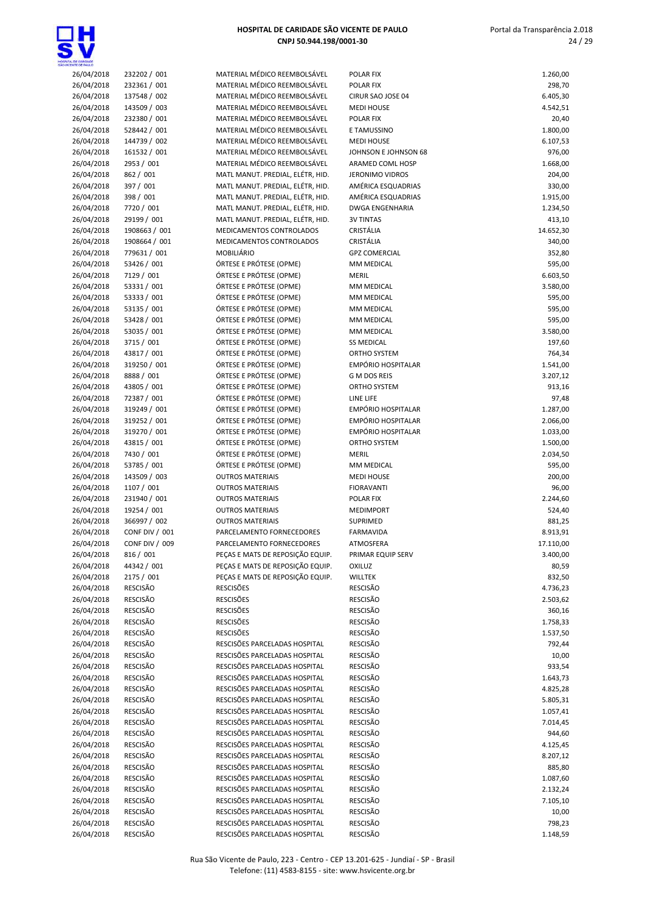| | | | | |
|---|---|---|---|---|
| 26/04/2018 | 232202 / 001 | MATERIAL MÉDICO REEMBOLSÁVEL | POLAR FIX | 1.260,00 |
| 26/04/2018 | 232361 / 001 | MATERIAL MÉDICO REEMBOLSÁVEL | POLAR FIX | 298,70 |
| 26/04/2018 | 137548 / 002 | MATERIAL MÉDICO REEMBOLSÁVEL | CIRUR SAO JOSE 04 | 6.405,30 |
| 26/04/2018 | 143509 / 003 | MATERIAL MÉDICO REEMBOLSÁVEL | MEDI HOUSE | 4.542,51 |
| 26/04/2018 | 232380 / 001 | MATERIAL MÉDICO REEMBOLSÁVEL | POLAR FIX | 20,40 |
| 26/04/2018 | 528442 / 001 | MATERIAL MÉDICO REEMBOLSÁVEL | E TAMUSSINO | 1.800,00 |
| 26/04/2018 | 144739 / 002 | MATERIAL MÉDICO REEMBOLSÁVEL | MEDI HOUSE | 6.107,53 |
| 26/04/2018 | 161532 / 001 | MATERIAL MÉDICO REEMBOLSÁVEL | JOHNSON E JOHNSON 68 | 976,00 |
| 26/04/2018 | 2953 / 001 | MATERIAL MÉDICO REEMBOLSÁVEL | ARAMED COML HOSP | 1.668,00 |
| 26/04/2018 | 862 / 001 | MATL MANUT. PREDIAL, ELÉTR, HID. | JERONIMO VIDROS | 204,00 |
| 26/04/2018 | 397 / 001 | MATL MANUT. PREDIAL, ELÉTR, HID. | AMÉRICA ESQUADRIAS | 330,00 |
| 26/04/2018 | 398 / 001 | MATL MANUT. PREDIAL, ELÉTR, HID. | AMÉRICA ESQUADRIAS | 1.915,00 |
| 26/04/2018 | 7720 / 001 | MATL MANUT. PREDIAL, ELÉTR, HID. | DWGA ENGENHARIA | 1.234,50 |
| 26/04/2018 | 29199 / 001 | MATL MANUT. PREDIAL, ELÉTR, HID. | 3V TINTAS | 413,10 |
| 26/04/2018 | 1908663 / 001 | MEDICAMENTOS CONTROLADOS | CRISTÁLIA | 14.652,30 |
| 26/04/2018 | 1908664 / 001 | MEDICAMENTOS CONTROLADOS | CRISTÁLIA | 340,00 |
| 26/04/2018 | 779631 / 001 | MOBILIÁRIO | GPZ COMERCIAL | 352,80 |
| 26/04/2018 | 53426 / 001 | ÓRTESE E PRÓTESE (OPME) | MM MEDICAL | 595,00 |
| 26/04/2018 | 7129 / 001 | ÓRTESE E PRÓTESE (OPME) | MERIL | 6.603,50 |
| 26/04/2018 | 53331 / 001 | ÓRTESE E PRÓTESE (OPME) | MM MEDICAL | 3.580,00 |
| 26/04/2018 | 53333 / 001 | ÓRTESE E PRÓTESE (OPME) | MM MEDICAL | 595,00 |
| 26/04/2018 | 53135 / 001 | ÓRTESE E PRÓTESE (OPME) | MM MEDICAL | 595,00 |
| 26/04/2018 | 53428 / 001 | ÓRTESE E PRÓTESE (OPME) | MM MEDICAL | 595,00 |
| 26/04/2018 | 53035 / 001 | ÓRTESE E PRÓTESE (OPME) | MM MEDICAL | 3.580,00 |
| 26/04/2018 | 3715 / 001 | ÓRTESE E PRÓTESE (OPME) | SS MEDICAL | 197,60 |
| 26/04/2018 | 43817 / 001 | ÓRTESE E PRÓTESE (OPME) | ORTHO SYSTEM | 764,34 |
| 26/04/2018 | 319250 / 001 | ÓRTESE E PRÓTESE (OPME) | EMPÓRIO HOSPITALAR | 1.541,00 |
| 26/04/2018 | 8888 / 001 | ÓRTESE E PRÓTESE (OPME) | G M DOS REIS | 3.207,12 |
| 26/04/2018 | 43805 / 001 | ÓRTESE E PRÓTESE (OPME) | ORTHO SYSTEM | 913,16 |
| 26/04/2018 | 72387 / 001 | ÓRTESE E PRÓTESE (OPME) | LINE LIFE | 97,48 |
| 26/04/2018 | 319249 / 001 | ÓRTESE E PRÓTESE (OPME) | EMPÓRIO HOSPITALAR | 1.287,00 |
| 26/04/2018 | 319252 / 001 | ÓRTESE E PRÓTESE (OPME) | EMPÓRIO HOSPITALAR | 2.066,00 |
| 26/04/2018 | 319270 / 001 | ÓRTESE E PRÓTESE (OPME) | EMPÓRIO HOSPITALAR | 1.033,00 |
| 26/04/2018 | 43815 / 001 | ÓRTESE E PRÓTESE (OPME) | ORTHO SYSTEM | 1.500,00 |
| 26/04/2018 | 7430 / 001 | ÓRTESE E PRÓTESE (OPME) | MERIL | 2.034,50 |
| 26/04/2018 | 53785 / 001 | ÓRTESE E PRÓTESE (OPME) | MM MEDICAL | 595,00 |
| 26/04/2018 | 143509 / 003 | OUTROS MATERIAIS | MEDI HOUSE | 200,00 |
| 26/04/2018 | 1107 / 001 | OUTROS MATERIAIS | FIORAVANTI | 96,00 |
| 26/04/2018 | 231940 / 001 | OUTROS MATERIAIS | POLAR FIX | 2.244,60 |
| 26/04/2018 | 19254 / 001 | OUTROS MATERIAIS | MEDIMPORT | 524,40 |
| 26/04/2018 | 366997 / 002 | OUTROS MATERIAIS | SUPRIMED | 881,25 |
| 26/04/2018 | CONF DIV / 001 | PARCELAMENTO FORNECEDORES | FARMAVIDA | 8.913,91 |
| 26/04/2018 | CONF DIV / 009 | PARCELAMENTO FORNECEDORES | ATMOSFERA | 17.110,00 |
| 26/04/2018 | 816 / 001 | PEÇAS E MATS DE REPOSIÇÃO EQUIP. | PRIMAR EQUIP SERV | 3.400,00 |
| 26/04/2018 | 44342 / 001 | PEÇAS E MATS DE REPOSIÇÃO EQUIP. | OXILUZ | 80,59 |
| 26/04/2018 | 2175 / 001 | PEÇAS E MATS DE REPOSIÇÃO EQUIP. | WILLTEK | 832,50 |
| 26/04/2018 | RESCISÃO | RESCISÕES | RESCISÃO | 4.736,23 |
| 26/04/2018 | RESCISÃO | RESCISÕES | RESCISÃO | 2.503,62 |
| 26/04/2018 | RESCISÃO | RESCISÕES | RESCISÃO | 360,16 |
| 26/04/2018 | RESCISÃO | RESCISÕES | RESCISÃO | 1.758,33 |
| 26/04/2018 | RESCISÃO | RESCISÕES | RESCISÃO | 1.537,50 |
| 26/04/2018 | RESCISÃO | RESCISÕES PARCELADAS HOSPITAL | RESCISÃO | 792,44 |
| 26/04/2018 | RESCISÃO | RESCISÕES PARCELADAS HOSPITAL | RESCISÃO | 10,00 |
| 26/04/2018 | RESCISÃO | RESCISÕES PARCELADAS HOSPITAL | RESCISÃO | 933,54 |
| 26/04/2018 | RESCISÃO | RESCISÕES PARCELADAS HOSPITAL | RESCISÃO | 1.643,73 |
| 26/04/2018 | RESCISÃO | RESCISÕES PARCELADAS HOSPITAL | RESCISÃO | 4.825,28 |
| 26/04/2018 | RESCISÃO | RESCISÕES PARCELADAS HOSPITAL | RESCISÃO | 5.805,31 |
| 26/04/2018 | RESCISÃO | RESCISÕES PARCELADAS HOSPITAL | RESCISÃO | 1.057,41 |
| 26/04/2018 | RESCISÃO | RESCISÕES PARCELADAS HOSPITAL | RESCISÃO | 7.014,45 |
| 26/04/2018 | RESCISÃO | RESCISÕES PARCELADAS HOSPITAL | RESCISÃO | 944,60 |
| 26/04/2018 | RESCISÃO | RESCISÕES PARCELADAS HOSPITAL | RESCISÃO | 4.125,45 |
| 26/04/2018 | RESCISÃO | RESCISÕES PARCELADAS HOSPITAL | RESCISÃO | 8.207,12 |
| 26/04/2018 | RESCISÃO | RESCISÕES PARCELADAS HOSPITAL | RESCISÃO | 885,80 |
| 26/04/2018 | RESCISÃO | RESCISÕES PARCELADAS HOSPITAL | RESCISÃO | 1.087,60 |
| 26/04/2018 | RESCISÃO | RESCISÕES PARCELADAS HOSPITAL | RESCISÃO | 2.132,24 |
| 26/04/2018 | RESCISÃO | RESCISÕES PARCELADAS HOSPITAL | RESCISÃO | 7.105,10 |
| 26/04/2018 | RESCISÃO | RESCISÕES PARCELADAS HOSPITAL | RESCISÃO | 10,00 |
| 26/04/2018 | RESCISÃO | RESCISÕES PARCELADAS HOSPITAL | RESCISÃO | 798,23 |
| 26/04/2018 | RESCISÃO | RESCISÕES PARCELADAS HOSPITAL | RESCISÃO | 1.148,59 |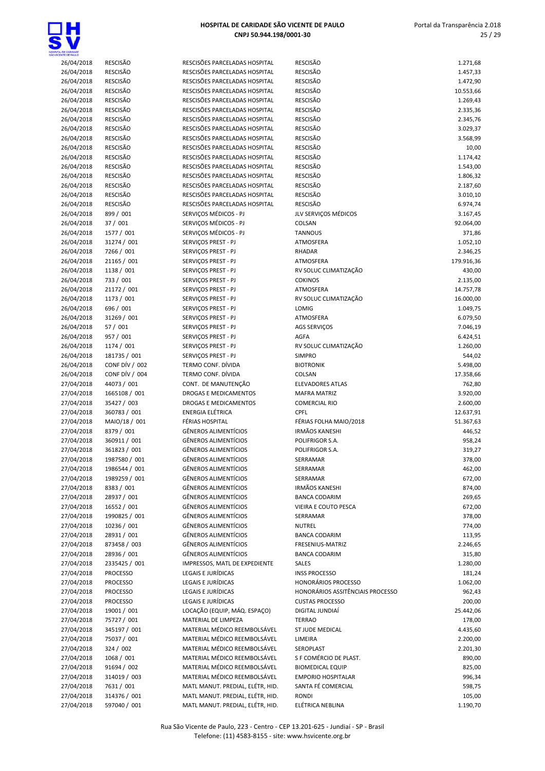| | | | | |
|---|---|---|---|---|
| 26/04/2018 | RESCISÃO | RESCISÕES PARCELADAS HOSPITAL | RESCISÃO | 1.271,68 |
| 26/04/2018 | RESCISÃO | RESCISÕES PARCELADAS HOSPITAL | RESCISÃO | 1.457,33 |
| 26/04/2018 | RESCISÃO | RESCISÕES PARCELADAS HOSPITAL | RESCISÃO | 1.472,90 |
| 26/04/2018 | RESCISÃO | RESCISÕES PARCELADAS HOSPITAL | RESCISÃO | 10.553,66 |
| 26/04/2018 | RESCISÃO | RESCISÕES PARCELADAS HOSPITAL | RESCISÃO | 1.269,43 |
| 26/04/2018 | RESCISÃO | RESCISÕES PARCELADAS HOSPITAL | RESCISÃO | 2.335,36 |
| 26/04/2018 | RESCISÃO | RESCISÕES PARCELADAS HOSPITAL | RESCISÃO | 2.345,76 |
| 26/04/2018 | RESCISÃO | RESCISÕES PARCELADAS HOSPITAL | RESCISÃO | 3.029,37 |
| 26/04/2018 | RESCISÃO | RESCISÕES PARCELADAS HOSPITAL | RESCISÃO | 3.568,99 |
| 26/04/2018 | RESCISÃO | RESCISÕES PARCELADAS HOSPITAL | RESCISÃO | 10,00 |
| 26/04/2018 | RESCISÃO | RESCISÕES PARCELADAS HOSPITAL | RESCISÃO | 1.174,42 |
| 26/04/2018 | RESCISÃO | RESCISÕES PARCELADAS HOSPITAL | RESCISÃO | 1.543,00 |
| 26/04/2018 | RESCISÃO | RESCISÕES PARCELADAS HOSPITAL | RESCISÃO | 1.806,32 |
| 26/04/2018 | RESCISÃO | RESCISÕES PARCELADAS HOSPITAL | RESCISÃO | 2.187,60 |
| 26/04/2018 | RESCISÃO | RESCISÕES PARCELADAS HOSPITAL | RESCISÃO | 3.010,10 |
| 26/04/2018 | RESCISÃO | RESCISÕES PARCELADAS HOSPITAL | RESCISÃO | 6.974,74 |
| 26/04/2018 | 899 / 001 | SERVIÇOS MÉDICOS - PJ | JLV SERVIÇOS MÉDICOS | 3.167,45 |
| 26/04/2018 | 37 / 001 | SERVIÇOS MÉDICOS - PJ | COLSAN | 92.064,00 |
| 26/04/2018 | 1577 / 001 | SERVIÇOS MÉDICOS - PJ | TANNOUS | 371,86 |
| 26/04/2018 | 31274 / 001 | SERVIÇOS PREST - PJ | ATMOSFERA | 1.052,10 |
| 26/04/2018 | 7266 / 001 | SERVIÇOS PREST - PJ | RHADAR | 2.346,25 |
| 26/04/2018 | 21165 / 001 | SERVIÇOS PREST - PJ | ATMOSFERA | 179.916,36 |
| 26/04/2018 | 1138 / 001 | SERVIÇOS PREST - PJ | RV SOLUC CLIMATIZAÇÃO | 430,00 |
| 26/04/2018 | 733 / 001 | SERVIÇOS PREST - PJ | COKINOS | 2.135,00 |
| 26/04/2018 | 21172 / 001 | SERVIÇOS PREST - PJ | ATMOSFERA | 14.757,78 |
| 26/04/2018 | 1173 / 001 | SERVIÇOS PREST - PJ | RV SOLUC CLIMATIZAÇÃO | 16.000,00 |
| 26/04/2018 | 696 / 001 | SERVIÇOS PREST - PJ | LOMIG | 1.049,75 |
| 26/04/2018 | 31269 / 001 | SERVIÇOS PREST - PJ | ATMOSFERA | 6.079,50 |
| 26/04/2018 | 57 / 001 | SERVIÇOS PREST - PJ | AGS SERVIÇOS | 7.046,19 |
| 26/04/2018 | 957 / 001 | SERVIÇOS PREST - PJ | AGFA | 6.424,51 |
| 26/04/2018 | 1174 / 001 | SERVIÇOS PREST - PJ | RV SOLUC CLIMATIZAÇÃO | 1.260,00 |
| 26/04/2018 | 181735 / 001 | SERVIÇOS PREST - PJ | SIMPRO | 544,02 |
| 26/04/2018 | CONF DÍV / 002 | TERMO CONF. DÍVIDA | BIOTRONIK | 5.498,00 |
| 26/04/2018 | CONF DÍV / 004 | TERMO CONF. DÍVIDA | COLSAN | 17.358,66 |
| 27/04/2018 | 44073 / 001 | CONT. DE MANUTENÇÃO | ELEVADORES ATLAS | 762,80 |
| 27/04/2018 | 1665108 / 001 | DROGAS E MEDICAMENTOS | MAFRA MATRIZ | 3.920,00 |
| 27/04/2018 | 35427 / 003 | DROGAS E MEDICAMENTOS | COMERCIAL RIO | 2.600,00 |
| 27/04/2018 | 360783 / 001 | ENERGIA ELÉTRICA | CPFL | 12.637,91 |
| 27/04/2018 | MAIO/18 / 001 | FÉRIAS HOSPITAL | FÉRIAS FOLHA MAIO/2018 | 51.367,63 |
| 27/04/2018 | 8379 / 001 | GÊNEROS ALIMENTÍCIOS | IRMÃOS KANESHI | 446,52 |
| 27/04/2018 | 360911 / 001 | GÊNEROS ALIMENTÍCIOS | POLIFRIGOR S.A. | 958,24 |
| 27/04/2018 | 361823 / 001 | GÊNEROS ALIMENTÍCIOS | POLIFRIGOR S.A. | 319,27 |
| 27/04/2018 | 1987580 / 001 | GÊNEROS ALIMENTÍCIOS | SERRAMAR | 378,00 |
| 27/04/2018 | 1986544 / 001 | GÊNEROS ALIMENTÍCIOS | SERRAMAR | 462,00 |
| 27/04/2018 | 1989259 / 001 | GÊNEROS ALIMENTÍCIOS | SERRAMAR | 672,00 |
| 27/04/2018 | 8383 / 001 | GÊNEROS ALIMENTÍCIOS | IRMÃOS KANESHI | 874,00 |
| 27/04/2018 | 28937 / 001 | GÊNEROS ALIMENTÍCIOS | BANCA CODARIM | 269,65 |
| 27/04/2018 | 16552 / 001 | GÊNEROS ALIMENTÍCIOS | VIEIRA E COUTO PESCA | 672,00 |
| 27/04/2018 | 1990825 / 001 | GÊNEROS ALIMENTÍCIOS | SERRAMAR | 378,00 |
| 27/04/2018 | 10236 / 001 | GÊNEROS ALIMENTÍCIOS | NUTREL | 774,00 |
| 27/04/2018 | 28931 / 001 | GÊNEROS ALIMENTÍCIOS | BANCA CODARIM | 113,95 |
| 27/04/2018 | 873458 / 003 | GÊNEROS ALIMENTÍCIOS | FRESENIUS-MATRIZ | 2.246,65 |
| 27/04/2018 | 28936 / 001 | GÊNEROS ALIMENTÍCIOS | BANCA CODARIM | 315,80 |
| 27/04/2018 | 2335425 / 001 | IMPRESSOS, MATL DE EXPEDIENTE | SALES | 1.280,00 |
| 27/04/2018 | PROCESSO | LEGAIS E JURÍDICAS | INSS PROCESSO | 181,24 |
| 27/04/2018 | PROCESSO | LEGAIS E JURÍDICAS | HONORÁRIOS PROCESSO | 1.062,00 |
| 27/04/2018 | PROCESSO | LEGAIS E JURÍDICAS | HONORÁRIOS ASSITÊNCIAIS PROCESSO | 962,43 |
| 27/04/2018 | PROCESSO | LEGAIS E JURÍDICAS | CUSTAS PROCESSO | 200,00 |
| 27/04/2018 | 19001 / 001 | LOCAÇÃO (EQUIP, MÁQ. ESPAÇO) | DIGITAL JUNDIAÍ | 25.442,06 |
| 27/04/2018 | 75727 / 001 | MATERIAL DE LIMPEZA | TERRAO | 178,00 |
| 27/04/2018 | 345197 / 001 | MATERIAL MÉDICO REEMBOLSÁVEL | ST JUDE MEDICAL | 4.435,60 |
| 27/04/2018 | 75037 / 001 | MATERIAL MÉDICO REEMBOLSÁVEL | LIMEIRA | 2.200,00 |
| 27/04/2018 | 324 / 002 | MATERIAL MÉDICO REEMBOLSÁVEL | SEROPLAST | 2.201,30 |
| 27/04/2018 | 1068 / 001 | MATERIAL MÉDICO REEMBOLSÁVEL | S F COMÉRCIO DE PLAST. | 890,00 |
| 27/04/2018 | 91694 / 002 | MATERIAL MÉDICO REEMBOLSÁVEL | BIOMEDICAL EQUIP | 825,00 |
| 27/04/2018 | 314019 / 003 | MATERIAL MÉDICO REEMBOLSÁVEL | EMPORIO HOSPITALAR | 996,34 |
| 27/04/2018 | 7631 / 001 | MATL MANUT. PREDIAL, ELÉTR, HID. | SANTA FÉ COMERCIAL | 598,75 |
| 27/04/2018 | 314376 / 001 | MATL MANUT. PREDIAL, ELÉTR, HID. | RONDI | 105,00 |
| 27/04/2018 | 597040 / 001 | MATL MANUT. PREDIAL, ELÉTR, HID. | ELÉTRICA NEBLINA | 1.190,70 |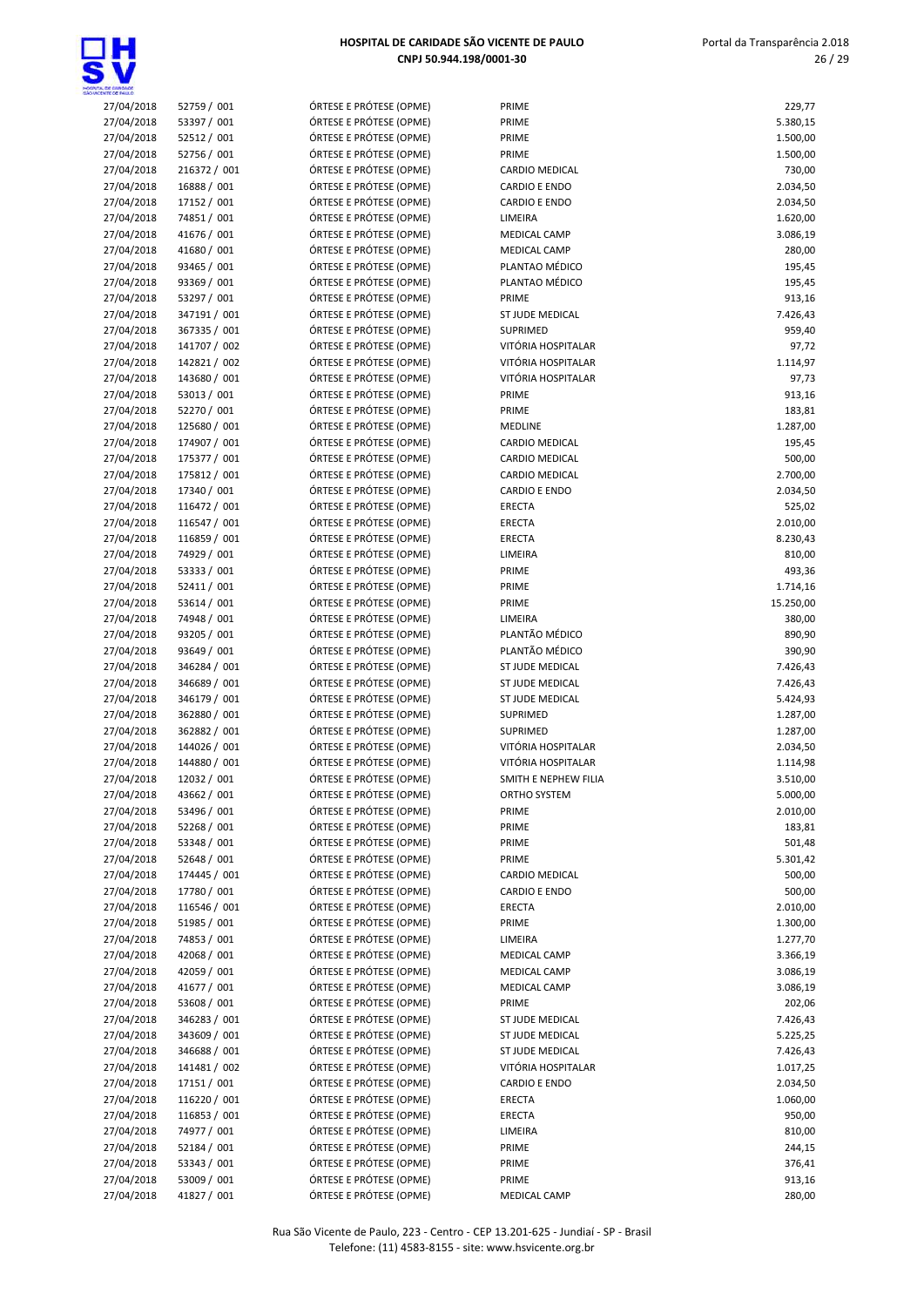| | | | | |
|---|---|---|---|---|
| 27/04/2018 | 52759 / 001 | ÓRTESE E PRÓTESE (OPME) | PRIME | 229,77 |
| 27/04/2018 | 53397 / 001 | ÓRTESE E PRÓTESE (OPME) | PRIME | 5.380,15 |
| 27/04/2018 | 52512 / 001 | ÓRTESE E PRÓTESE (OPME) | PRIME | 1.500,00 |
| 27/04/2018 | 52756 / 001 | ÓRTESE E PRÓTESE (OPME) | PRIME | 1.500,00 |
| 27/04/2018 | 216372 / 001 | ÓRTESE E PRÓTESE (OPME) | CARDIO MEDICAL | 730,00 |
| 27/04/2018 | 16888 / 001 | ÓRTESE E PRÓTESE (OPME) | CARDIO E ENDO | 2.034,50 |
| 27/04/2018 | 17152 / 001 | ÓRTESE E PRÓTESE (OPME) | CARDIO E ENDO | 2.034,50 |
| 27/04/2018 | 74851 / 001 | ÓRTESE E PRÓTESE (OPME) | LIMEIRA | 1.620,00 |
| 27/04/2018 | 41676 / 001 | ÓRTESE E PRÓTESE (OPME) | MEDICAL CAMP | 3.086,19 |
| 27/04/2018 | 41680 / 001 | ÓRTESE E PRÓTESE (OPME) | MEDICAL CAMP | 280,00 |
| 27/04/2018 | 93465 / 001 | ÓRTESE E PRÓTESE (OPME) | PLANTAO MÉDICO | 195,45 |
| 27/04/2018 | 93369 / 001 | ÓRTESE E PRÓTESE (OPME) | PLANTAO MÉDICO | 195,45 |
| 27/04/2018 | 53297 / 001 | ÓRTESE E PRÓTESE (OPME) | PRIME | 913,16 |
| 27/04/2018 | 347191 / 001 | ÓRTESE E PRÓTESE (OPME) | ST JUDE MEDICAL | 7.426,43 |
| 27/04/2018 | 367335 / 001 | ÓRTESE E PRÓTESE (OPME) | SUPRIMED | 959,40 |
| 27/04/2018 | 141707 / 002 | ÓRTESE E PRÓTESE (OPME) | VITÓRIA HOSPITALAR | 97,72 |
| 27/04/2018 | 142821 / 002 | ÓRTESE E PRÓTESE (OPME) | VITÓRIA HOSPITALAR | 1.114,97 |
| 27/04/2018 | 143680 / 001 | ÓRTESE E PRÓTESE (OPME) | VITÓRIA HOSPITALAR | 97,73 |
| 27/04/2018 | 53013 / 001 | ÓRTESE E PRÓTESE (OPME) | PRIME | 913,16 |
| 27/04/2018 | 52270 / 001 | ÓRTESE E PRÓTESE (OPME) | PRIME | 183,81 |
| 27/04/2018 | 125680 / 001 | ÓRTESE E PRÓTESE (OPME) | MEDLINE | 1.287,00 |
| 27/04/2018 | 174907 / 001 | ÓRTESE E PRÓTESE (OPME) | CARDIO MEDICAL | 195,45 |
| 27/04/2018 | 175377 / 001 | ÓRTESE E PRÓTESE (OPME) | CARDIO MEDICAL | 500,00 |
| 27/04/2018 | 175812 / 001 | ÓRTESE E PRÓTESE (OPME) | CARDIO MEDICAL | 2.700,00 |
| 27/04/2018 | 17340 / 001 | ÓRTESE E PRÓTESE (OPME) | CARDIO E ENDO | 2.034,50 |
| 27/04/2018 | 116472 / 001 | ÓRTESE E PRÓTESE (OPME) | ERECTA | 525,02 |
| 27/04/2018 | 116547 / 001 | ÓRTESE E PRÓTESE (OPME) | ERECTA | 2.010,00 |
| 27/04/2018 | 116859 / 001 | ÓRTESE E PRÓTESE (OPME) | ERECTA | 8.230,43 |
| 27/04/2018 | 74929 / 001 | ÓRTESE E PRÓTESE (OPME) | LIMEIRA | 810,00 |
| 27/04/2018 | 53333 / 001 | ÓRTESE E PRÓTESE (OPME) | PRIME | 493,36 |
| 27/04/2018 | 52411 / 001 | ÓRTESE E PRÓTESE (OPME) | PRIME | 1.714,16 |
| 27/04/2018 | 53614 / 001 | ÓRTESE E PRÓTESE (OPME) | PRIME | 15.250,00 |
| 27/04/2018 | 74948 / 001 | ÓRTESE E PRÓTESE (OPME) | LIMEIRA | 380,00 |
| 27/04/2018 | 93205 / 001 | ÓRTESE E PRÓTESE (OPME) | PLANTÃO MÉDICO | 890,90 |
| 27/04/2018 | 93649 / 001 | ÓRTESE E PRÓTESE (OPME) | PLANTÃO MÉDICO | 390,90 |
| 27/04/2018 | 346284 / 001 | ÓRTESE E PRÓTESE (OPME) | ST JUDE MEDICAL | 7.426,43 |
| 27/04/2018 | 346689 / 001 | ÓRTESE E PRÓTESE (OPME) | ST JUDE MEDICAL | 7.426,43 |
| 27/04/2018 | 346179 / 001 | ÓRTESE E PRÓTESE (OPME) | ST JUDE MEDICAL | 5.424,93 |
| 27/04/2018 | 362880 / 001 | ÓRTESE E PRÓTESE (OPME) | SUPRIMED | 1.287,00 |
| 27/04/2018 | 362882 / 001 | ÓRTESE E PRÓTESE (OPME) | SUPRIMED | 1.287,00 |
| 27/04/2018 | 144026 / 001 | ÓRTESE E PRÓTESE (OPME) | VITÓRIA HOSPITALAR | 2.034,50 |
| 27/04/2018 | 144880 / 001 | ÓRTESE E PRÓTESE (OPME) | VITÓRIA HOSPITALAR | 1.114,98 |
| 27/04/2018 | 12032 / 001 | ÓRTESE E PRÓTESE (OPME) | SMITH E NEPHEW FILIA | 3.510,00 |
| 27/04/2018 | 43662 / 001 | ÓRTESE E PRÓTESE (OPME) | ORTHO SYSTEM | 5.000,00 |
| 27/04/2018 | 53496 / 001 | ÓRTESE E PRÓTESE (OPME) | PRIME | 2.010,00 |
| 27/04/2018 | 52268 / 001 | ÓRTESE E PRÓTESE (OPME) | PRIME | 183,81 |
| 27/04/2018 | 53348 / 001 | ÓRTESE E PRÓTESE (OPME) | PRIME | 501,48 |
| 27/04/2018 | 52648 / 001 | ÓRTESE E PRÓTESE (OPME) | PRIME | 5.301,42 |
| 27/04/2018 | 174445 / 001 | ÓRTESE E PRÓTESE (OPME) | CARDIO MEDICAL | 500,00 |
| 27/04/2018 | 17780 / 001 | ÓRTESE E PRÓTESE (OPME) | CARDIO E ENDO | 500,00 |
| 27/04/2018 | 116546 / 001 | ÓRTESE E PRÓTESE (OPME) | ERECTA | 2.010,00 |
| 27/04/2018 | 51985 / 001 | ÓRTESE E PRÓTESE (OPME) | PRIME | 1.300,00 |
| 27/04/2018 | 74853 / 001 | ÓRTESE E PRÓTESE (OPME) | LIMEIRA | 1.277,70 |
| 27/04/2018 | 42068 / 001 | ÓRTESE E PRÓTESE (OPME) | MEDICAL CAMP | 3.366,19 |
| 27/04/2018 | 42059 / 001 | ÓRTESE E PRÓTESE (OPME) | MEDICAL CAMP | 3.086,19 |
| 27/04/2018 | 41677 / 001 | ÓRTESE E PRÓTESE (OPME) | MEDICAL CAMP | 3.086,19 |
| 27/04/2018 | 53608 / 001 | ÓRTESE E PRÓTESE (OPME) | PRIME | 202,06 |
| 27/04/2018 | 346283 / 001 | ÓRTESE E PRÓTESE (OPME) | ST JUDE MEDICAL | 7.426,43 |
| 27/04/2018 | 343609 / 001 | ÓRTESE E PRÓTESE (OPME) | ST JUDE MEDICAL | 5.225,25 |
| 27/04/2018 | 346688 / 001 | ÓRTESE E PRÓTESE (OPME) | ST JUDE MEDICAL | 7.426,43 |
| 27/04/2018 | 141481 / 002 | ÓRTESE E PRÓTESE (OPME) | VITÓRIA HOSPITALAR | 1.017,25 |
| 27/04/2018 | 17151 / 001 | ÓRTESE E PRÓTESE (OPME) | CARDIO E ENDO | 2.034,50 |
| 27/04/2018 | 116220 / 001 | ÓRTESE E PRÓTESE (OPME) | ERECTA | 1.060,00 |
| 27/04/2018 | 116853 / 001 | ÓRTESE E PRÓTESE (OPME) | ERECTA | 950,00 |
| 27/04/2018 | 74977 / 001 | ÓRTESE E PRÓTESE (OPME) | LIMEIRA | 810,00 |
| 27/04/2018 | 52184 / 001 | ÓRTESE E PRÓTESE (OPME) | PRIME | 244,15 |
| 27/04/2018 | 53343 / 001 | ÓRTESE E PRÓTESE (OPME) | PRIME | 376,41 |
| 27/04/2018 | 53009 / 001 | ÓRTESE E PRÓTESE (OPME) | PRIME | 913,16 |
| 27/04/2018 | 41827 / 001 | ÓRTESE E PRÓTESE (OPME) | MEDICAL CAMP | 280,00 |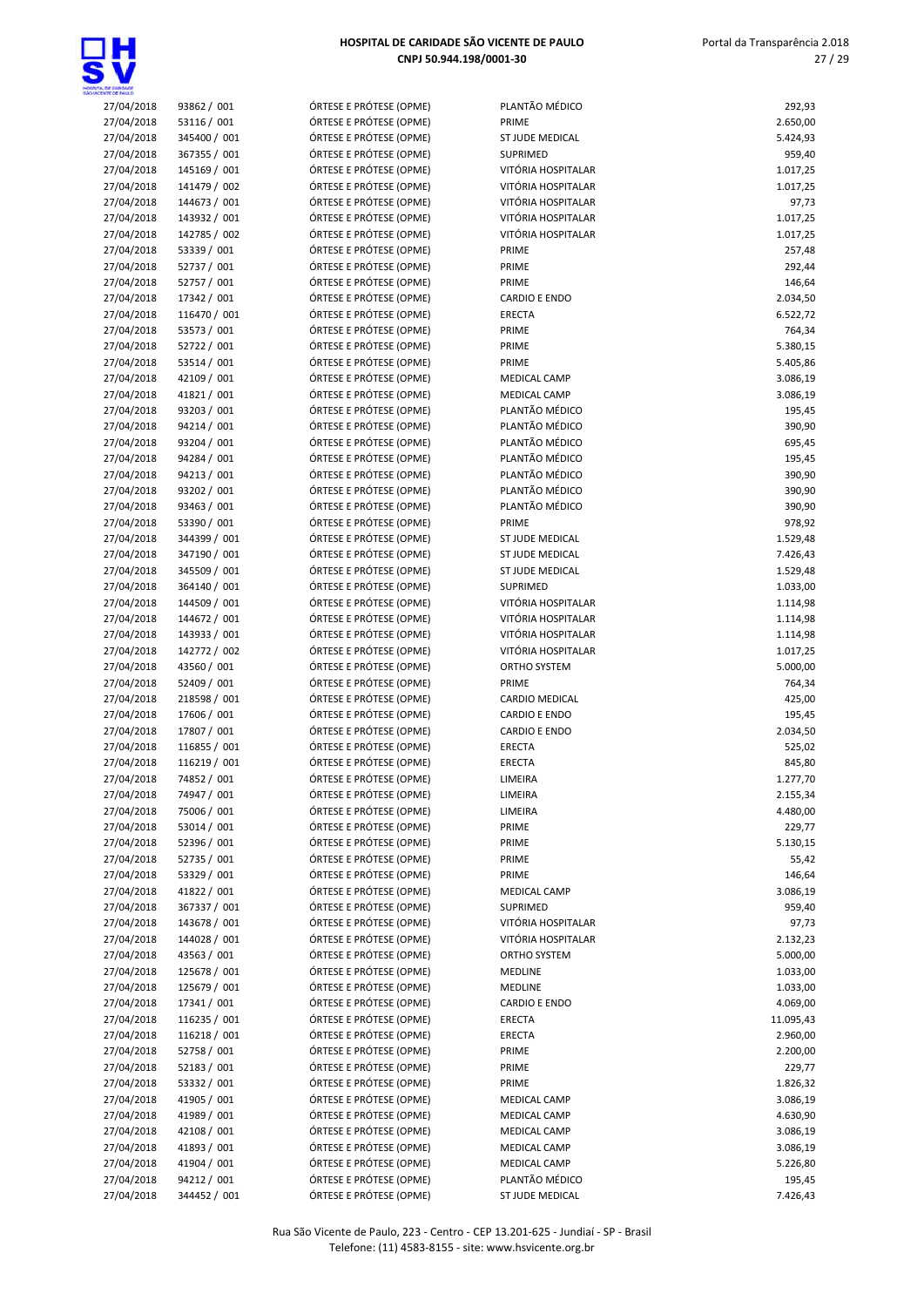| | | | | |
|---|---|---|---|---|
| 27/04/2018 | 93862 / 001 | ÓRTESE E PRÓTESE (OPME) | PLANTÃO MÉDICO | 292,93 |
| 27/04/2018 | 53116 / 001 | ÓRTESE E PRÓTESE (OPME) | PRIME | 2.650,00 |
| 27/04/2018 | 345400 / 001 | ÓRTESE E PRÓTESE (OPME) | ST JUDE MEDICAL | 5.424,93 |
| 27/04/2018 | 367355 / 001 | ÓRTESE E PRÓTESE (OPME) | SUPRIMED | 959,40 |
| 27/04/2018 | 145169 / 001 | ÓRTESE E PRÓTESE (OPME) | VITÓRIA HOSPITALAR | 1.017,25 |
| 27/04/2018 | 141479 / 002 | ÓRTESE E PRÓTESE (OPME) | VITÓRIA HOSPITALAR | 1.017,25 |
| 27/04/2018 | 144673 / 001 | ÓRTESE E PRÓTESE (OPME) | VITÓRIA HOSPITALAR | 97,73 |
| 27/04/2018 | 143932 / 001 | ÓRTESE E PRÓTESE (OPME) | VITÓRIA HOSPITALAR | 1.017,25 |
| 27/04/2018 | 142785 / 002 | ÓRTESE E PRÓTESE (OPME) | VITÓRIA HOSPITALAR | 1.017,25 |
| 27/04/2018 | 53339 / 001 | ÓRTESE E PRÓTESE (OPME) | PRIME | 257,48 |
| 27/04/2018 | 52737 / 001 | ÓRTESE E PRÓTESE (OPME) | PRIME | 292,44 |
| 27/04/2018 | 52757 / 001 | ÓRTESE E PRÓTESE (OPME) | PRIME | 146,64 |
| 27/04/2018 | 17342 / 001 | ÓRTESE E PRÓTESE (OPME) | CARDIO E ENDO | 2.034,50 |
| 27/04/2018 | 116470 / 001 | ÓRTESE E PRÓTESE (OPME) | ERECTA | 6.522,72 |
| 27/04/2018 | 53573 / 001 | ÓRTESE E PRÓTESE (OPME) | PRIME | 764,34 |
| 27/04/2018 | 52722 / 001 | ÓRTESE E PRÓTESE (OPME) | PRIME | 5.380,15 |
| 27/04/2018 | 53514 / 001 | ÓRTESE E PRÓTESE (OPME) | PRIME | 5.405,86 |
| 27/04/2018 | 42109 / 001 | ÓRTESE E PRÓTESE (OPME) | MEDICAL CAMP | 3.086,19 |
| 27/04/2018 | 41821 / 001 | ÓRTESE E PRÓTESE (OPME) | MEDICAL CAMP | 3.086,19 |
| 27/04/2018 | 93203 / 001 | ÓRTESE E PRÓTESE (OPME) | PLANTÃO MÉDICO | 195,45 |
| 27/04/2018 | 94214 / 001 | ÓRTESE E PRÓTESE (OPME) | PLANTÃO MÉDICO | 390,90 |
| 27/04/2018 | 93204 / 001 | ÓRTESE E PRÓTESE (OPME) | PLANTÃO MÉDICO | 695,45 |
| 27/04/2018 | 94284 / 001 | ÓRTESE E PRÓTESE (OPME) | PLANTÃO MÉDICO | 195,45 |
| 27/04/2018 | 94213 / 001 | ÓRTESE E PRÓTESE (OPME) | PLANTÃO MÉDICO | 390,90 |
| 27/04/2018 | 93202 / 001 | ÓRTESE E PRÓTESE (OPME) | PLANTÃO MÉDICO | 390,90 |
| 27/04/2018 | 93463 / 001 | ÓRTESE E PRÓTESE (OPME) | PLANTÃO MÉDICO | 390,90 |
| 27/04/2018 | 53390 / 001 | ÓRTESE E PRÓTESE (OPME) | PRIME | 978,92 |
| 27/04/2018 | 344399 / 001 | ÓRTESE E PRÓTESE (OPME) | ST JUDE MEDICAL | 1.529,48 |
| 27/04/2018 | 347190 / 001 | ÓRTESE E PRÓTESE (OPME) | ST JUDE MEDICAL | 7.426,43 |
| 27/04/2018 | 345509 / 001 | ÓRTESE E PRÓTESE (OPME) | ST JUDE MEDICAL | 1.529,48 |
| 27/04/2018 | 364140 / 001 | ÓRTESE E PRÓTESE (OPME) | SUPRIMED | 1.033,00 |
| 27/04/2018 | 144509 / 001 | ÓRTESE E PRÓTESE (OPME) | VITÓRIA HOSPITALAR | 1.114,98 |
| 27/04/2018 | 144672 / 001 | ÓRTESE E PRÓTESE (OPME) | VITÓRIA HOSPITALAR | 1.114,98 |
| 27/04/2018 | 143933 / 001 | ÓRTESE E PRÓTESE (OPME) | VITÓRIA HOSPITALAR | 1.114,98 |
| 27/04/2018 | 142772 / 002 | ÓRTESE E PRÓTESE (OPME) | VITÓRIA HOSPITALAR | 1.017,25 |
| 27/04/2018 | 43560 / 001 | ÓRTESE E PRÓTESE (OPME) | ORTHO SYSTEM | 5.000,00 |
| 27/04/2018 | 52409 / 001 | ÓRTESE E PRÓTESE (OPME) | PRIME | 764,34 |
| 27/04/2018 | 218598 / 001 | ÓRTESE E PRÓTESE (OPME) | CARDIO MEDICAL | 425,00 |
| 27/04/2018 | 17606 / 001 | ÓRTESE E PRÓTESE (OPME) | CARDIO E ENDO | 195,45 |
| 27/04/2018 | 17807 / 001 | ÓRTESE E PRÓTESE (OPME) | CARDIO E ENDO | 2.034,50 |
| 27/04/2018 | 116855 / 001 | ÓRTESE E PRÓTESE (OPME) | ERECTA | 525,02 |
| 27/04/2018 | 116219 / 001 | ÓRTESE E PRÓTESE (OPME) | ERECTA | 845,80 |
| 27/04/2018 | 74852 / 001 | ÓRTESE E PRÓTESE (OPME) | LIMEIRA | 1.277,70 |
| 27/04/2018 | 74947 / 001 | ÓRTESE E PRÓTESE (OPME) | LIMEIRA | 2.155,34 |
| 27/04/2018 | 75006 / 001 | ÓRTESE E PRÓTESE (OPME) | LIMEIRA | 4.480,00 |
| 27/04/2018 | 53014 / 001 | ÓRTESE E PRÓTESE (OPME) | PRIME | 229,77 |
| 27/04/2018 | 52396 / 001 | ÓRTESE E PRÓTESE (OPME) | PRIME | 5.130,15 |
| 27/04/2018 | 52735 / 001 | ÓRTESE E PRÓTESE (OPME) | PRIME | 55,42 |
| 27/04/2018 | 53329 / 001 | ÓRTESE E PRÓTESE (OPME) | PRIME | 146,64 |
| 27/04/2018 | 41822 / 001 | ÓRTESE E PRÓTESE (OPME) | MEDICAL CAMP | 3.086,19 |
| 27/04/2018 | 367337 / 001 | ÓRTESE E PRÓTESE (OPME) | SUPRIMED | 959,40 |
| 27/04/2018 | 143678 / 001 | ÓRTESE E PRÓTESE (OPME) | VITÓRIA HOSPITALAR | 97,73 |
| 27/04/2018 | 144028 / 001 | ÓRTESE E PRÓTESE (OPME) | VITÓRIA HOSPITALAR | 2.132,23 |
| 27/04/2018 | 43563 / 001 | ÓRTESE E PRÓTESE (OPME) | ORTHO SYSTEM | 5.000,00 |
| 27/04/2018 | 125678 / 001 | ÓRTESE E PRÓTESE (OPME) | MEDLINE | 1.033,00 |
| 27/04/2018 | 125679 / 001 | ÓRTESE E PRÓTESE (OPME) | MEDLINE | 1.033,00 |
| 27/04/2018 | 17341 / 001 | ÓRTESE E PRÓTESE (OPME) | CARDIO E ENDO | 4.069,00 |
| 27/04/2018 | 116235 / 001 | ÓRTESE E PRÓTESE (OPME) | ERECTA | 11.095,43 |
| 27/04/2018 | 116218 / 001 | ÓRTESE E PRÓTESE (OPME) | ERECTA | 2.960,00 |
| 27/04/2018 | 52758 / 001 | ÓRTESE E PRÓTESE (OPME) | PRIME | 2.200,00 |
| 27/04/2018 | 52183 / 001 | ÓRTESE E PRÓTESE (OPME) | PRIME | 229,77 |
| 27/04/2018 | 53332 / 001 | ÓRTESE E PRÓTESE (OPME) | PRIME | 1.826,32 |
| 27/04/2018 | 41905 / 001 | ÓRTESE E PRÓTESE (OPME) | MEDICAL CAMP | 3.086,19 |
| 27/04/2018 | 41989 / 001 | ÓRTESE E PRÓTESE (OPME) | MEDICAL CAMP | 4.630,90 |
| 27/04/2018 | 42108 / 001 | ÓRTESE E PRÓTESE (OPME) | MEDICAL CAMP | 3.086,19 |
| 27/04/2018 | 41893 / 001 | ÓRTESE E PRÓTESE (OPME) | MEDICAL CAMP | 3.086,19 |
| 27/04/2018 | 41904 / 001 | ÓRTESE E PRÓTESE (OPME) | MEDICAL CAMP | 5.226,80 |
| 27/04/2018 | 94212 / 001 | ÓRTESE E PRÓTESE (OPME) | PLANTÃO MÉDICO | 195,45 |
| 27/04/2018 | 344452 / 001 | ÓRTESE E PRÓTESE (OPME) | ST JUDE MEDICAL | 7.426,43 |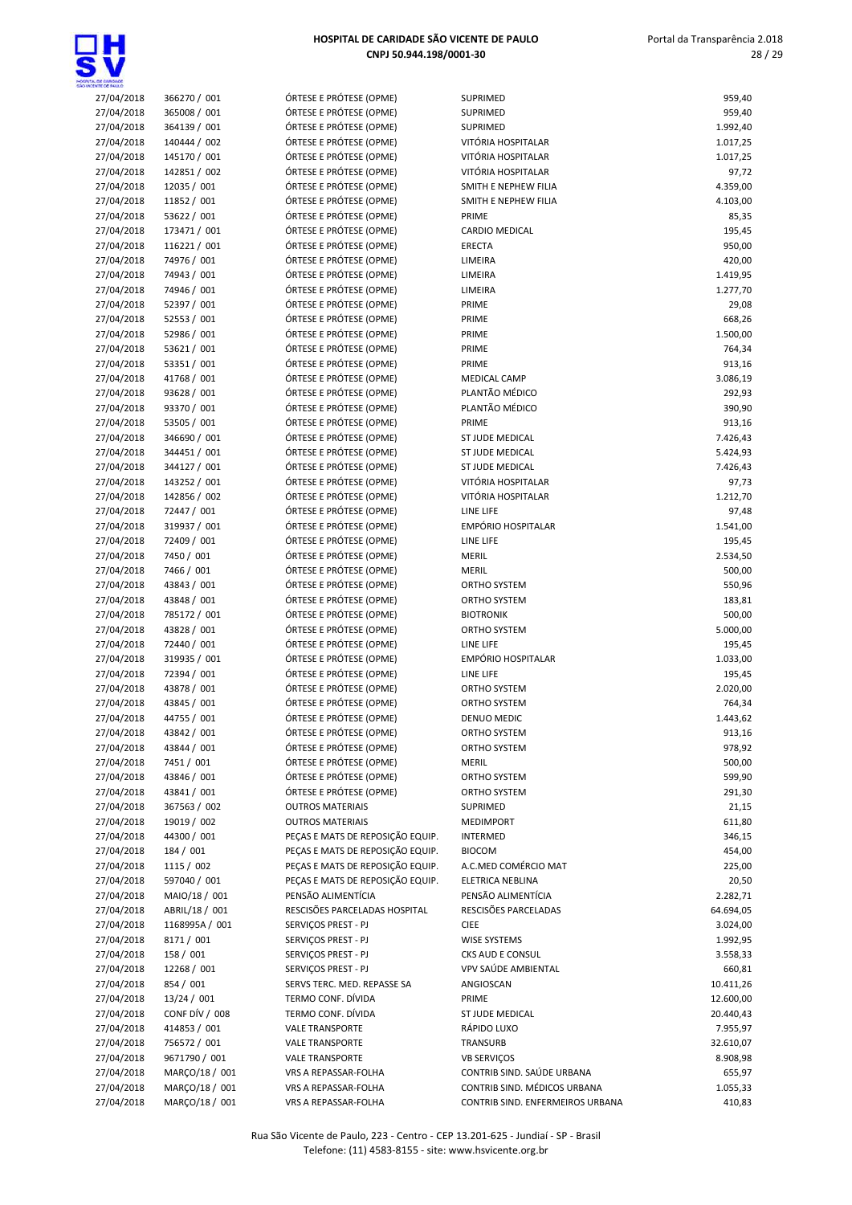| | | | | |
|---|---|---|---|---|
| 27/04/2018 | 366270 / 001 | ÓRTESE E PRÓTESE (OPME) | SUPRIMED | 959,40 |
| 27/04/2018 | 365008 / 001 | ÓRTESE E PRÓTESE (OPME) | SUPRIMED | 959,40 |
| 27/04/2018 | 364139 / 001 | ÓRTESE E PRÓTESE (OPME) | SUPRIMED | 1.992,40 |
| 27/04/2018 | 140444 / 002 | ÓRTESE E PRÓTESE (OPME) | VITÓRIA HOSPITALAR | 1.017,25 |
| 27/04/2018 | 145170 / 001 | ÓRTESE E PRÓTESE (OPME) | VITÓRIA HOSPITALAR | 1.017,25 |
| 27/04/2018 | 142851 / 002 | ÓRTESE E PRÓTESE (OPME) | VITÓRIA HOSPITALAR | 97,72 |
| 27/04/2018 | 12035 / 001 | ÓRTESE E PRÓTESE (OPME) | SMITH E NEPHEW FILIA | 4.359,00 |
| 27/04/2018 | 11852 / 001 | ÓRTESE E PRÓTESE (OPME) | SMITH E NEPHEW FILIA | 4.103,00 |
| 27/04/2018 | 53622 / 001 | ÓRTESE E PRÓTESE (OPME) | PRIME | 85,35 |
| 27/04/2018 | 173471 / 001 | ÓRTESE E PRÓTESE (OPME) | CARDIO MEDICAL | 195,45 |
| 27/04/2018 | 116221 / 001 | ÓRTESE E PRÓTESE (OPME) | ERECTA | 950,00 |
| 27/04/2018 | 74976 / 001 | ÓRTESE E PRÓTESE (OPME) | LIMEIRA | 420,00 |
| 27/04/2018 | 74943 / 001 | ÓRTESE E PRÓTESE (OPME) | LIMEIRA | 1.419,95 |
| 27/04/2018 | 74946 / 001 | ÓRTESE E PRÓTESE (OPME) | LIMEIRA | 1.277,70 |
| 27/04/2018 | 52397 / 001 | ÓRTESE E PRÓTESE (OPME) | PRIME | 29,08 |
| 27/04/2018 | 52553 / 001 | ÓRTESE E PRÓTESE (OPME) | PRIME | 668,26 |
| 27/04/2018 | 52986 / 001 | ÓRTESE E PRÓTESE (OPME) | PRIME | 1.500,00 |
| 27/04/2018 | 53621 / 001 | ÓRTESE E PRÓTESE (OPME) | PRIME | 764,34 |
| 27/04/2018 | 53351 / 001 | ÓRTESE E PRÓTESE (OPME) | PRIME | 913,16 |
| 27/04/2018 | 41768 / 001 | ÓRTESE E PRÓTESE (OPME) | MEDICAL CAMP | 3.086,19 |
| 27/04/2018 | 93628 / 001 | ÓRTESE E PRÓTESE (OPME) | PLANTÃO MÉDICO | 292,93 |
| 27/04/2018 | 93370 / 001 | ÓRTESE E PRÓTESE (OPME) | PLANTÃO MÉDICO | 390,90 |
| 27/04/2018 | 53505 / 001 | ÓRTESE E PRÓTESE (OPME) | PRIME | 913,16 |
| 27/04/2018 | 346690 / 001 | ÓRTESE E PRÓTESE (OPME) | ST JUDE MEDICAL | 7.426,43 |
| 27/04/2018 | 344451 / 001 | ÓRTESE E PRÓTESE (OPME) | ST JUDE MEDICAL | 5.424,93 |
| 27/04/2018 | 344127 / 001 | ÓRTESE E PRÓTESE (OPME) | ST JUDE MEDICAL | 7.426,43 |
| 27/04/2018 | 143252 / 001 | ÓRTESE E PRÓTESE (OPME) | VITÓRIA HOSPITALAR | 97,73 |
| 27/04/2018 | 142856 / 002 | ÓRTESE E PRÓTESE (OPME) | VITÓRIA HOSPITALAR | 1.212,70 |
| 27/04/2018 | 72447 / 001 | ÓRTESE E PRÓTESE (OPME) | LINE LIFE | 97,48 |
| 27/04/2018 | 319937 / 001 | ÓRTESE E PRÓTESE (OPME) | EMPÓRIO HOSPITALAR | 1.541,00 |
| 27/04/2018 | 72409 / 001 | ÓRTESE E PRÓTESE (OPME) | LINE LIFE | 195,45 |
| 27/04/2018 | 7450 / 001 | ÓRTESE E PRÓTESE (OPME) | MERIL | 2.534,50 |
| 27/04/2018 | 7466 / 001 | ÓRTESE E PRÓTESE (OPME) | MERIL | 500,00 |
| 27/04/2018 | 43843 / 001 | ÓRTESE E PRÓTESE (OPME) | ORTHO SYSTEM | 550,96 |
| 27/04/2018 | 43848 / 001 | ÓRTESE E PRÓTESE (OPME) | ORTHO SYSTEM | 183,81 |
| 27/04/2018 | 785172 / 001 | ÓRTESE E PRÓTESE (OPME) | BIOTRONIK | 500,00 |
| 27/04/2018 | 43828 / 001 | ÓRTESE E PRÓTESE (OPME) | ORTHO SYSTEM | 5.000,00 |
| 27/04/2018 | 72440 / 001 | ÓRTESE E PRÓTESE (OPME) | LINE LIFE | 195,45 |
| 27/04/2018 | 319935 / 001 | ÓRTESE E PRÓTESE (OPME) | EMPÓRIO HOSPITALAR | 1.033,00 |
| 27/04/2018 | 72394 / 001 | ÓRTESE E PRÓTESE (OPME) | LINE LIFE | 195,45 |
| 27/04/2018 | 43878 / 001 | ÓRTESE E PRÓTESE (OPME) | ORTHO SYSTEM | 2.020,00 |
| 27/04/2018 | 43845 / 001 | ÓRTESE E PRÓTESE (OPME) | ORTHO SYSTEM | 764,34 |
| 27/04/2018 | 44755 / 001 | ÓRTESE E PRÓTESE (OPME) | DENUO MEDIC | 1.443,62 |
| 27/04/2018 | 43842 / 001 | ÓRTESE E PRÓTESE (OPME) | ORTHO SYSTEM | 913,16 |
| 27/04/2018 | 43844 / 001 | ÓRTESE E PRÓTESE (OPME) | ORTHO SYSTEM | 978,92 |
| 27/04/2018 | 7451 / 001 | ÓRTESE E PRÓTESE (OPME) | MERIL | 500,00 |
| 27/04/2018 | 43846 / 001 | ÓRTESE E PRÓTESE (OPME) | ORTHO SYSTEM | 599,90 |
| 27/04/2018 | 43841 / 001 | ÓRTESE E PRÓTESE (OPME) | ORTHO SYSTEM | 291,30 |
| 27/04/2018 | 367563 / 002 | OUTROS MATERIAIS | SUPRIMED | 21,15 |
| 27/04/2018 | 19019 / 002 | OUTROS MATERIAIS | MEDIMPORT | 611,80 |
| 27/04/2018 | 44300 / 001 | PEÇAS E MATS DE REPOSIÇÃO EQUIP. | INTERMED | 346,15 |
| 27/04/2018 | 184 / 001 | PEÇAS E MATS DE REPOSIÇÃO EQUIP. | BIOCOM | 454,00 |
| 27/04/2018 | 1115 / 002 | PEÇAS E MATS DE REPOSIÇÃO EQUIP. | A.C.MED COMÉRCIO MAT | 225,00 |
| 27/04/2018 | 597040 / 001 | PEÇAS E MATS DE REPOSIÇÃO EQUIP. | ELETRICA NEBLINA | 20,50 |
| 27/04/2018 | MAIO/18 / 001 | PENSÃO ALIMENTÍCIA | PENSÃO ALIMENTÍCIA | 2.282,71 |
| 27/04/2018 | ABRIL/18 / 001 | RESCISÕES PARCELADAS HOSPITAL | RESCISÕES PARCELADAS | 64.694,05 |
| 27/04/2018 | 1168995A / 001 | SERVIÇOS PREST - PJ | CIEE | 3.024,00 |
| 27/04/2018 | 8171 / 001 | SERVIÇOS PREST - PJ | WISE SYSTEMS | 1.992,95 |
| 27/04/2018 | 158 / 001 | SERVIÇOS PREST - PJ | CKS AUD E CONSUL | 3.558,33 |
| 27/04/2018 | 12268 / 001 | SERVIÇOS PREST - PJ | VPV SAÚDE AMBIENTAL | 660,81 |
| 27/04/2018 | 854 / 001 | SERVS TERC. MED. REPASSE SA | ANGIOSCAN | 10.411,26 |
| 27/04/2018 | 13/24 / 001 | TERMO CONF. DÍVIDA | PRIME | 12.600,00 |
| 27/04/2018 | CONF DÍV / 008 | TERMO CONF. DÍVIDA | ST JUDE MEDICAL | 20.440,43 |
| 27/04/2018 | 414853 / 001 | VALE TRANSPORTE | RÁPIDO LUXO | 7.955,97 |
| 27/04/2018 | 756572 / 001 | VALE TRANSPORTE | TRANSURB | 32.610,07 |
| 27/04/2018 | 9671790 / 001 | VALE TRANSPORTE | VB SERVIÇOS | 8.908,98 |
| 27/04/2018 | MARÇO/18 / 001 | VRS A REPASSAR-FOLHA | CONTRIB SIND. SAÚDE URBANA | 655,97 |
| 27/04/2018 | MARÇO/18 / 001 | VRS A REPASSAR-FOLHA | CONTRIB SIND. MÉDICOS URBANA | 1.055,33 |
| 27/04/2018 | MARÇO/18 / 001 | VRS A REPASSAR-FOLHA | CONTRIB SIND. ENFERMEIROS URBANA | 410,83 |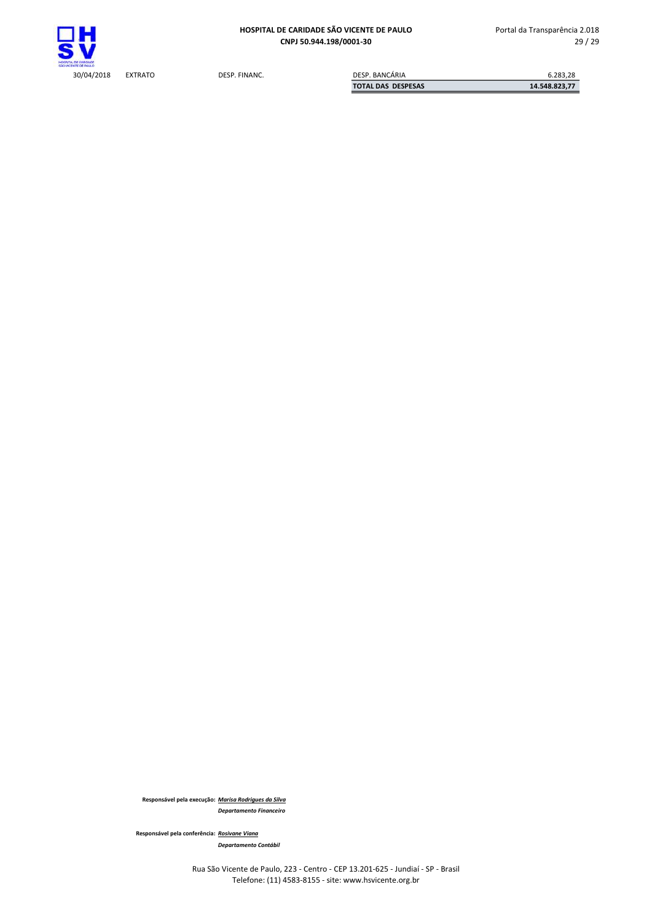| | | | | |
|---|---|---|---|---|
| 30/04/2018 | EXTRATO | DESP. FINANC. | DESP. BANCÁRIA | 6.283,28 |
| | | | **TOTAL DAS DESPESAS** | **14.548.823,77** |

**Responsável pela execução:** ***Marisa Rodrigues da Silva***
***Departamento Financeiro***

**Responsável pela conferência:** ***Rosivane Viana***
***Departamento Contábil***

Rua São Vicente de Paulo, 223 - Centro - CEP 13.201-625 - Jundiaí - SP - Brasil
Telefone: (11) 4583-8155 - site: www.hsvicente.org.br